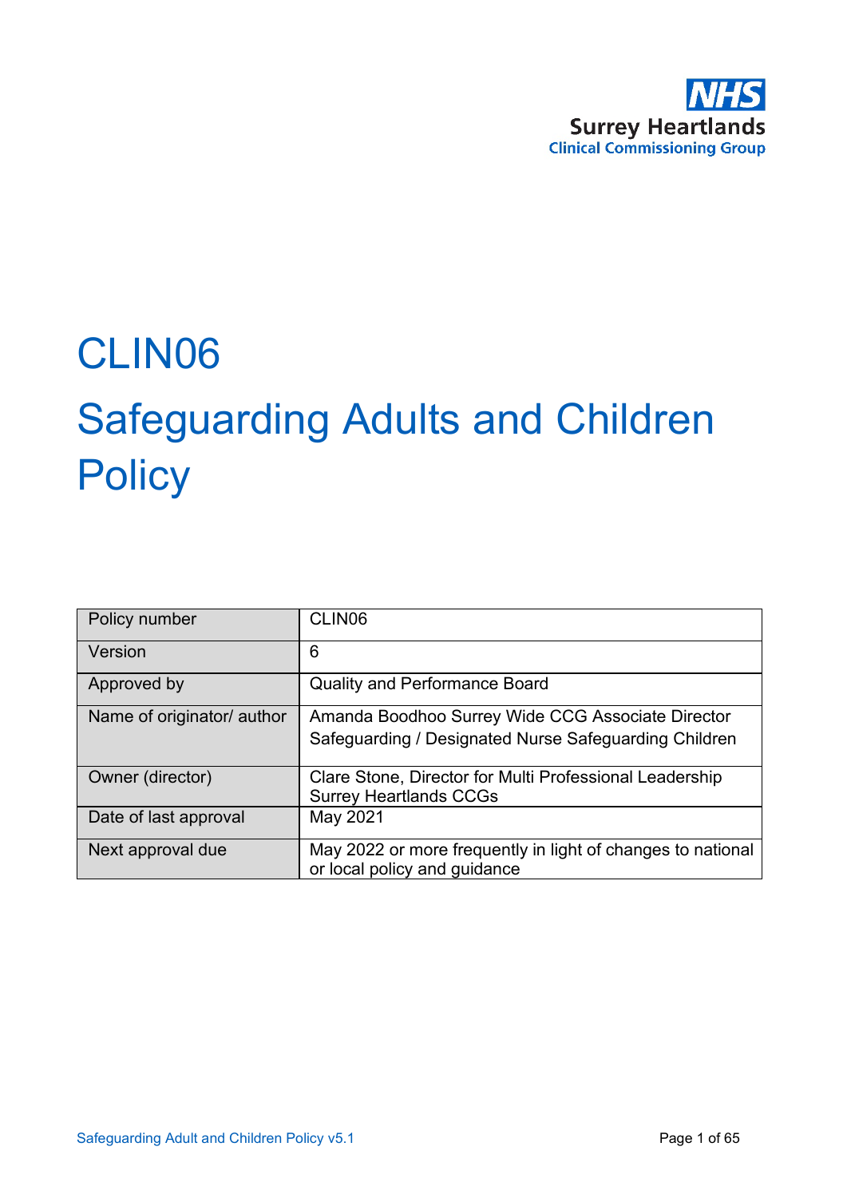NHS
Surrey Heartlands
Clinical Commissioning Group

# CLIN06

# Safeguarding Adults and Children Policy

| Policy number | CLIN06 |
| --- | --- |
| Version | 6 |
| Approved by | Quality and Performance Board |
| Name of originator/ author | Amanda Boodhoo Surrey Wide CCG Associate Director Safeguarding / Designated Nurse Safeguarding Children |
| Owner (director) | Clare Stone, Director for Multi Professional Leadership Surrey Heartlands CCGs |
| Date of last approval | May 2021 |
| Next approval due | May 2022 or more frequently in light of changes to national or local policy and guidance |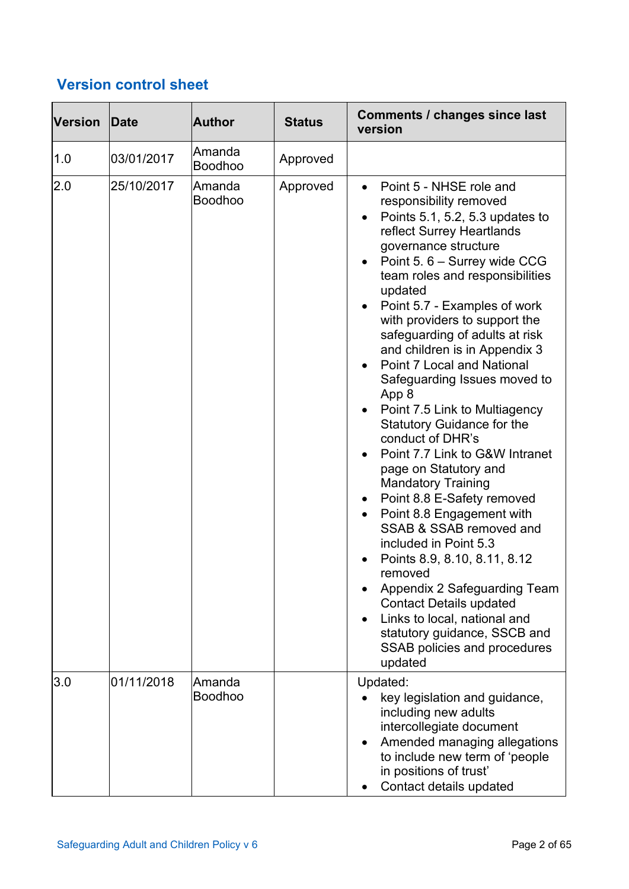## Version control sheet

| Version | Date | Author | Status | Comments / changes since last version |
|---|---|---|---|---|
| 1.0 | 03/01/2017 | Amanda Boodhoo | Approved | |
| 2.0 | 25/10/2017 | Amanda Boodhoo | Approved | • Point 5 - NHSE role and responsibility removed<br>• Points 5.1, 5.2, 5.3 updates to reflect Surrey Heartlands governance structure<br>• Point 5. 6 – Surrey wide CCG team roles and responsibilities updated<br>• Point 5.7 - Examples of work with providers to support the safeguarding of adults at risk and children is in Appendix 3<br>• Point 7 Local and National Safeguarding Issues moved to App 8<br>• Point 7.5 Link to Multiagency Statutory Guidance for the conduct of DHR's<br>• Point 7.7 Link to G&W Intranet page on Statutory and Mandatory Training<br>• Point 8.8 E-Safety removed<br>• Point 8.8 Engagement with SSAB & SSAB removed and included in Point 5.3<br>• Points 8.9, 8.10, 8.11, 8.12 removed<br>• Appendix 2 Safeguarding Team Contact Details updated<br>• Links to local, national and statutory guidance, SSCB and SSAB policies and procedures updated |
| 3.0 | 01/11/2018 | Amanda Boodhoo | | Updated:<br>• key legislation and guidance, including new adults intercollegiate document<br>• Amended managing allegations to include new term of 'people in positions of trust'<br>• Contact details updated |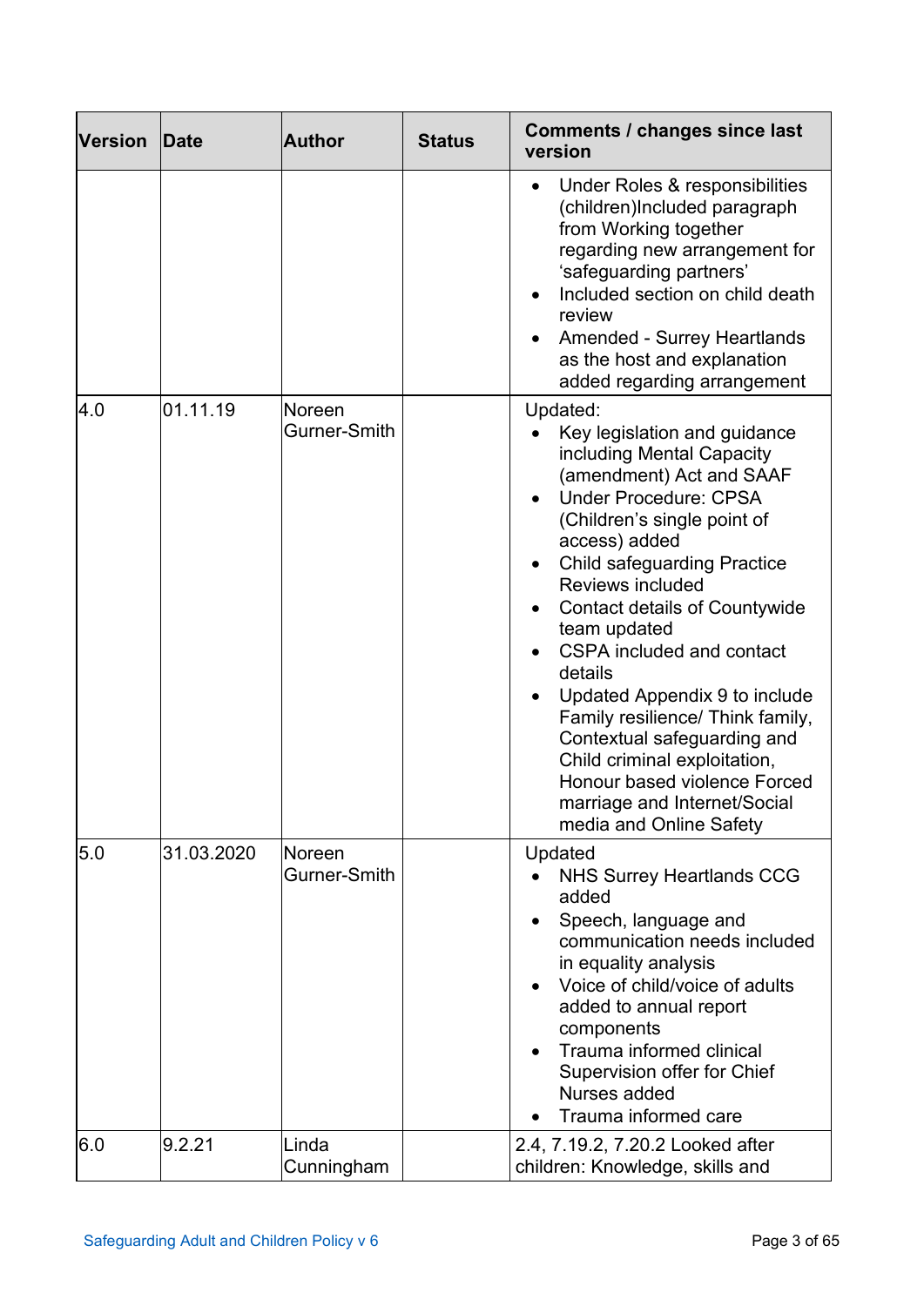| Version | Date | Author | Status | Comments / changes since last version |
|---|---|---|---|---|
| | | | | • Under Roles & responsibilities (children)Included paragraph from Working together regarding new arrangement for 'safeguarding partners'<br>• Included section on child death review<br>• Amended - Surrey Heartlands as the host and explanation added regarding arrangement |
| 4.0 | 01.11.19 | Noreen Gurner-Smith | | Updated:<br>• Key legislation and guidance including Mental Capacity (amendment) Act and SAAF<br>• Under Procedure: CPSA (Children's single point of access) added<br>• Child safeguarding Practice Reviews included<br>• Contact details of Countywide team updated<br>• CSPA included and contact details<br>• Updated Appendix 9 to include Family resilience/ Think family, Contextual safeguarding and Child criminal exploitation, Honour based violence Forced marriage and Internet/Social media and Online Safety |
| 5.0 | 31.03.2020 | Noreen Gurner-Smith | | Updated<br>• NHS Surrey Heartlands CCG added<br>• Speech, language and communication needs included in equality analysis<br>• Voice of child/voice of adults added to annual report components<br>• Trauma informed clinical Supervision offer for Chief Nurses added<br>• Trauma informed care |
| 6.0 | 9.2.21 | Linda Cunningham | | 2.4, 7.19.2, 7.20.2 Looked after children: Knowledge, skills and |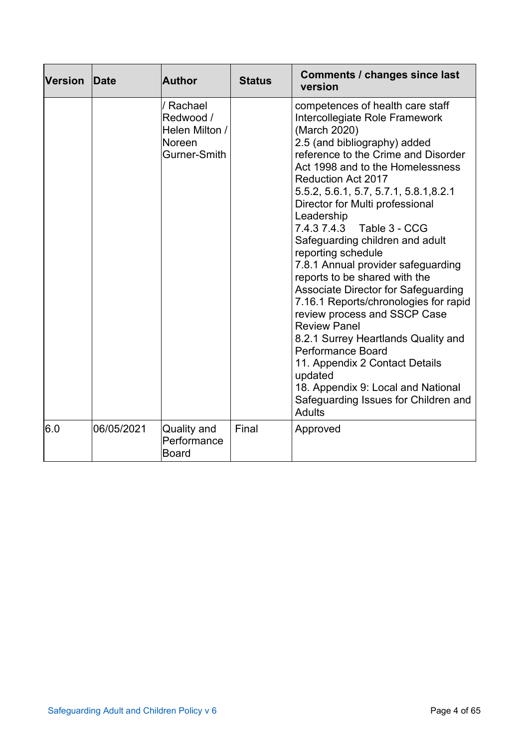| Version | Date | Author | Status | Comments / changes since last version |
|---|---|---|---|---|
| | | / Rachael Redwood / Helen Milton / Noreen Gurner-Smith | | competences of health care staff Intercollegiate Role Framework (March 2020)<br>2.5 (and bibliography) added reference to the Crime and Disorder Act 1998 and to the Homelessness Reduction Act 2017<br>5.5.2, 5.6.1, 5.7, 5.7.1, 5.8.1,8.2.1 Director for Multi professional Leadership<br>7.4.3 7.4.3 Table 3 - CCG Safeguarding children and adult reporting schedule<br>7.8.1 Annual provider safeguarding reports to be shared with the Associate Director for Safeguarding<br>7.16.1 Reports/chronologies for rapid review process and SSCP Case Review Panel<br>8.2.1 Surrey Heartlands Quality and Performance Board<br>11. Appendix 2 Contact Details updated<br>18. Appendix 9: Local and National Safeguarding Issues for Children and Adults |
| 6.0 | 06/05/2021 | Quality and Performance Board | Final | Approved |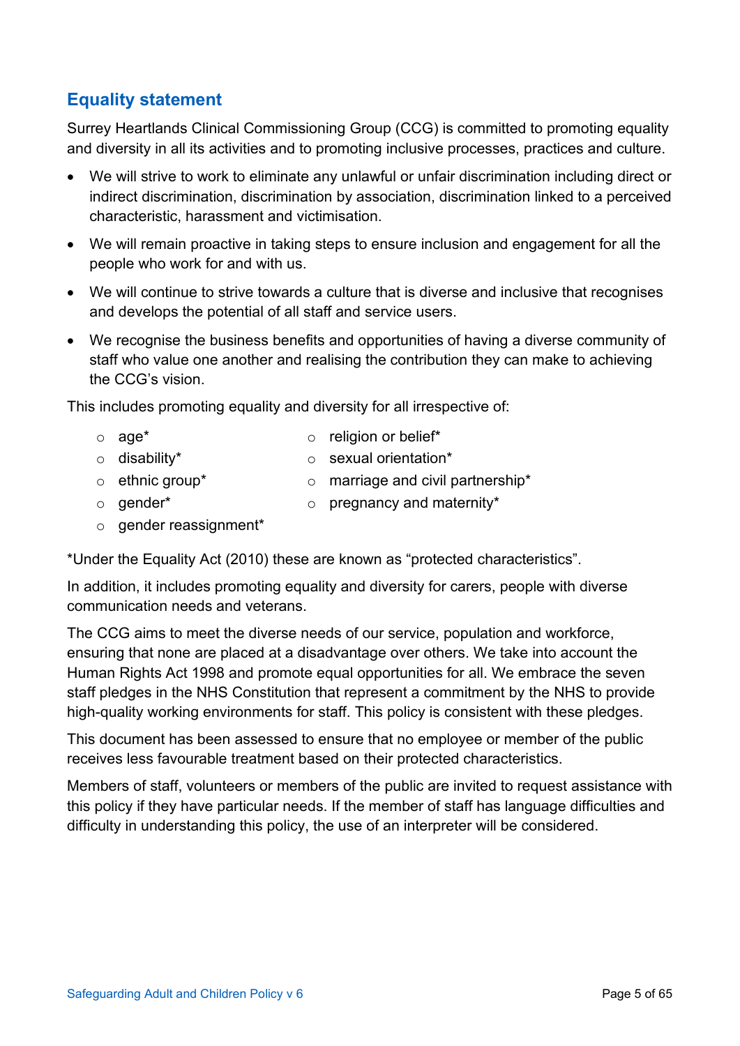## Equality statement

Surrey Heartlands Clinical Commissioning Group (CCG) is committed to promoting equality and diversity in all its activities and to promoting inclusive processes, practices and culture.

- We will strive to work to eliminate any unlawful or unfair discrimination including direct or indirect discrimination, discrimination by association, discrimination linked to a perceived characteristic, harassment and victimisation.
- We will remain proactive in taking steps to ensure inclusion and engagement for all the people who work for and with us.
- We will continue to strive towards a culture that is diverse and inclusive that recognises and develops the potential of all staff and service users.
- We recognise the business benefits and opportunities of having a diverse community of staff who value one another and realising the contribution they can make to achieving the CCG's vision.

This includes promoting equality and diversity for all irrespective of:

- age*
- disability*
- ethnic group*
- gender*
- gender reassignment*
- religion or belief*
- sexual orientation*
- marriage and civil partnership*
- pregnancy and maternity*

*Under the Equality Act (2010) these are known as "protected characteristics".

In addition, it includes promoting equality and diversity for carers, people with diverse communication needs and veterans.

The CCG aims to meet the diverse needs of our service, population and workforce, ensuring that none are placed at a disadvantage over others. We take into account the Human Rights Act 1998 and promote equal opportunities for all. We embrace the seven staff pledges in the NHS Constitution that represent a commitment by the NHS to provide high-quality working environments for staff. This policy is consistent with these pledges.

This document has been assessed to ensure that no employee or member of the public receives less favourable treatment based on their protected characteristics.

Members of staff, volunteers or members of the public are invited to request assistance with this policy if they have particular needs. If the member of staff has language difficulties and difficulty in understanding this policy, the use of an interpreter will be considered.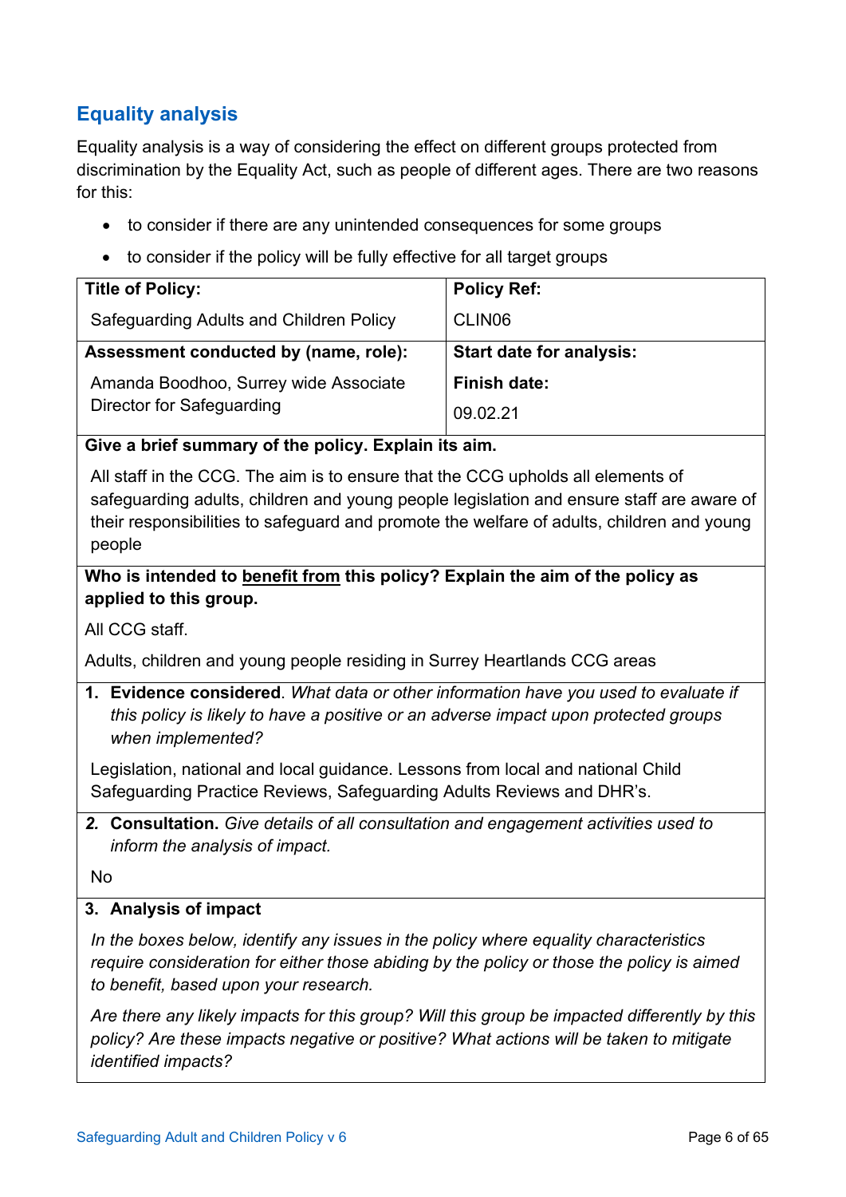## Equality analysis

Equality analysis is a way of considering the effect on different groups protected from discrimination by the Equality Act, such as people of different ages. There are two reasons for this:

- to consider if there are any unintended consequences for some groups
- to consider if the policy will be fully effective for all target groups

| **Title of Policy:**<br>Safeguarding Adults and Children Policy | **Policy Ref:**<br>CLIN06 |
|---|---|
| **Assessment conducted by (name, role):**<br>Amanda Boodhoo, Surrey wide Associate Director for Safeguarding | **Start date for analysis:**<br>**Finish date:**<br>09.02.21 |
| **Give a brief summary of the policy. Explain its aim.**<br>All staff in the CCG. The aim is to ensure that the CCG upholds all elements of safeguarding adults, children and young people legislation and ensure staff are aware of their responsibilities to safeguard and promote the welfare of adults, children and young people | |
| **Who is intended to <u>benefit from</u> this policy? Explain the aim of the policy as applied to this group.**<br>All CCG staff.<br>Adults, children and young people residing in Surrey Heartlands CCG areas | |
| **1. Evidence considered**. *What data or other information have you used to evaluate if this policy is likely to have a positive or an adverse impact upon protected groups when implemented?*<br>Legislation, national and local guidance. Lessons from local and national Child Safeguarding Practice Reviews, Safeguarding Adults Reviews and DHR's. | |
| ***2.* Consultation.** *Give details of all consultation and engagement activities used to inform the analysis of impact.*<br>No | |
| **3. Analysis of impact**<br>*In the boxes below, identify any issues in the policy where equality characteristics require consideration for either those abiding by the policy or those the policy is aimed to benefit, based upon your research.*<br>*Are there any likely impacts for this group? Will this group be impacted differently by this policy? Are these impacts negative or positive? What actions will be taken to mitigate identified impacts?* | |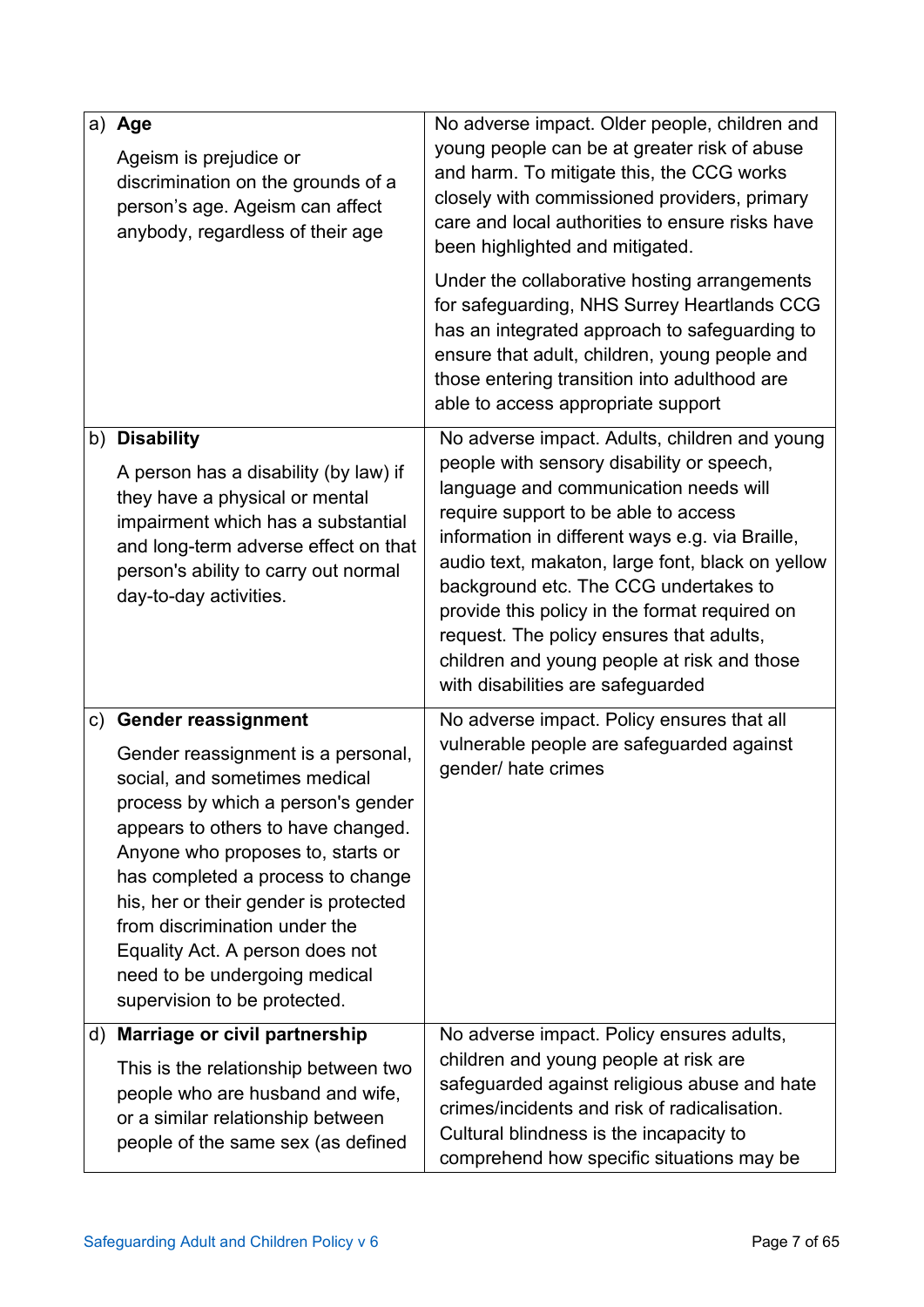| | |
|---|---|
| a) **Age**<br><br>Ageism is prejudice or discrimination on the grounds of a person's age. Ageism can affect anybody, regardless of their age | No adverse impact. Older people, children and young people can be at greater risk of abuse and harm. To mitigate this, the CCG works closely with commissioned providers, primary care and local authorities to ensure risks have been highlighted and mitigated.<br><br>Under the collaborative hosting arrangements for safeguarding, NHS Surrey Heartlands CCG has an integrated approach to safeguarding to ensure that adult, children, young people and those entering transition into adulthood are able to access appropriate support |
| b) **Disability**<br><br>A person has a disability (by law) if they have a physical or mental impairment which has a substantial and long-term adverse effect on that person's ability to carry out normal day-to-day activities. | No adverse impact. Adults, children and young people with sensory disability or speech, language and communication needs will require support to be able to access information in different ways e.g. via Braille, audio text, makaton, large font, black on yellow background etc. The CCG undertakes to provide this policy in the format required on request. The policy ensures that adults, children and young people at risk and those with disabilities are safeguarded |
| c) **Gender reassignment**<br><br>Gender reassignment is a personal, social, and sometimes medical process by which a person's gender appears to others to have changed. Anyone who proposes to, starts or has completed a process to change his, her or their gender is protected from discrimination under the Equality Act. A person does not need to be undergoing medical supervision to be protected. | No adverse impact. Policy ensures that all vulnerable people are safeguarded against gender/ hate crimes |
| d) **Marriage or civil partnership**<br><br>This is the relationship between two people who are husband and wife, or a similar relationship between people of the same sex (as defined | No adverse impact. Policy ensures adults, children and young people at risk are safeguarded against religious abuse and hate crimes/incidents and risk of radicalisation. Cultural blindness is the incapacity to comprehend how specific situations may be |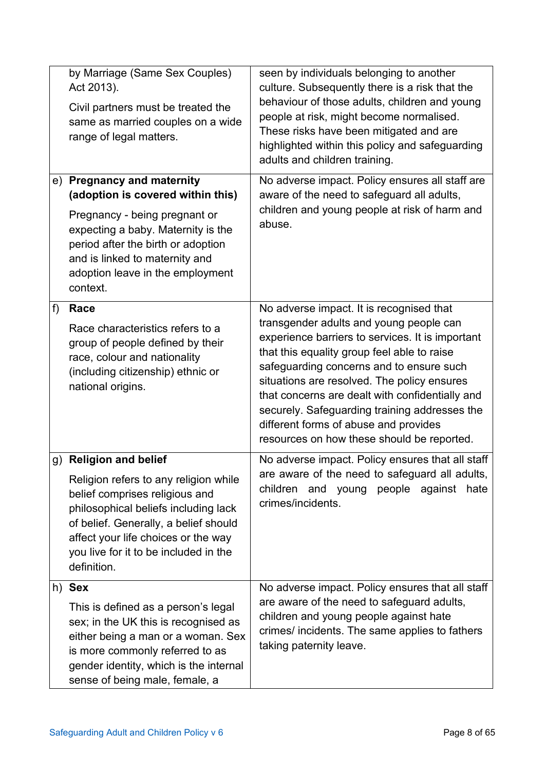| | |
|---|---|
| by Marriage (Same Sex Couples) Act 2013).<br><br>Civil partners must be treated the same as married couples on a wide range of legal matters. | seen by individuals belonging to another culture. Subsequently there is a risk that the behaviour of those adults, children and young people at risk, might become normalised. These risks have been mitigated and are highlighted within this policy and safeguarding adults and children training. |
| e) **Pregnancy and maternity (adoption is covered within this)**<br><br>Pregnancy - being pregnant or expecting a baby. Maternity is the period after the birth or adoption and is linked to maternity and adoption leave in the employment context. | No adverse impact. Policy ensures all staff are aware of the need to safeguard all adults, children and young people at risk of harm and abuse. |
| f) **Race**<br><br>Race characteristics refers to a group of people defined by their race, colour and nationality (including citizenship) ethnic or national origins. | No adverse impact. It is recognised that transgender adults and young people can experience barriers to services. It is important that this equality group feel able to raise safeguarding concerns and to ensure such situations are resolved. The policy ensures that concerns are dealt with confidentially and securely. Safeguarding training addresses the different forms of abuse and provides resources on how these should be reported. |
| g) **Religion and belief**<br><br>Religion refers to any religion while belief comprises religious and philosophical beliefs including lack of belief. Generally, a belief should affect your life choices or the way you live for it to be included in the definition. | No adverse impact. Policy ensures that all staff are aware of the need to safeguard all adults, children and young people against hate crimes/incidents. |
| h) **Sex**<br><br>This is defined as a person's legal sex; in the UK this is recognised as either being a man or a woman. Sex is more commonly referred to as gender identity, which is the internal sense of being male, female, a | No adverse impact. Policy ensures that all staff are aware of the need to safeguard adults, children and young people against hate crimes/ incidents. The same applies to fathers taking paternity leave. |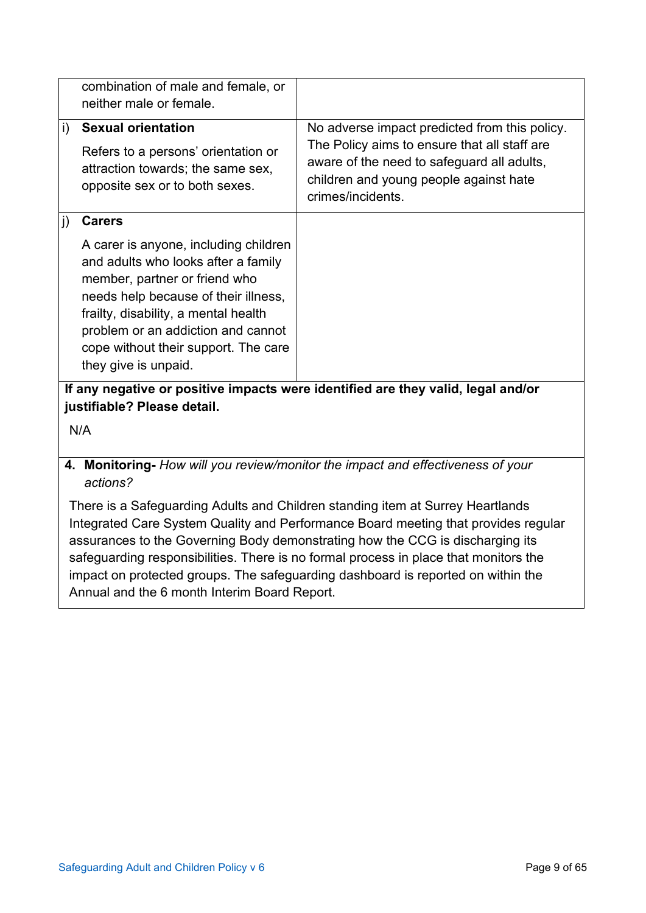| | |
|---|---|
| combination of male and female, or neither male or female. | |
| i) **Sexual orientation**<br><br>Refers to a persons' orientation or attraction towards; the same sex, opposite sex or to both sexes. | No adverse impact predicted from this policy. The Policy aims to ensure that all staff are aware of the need to safeguard all adults, children and young people against hate crimes/incidents. |
| j) **Carers**<br><br>A carer is anyone, including children and adults who looks after a family member, partner or friend who needs help because of their illness, frailty, disability, a mental health problem or an addiction and cannot cope without their support. The care they give is unpaid. | |

**If any negative or positive impacts were identified are they valid, legal and/or justifiable? Please detail.**

N/A

**4. Monitoring-** *How will you review/monitor the impact and effectiveness of your actions?*

There is a Safeguarding Adults and Children standing item at Surrey Heartlands Integrated Care System Quality and Performance Board meeting that provides regular assurances to the Governing Body demonstrating how the CCG is discharging its safeguarding responsibilities. There is no formal process in place that monitors the impact on protected groups. The safeguarding dashboard is reported on within the Annual and the 6 month Interim Board Report.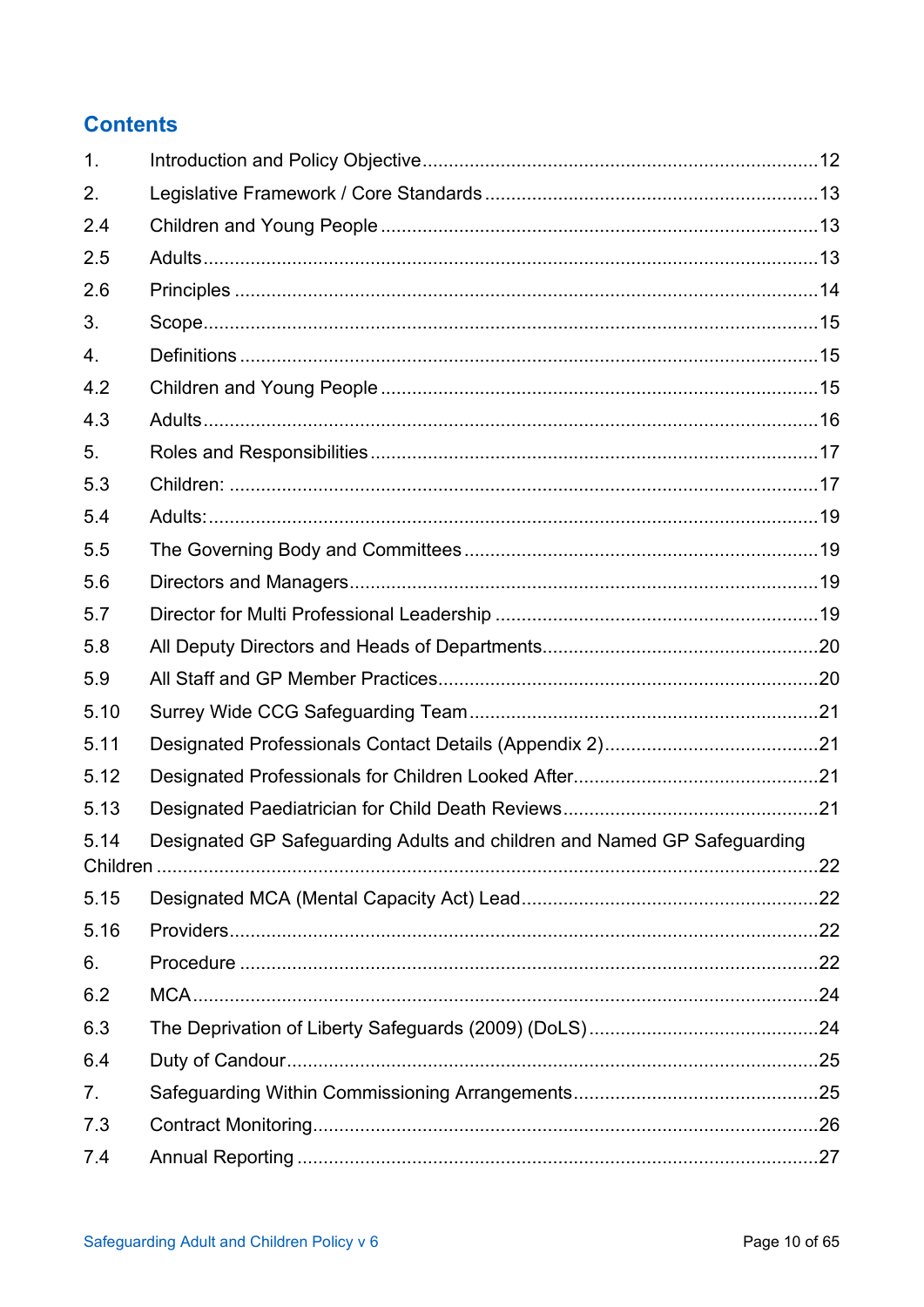## Contents

1. Introduction and Policy Objective ........................................................................ 12
2. Legislative Framework / Core Standards ............................................................. 13

2.4 Children and Young People ................................................................................ 13

2.5 Adults ................................................................................................................. 13

2.6 Principles ........................................................................................................... 14

3. Scope .................................................................................................................. 15
4. Definitions .......................................................................................................... 15

4.2 Children and Young People ................................................................................ 15

4.3 Adults ................................................................................................................. 16

5. Roles and Responsibilities ................................................................................... 17

5.3 Children: ............................................................................................................. 17

5.4 Adults: ................................................................................................................ 19

5.5 The Governing Body and Committees ................................................................ 19

5.6 Directors and Managers ...................................................................................... 19

5.7 Director for Multi Professional Leadership .......................................................... 19

5.8 All Deputy Directors and Heads of Departments ................................................. 20

5.9 All Staff and GP Member Practices ..................................................................... 20

5.10 Surrey Wide CCG Safeguarding Team ............................................................... 21

5.11 Designated Professionals Contact Details (Appendix 2) ...................................... 21

5.12 Designated Professionals for Children Looked After ........................................... 21

5.13 Designated Paediatrician for Child Death Reviews .............................................. 21

5.14 Designated GP Safeguarding Adults and children and Named GP Safeguarding Children .......................................................................................................... 22

5.15 Designated MCA (Mental Capacity Act) Lead ...................................................... 22

5.16 Providers ............................................................................................................. 22

6. Procedure ........................................................................................................... 22

6.2 MCA .................................................................................................................... 24

6.3 The Deprivation of Liberty Safeguards (2009) (DoLS) .......................................... 24

6.4 Duty of Candour ................................................................................................... 25

7. Safeguarding Within Commissioning Arrangements ............................................. 25

7.3 Contract Monitoring .............................................................................................. 26

7.4 Annual Reporting ................................................................................................. 27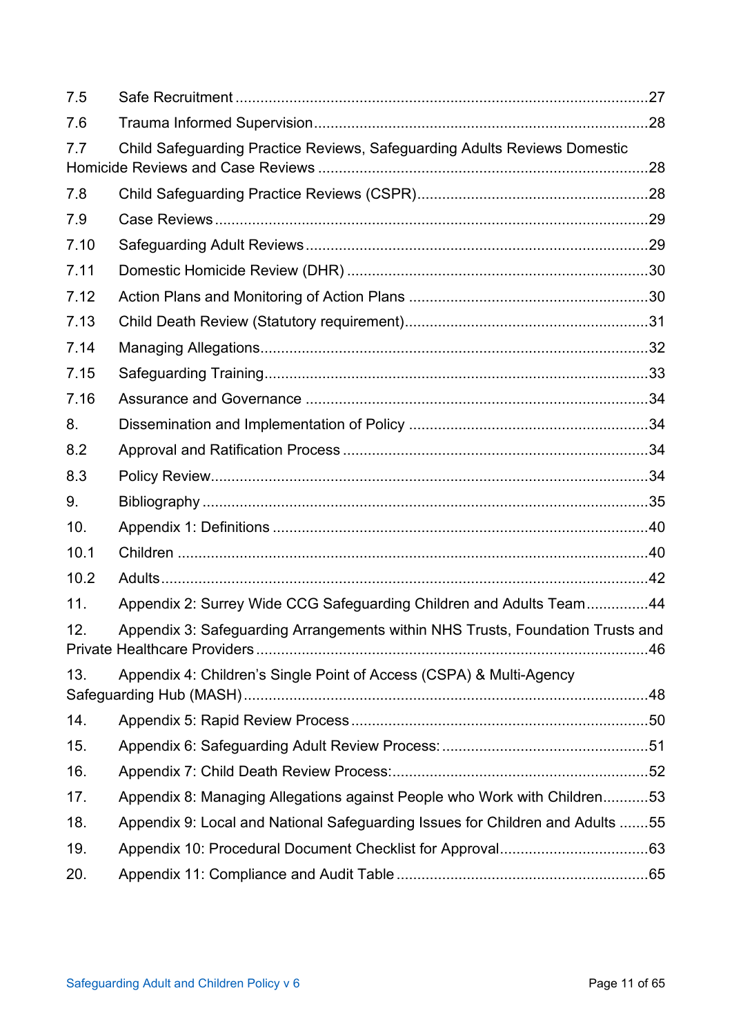7.5 Safe Recruitment ..........27

7.6 Trauma Informed Supervision ..........28

7.7 Child Safeguarding Practice Reviews, Safeguarding Adults Reviews Domestic Homicide Reviews and Case Reviews ..........28

7.8 Child Safeguarding Practice Reviews (CSPR) ..........28

7.9 Case Reviews ..........29

7.10 Safeguarding Adult Reviews ..........29

7.11 Domestic Homicide Review (DHR) ..........30

7.12 Action Plans and Monitoring of Action Plans ..........30

7.13 Child Death Review (Statutory requirement) ..........31

7.14 Managing Allegations ..........32

7.15 Safeguarding Training ..........33

7.16 Assurance and Governance ..........34

8. Dissemination and Implementation of Policy ..........34

8.2 Approval and Ratification Process ..........34

8.3 Policy Review ..........34

9. Bibliography ..........35

10. Appendix 1: Definitions ..........40

10.1 Children ..........40

10.2 Adults ..........42

11. Appendix 2: Surrey Wide CCG Safeguarding Children and Adults Team ..........44

12. Appendix 3: Safeguarding Arrangements within NHS Trusts, Foundation Trusts and Private Healthcare Providers ..........46

13. Appendix 4: Children's Single Point of Access (CSPA) & Multi-Agency Safeguarding Hub (MASH) ..........48

14. Appendix 5: Rapid Review Process ..........50

15. Appendix 6: Safeguarding Adult Review Process: ..........51

16. Appendix 7: Child Death Review Process: ..........52

17. Appendix 8: Managing Allegations against People who Work with Children ..........53

18. Appendix 9: Local and National Safeguarding Issues for Children and Adults ..........55

19. Appendix 10: Procedural Document Checklist for Approval ..........63

20. Appendix 11: Compliance and Audit Table ..........65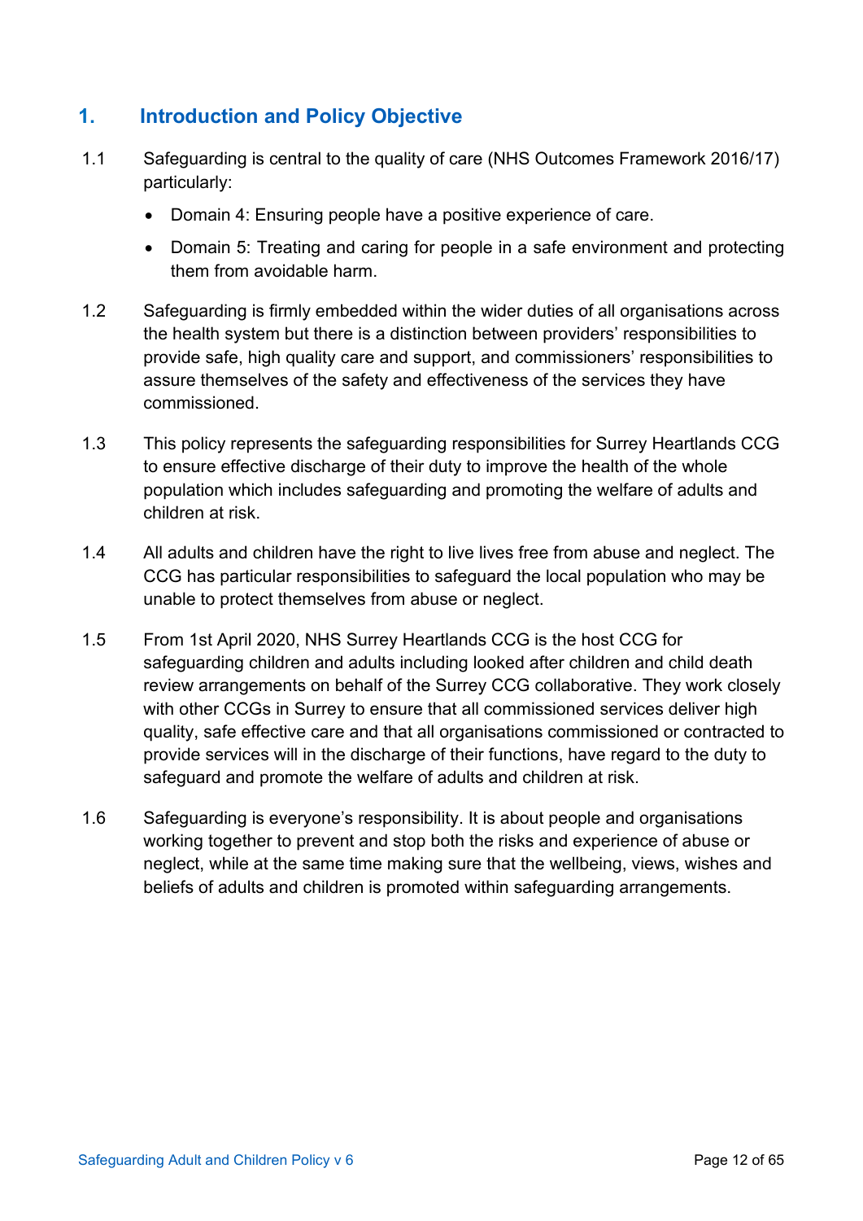## 1. Introduction and Policy Objective

1.1 Safeguarding is central to the quality of care (NHS Outcomes Framework 2016/17) particularly:

- Domain 4: Ensuring people have a positive experience of care.
- Domain 5: Treating and caring for people in a safe environment and protecting them from avoidable harm.

1.2 Safeguarding is firmly embedded within the wider duties of all organisations across the health system but there is a distinction between providers' responsibilities to provide safe, high quality care and support, and commissioners' responsibilities to assure themselves of the safety and effectiveness of the services they have commissioned.

1.3 This policy represents the safeguarding responsibilities for Surrey Heartlands CCG to ensure effective discharge of their duty to improve the health of the whole population which includes safeguarding and promoting the welfare of adults and children at risk.

1.4 All adults and children have the right to live lives free from abuse and neglect. The CCG has particular responsibilities to safeguard the local population who may be unable to protect themselves from abuse or neglect.

1.5 From 1st April 2020, NHS Surrey Heartlands CCG is the host CCG for safeguarding children and adults including looked after children and child death review arrangements on behalf of the Surrey CCG collaborative. They work closely with other CCGs in Surrey to ensure that all commissioned services deliver high quality, safe effective care and that all organisations commissioned or contracted to provide services will in the discharge of their functions, have regard to the duty to safeguard and promote the welfare of adults and children at risk.

1.6 Safeguarding is everyone's responsibility. It is about people and organisations working together to prevent and stop both the risks and experience of abuse or neglect, while at the same time making sure that the wellbeing, views, wishes and beliefs of adults and children is promoted within safeguarding arrangements.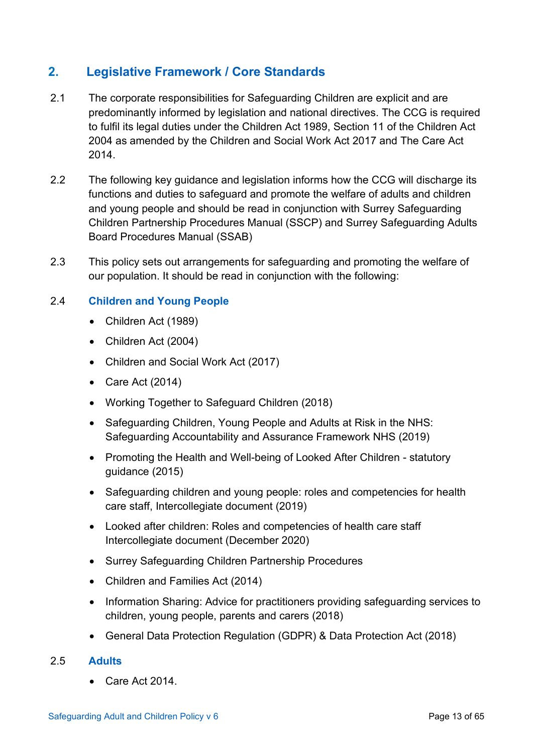## 2. Legislative Framework / Core Standards

2.1 The corporate responsibilities for Safeguarding Children are explicit and are predominantly informed by legislation and national directives. The CCG is required to fulfil its legal duties under the Children Act 1989, Section 11 of the Children Act 2004 as amended by the Children and Social Work Act 2017 and The Care Act 2014.

2.2 The following key guidance and legislation informs how the CCG will discharge its functions and duties to safeguard and promote the welfare of adults and children and young people and should be read in conjunction with Surrey Safeguarding Children Partnership Procedures Manual (SSCP) and Surrey Safeguarding Adults Board Procedures Manual (SSAB)

2.3 This policy sets out arrangements for safeguarding and promoting the welfare of our population. It should be read in conjunction with the following:

### 2.4 Children and Young People

- Children Act (1989)
- Children Act (2004)
- Children and Social Work Act (2017)
- Care Act (2014)
- Working Together to Safeguard Children (2018)
- Safeguarding Children, Young People and Adults at Risk in the NHS: Safeguarding Accountability and Assurance Framework NHS (2019)
- Promoting the Health and Well-being of Looked After Children - statutory guidance (2015)
- Safeguarding children and young people: roles and competencies for health care staff, Intercollegiate document (2019)
- Looked after children: Roles and competencies of health care staff Intercollegiate document (December 2020)
- Surrey Safeguarding Children Partnership Procedures
- Children and Families Act (2014)
- Information Sharing: Advice for practitioners providing safeguarding services to children, young people, parents and carers (2018)
- General Data Protection Regulation (GDPR) & Data Protection Act (2018)

### 2.5 Adults

- Care Act 2014.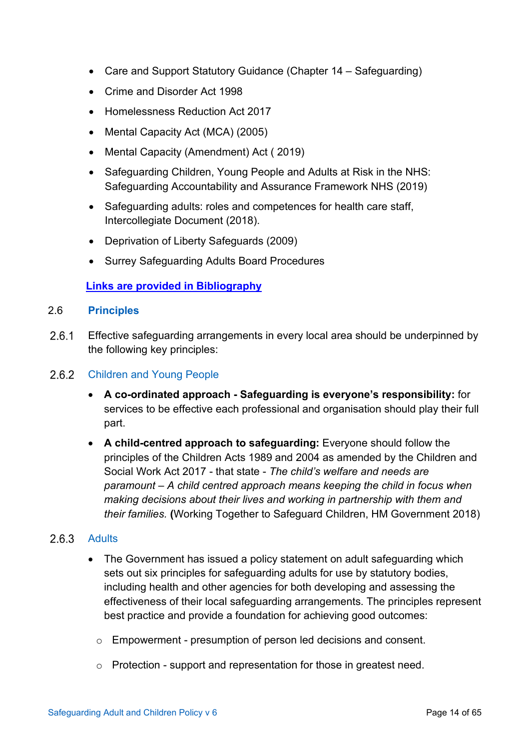- Care and Support Statutory Guidance (Chapter 14 – Safeguarding)
- Crime and Disorder Act 1998
- Homelessness Reduction Act 2017
- Mental Capacity Act (MCA) (2005)
- Mental Capacity (Amendment) Act ( 2019)
- Safeguarding Children, Young People and Adults at Risk in the NHS: Safeguarding Accountability and Assurance Framework NHS (2019)
- Safeguarding adults: roles and competences for health care staff, Intercollegiate Document (2018).
- Deprivation of Liberty Safeguards (2009)
- Surrey Safeguarding Adults Board Procedures

**Links are provided in Bibliography**

## 2.6 Principles

2.6.1 Effective safeguarding arrangements in every local area should be underpinned by the following key principles:

### 2.6.2 Children and Young People

- **A co-ordinated approach - Safeguarding is everyone's responsibility:** for services to be effective each professional and organisation should play their full part.
- **A child-centred approach to safeguarding:** Everyone should follow the principles of the Children Acts 1989 and 2004 as amended by the Children and Social Work Act 2017 - that state - *The child's welfare and needs are paramount – A child centred approach means keeping the child in focus when making decisions about their lives and working in partnership with them and their families.* **(**Working Together to Safeguard Children, HM Government 2018)

### 2.6.3 Adults

- The Government has issued a policy statement on adult safeguarding which sets out six principles for safeguarding adults for use by statutory bodies, including health and other agencies for both developing and assessing the effectiveness of their local safeguarding arrangements. The principles represent best practice and provide a foundation for achieving good outcomes:
  - Empowerment - presumption of person led decisions and consent.
  - Protection - support and representation for those in greatest need.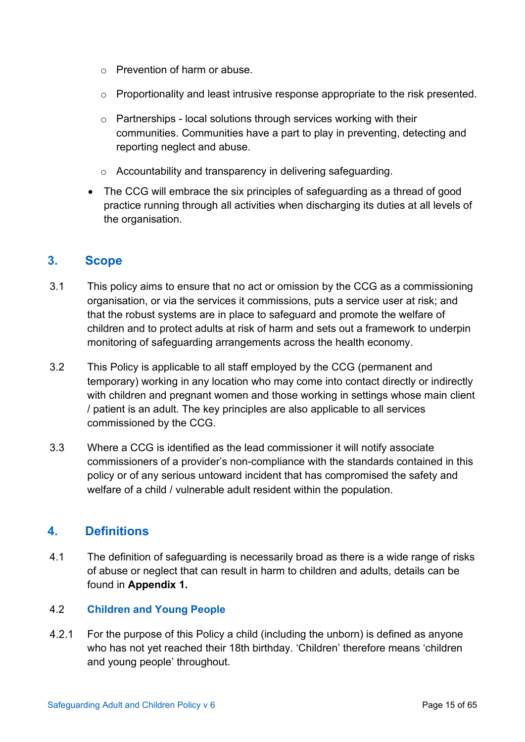- Prevention of harm or abuse.
  - Proportionality and least intrusive response appropriate to the risk presented.
  - Partnerships - local solutions through services working with their communities. Communities have a part to play in preventing, detecting and reporting neglect and abuse.
  - Accountability and transparency in delivering safeguarding.

- The CCG will embrace the six principles of safeguarding as a thread of good practice running through all activities when discharging its duties at all levels of the organisation.

## 3. Scope

3.1 This policy aims to ensure that no act or omission by the CCG as a commissioning organisation, or via the services it commissions, puts a service user at risk; and that the robust systems are in place to safeguard and promote the welfare of children and to protect adults at risk of harm and sets out a framework to underpin monitoring of safeguarding arrangements across the health economy.

3.2 This Policy is applicable to all staff employed by the CCG (permanent and temporary) working in any location who may come into contact directly or indirectly with children and pregnant women and those working in settings whose main client / patient is an adult. The key principles are also applicable to all services commissioned by the CCG.

3.3 Where a CCG is identified as the lead commissioner it will notify associate commissioners of a provider's non-compliance with the standards contained in this policy or of any serious untoward incident that has compromised the safety and welfare of a child / vulnerable adult resident within the population.

## 4. Definitions

4.1 The definition of safeguarding is necessarily broad as there is a wide range of risks of abuse or neglect that can result in harm to children and adults, details can be found in **Appendix 1.**

### 4.2 Children and Young People

4.2.1 For the purpose of this Policy a child (including the unborn) is defined as anyone who has not yet reached their 18th birthday. 'Children' therefore means 'children and young people' throughout.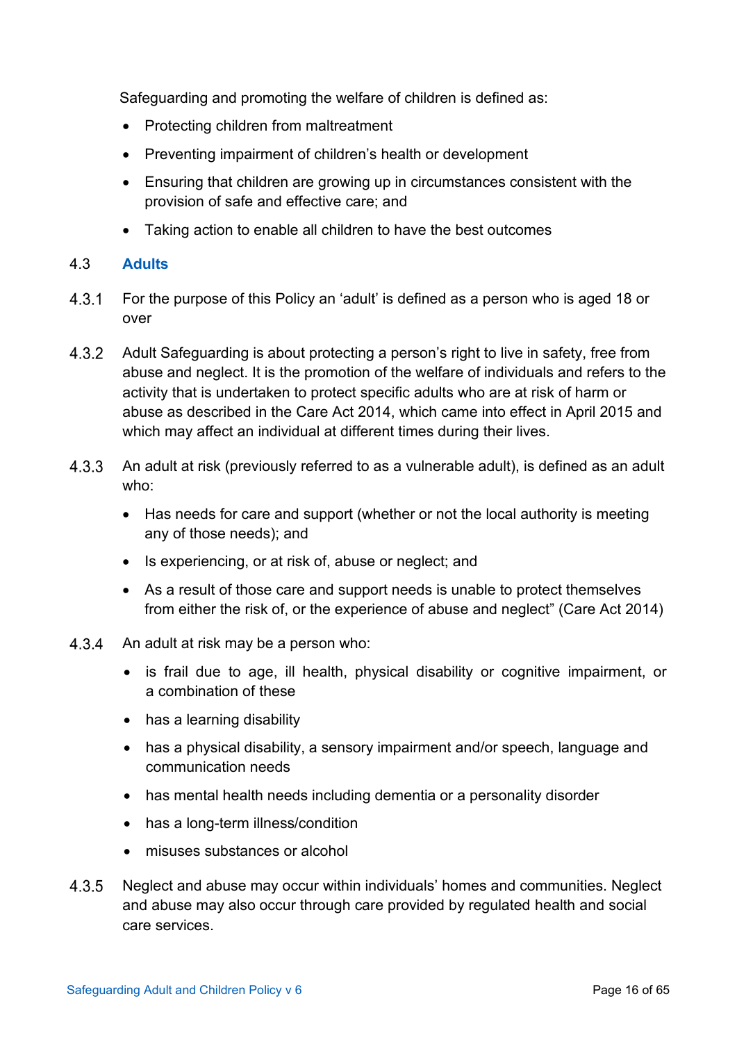Safeguarding and promoting the welfare of children is defined as:

- Protecting children from maltreatment
- Preventing impairment of children's health or development
- Ensuring that children are growing up in circumstances consistent with the provision of safe and effective care; and
- Taking action to enable all children to have the best outcomes

### 4.3 Adults

4.3.1 For the purpose of this Policy an 'adult' is defined as a person who is aged 18 or over

4.3.2 Adult Safeguarding is about protecting a person's right to live in safety, free from abuse and neglect. It is the promotion of the welfare of individuals and refers to the activity that is undertaken to protect specific adults who are at risk of harm or abuse as described in the Care Act 2014, which came into effect in April 2015 and which may affect an individual at different times during their lives.

4.3.3 An adult at risk (previously referred to as a vulnerable adult), is defined as an adult who:

- Has needs for care and support (whether or not the local authority is meeting any of those needs); and
- Is experiencing, or at risk of, abuse or neglect; and
- As a result of those care and support needs is unable to protect themselves from either the risk of, or the experience of abuse and neglect" (Care Act 2014)

4.3.4 An adult at risk may be a person who:

- is frail due to age, ill health, physical disability or cognitive impairment, or a combination of these
- has a learning disability
- has a physical disability, a sensory impairment and/or speech, language and communication needs
- has mental health needs including dementia or a personality disorder
- has a long-term illness/condition
- misuses substances or alcohol

4.3.5 Neglect and abuse may occur within individuals' homes and communities. Neglect and abuse may also occur through care provided by regulated health and social care services.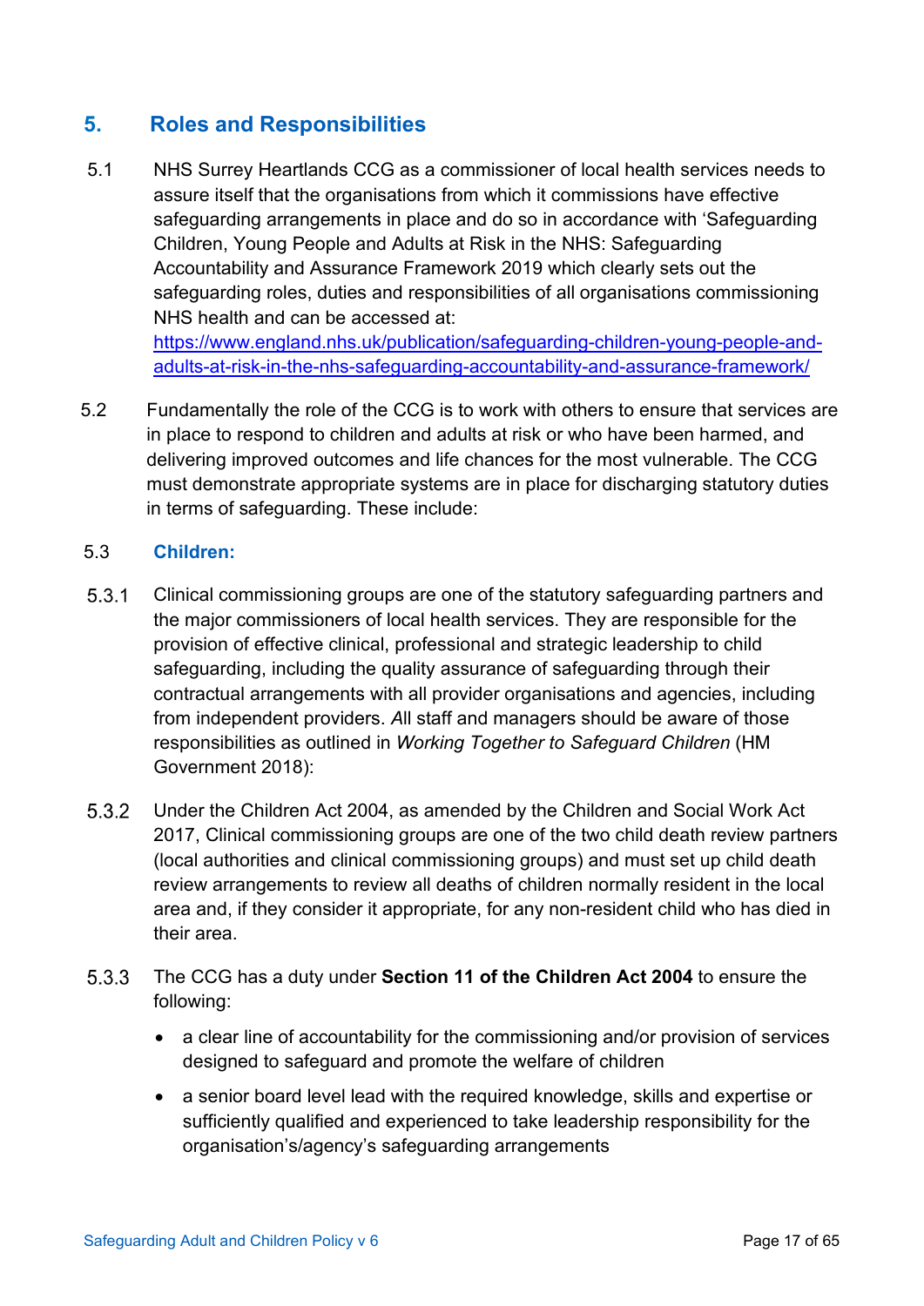## 5. Roles and Responsibilities

5.1 NHS Surrey Heartlands CCG as a commissioner of local health services needs to assure itself that the organisations from which it commissions have effective safeguarding arrangements in place and do so in accordance with 'Safeguarding Children, Young People and Adults at Risk in the NHS: Safeguarding Accountability and Assurance Framework 2019 which clearly sets out the safeguarding roles, duties and responsibilities of all organisations commissioning NHS health and can be accessed at: [https://www.england.nhs.uk/publication/safeguarding-children-young-people-and-adults-at-risk-in-the-nhs-safeguarding-accountability-and-assurance-framework/](https://www.england.nhs.uk/publication/safeguarding-children-young-people-and-adults-at-risk-in-the-nhs-safeguarding-accountability-and-assurance-framework/)

5.2 Fundamentally the role of the CCG is to work with others to ensure that services are in place to respond to children and adults at risk or who have been harmed, and delivering improved outcomes and life chances for the most vulnerable. The CCG must demonstrate appropriate systems are in place for discharging statutory duties in terms of safeguarding. These include:

### 5.3 Children:

5.3.1 Clinical commissioning groups are one of the statutory safeguarding partners and the major commissioners of local health services. They are responsible for the provision of effective clinical, professional and strategic leadership to child safeguarding, including the quality assurance of safeguarding through their contractual arrangements with all provider organisations and agencies, including from independent providers. All staff and managers should be aware of those responsibilities as outlined in *Working Together to Safeguard Children* (HM Government 2018):

5.3.2 Under the Children Act 2004, as amended by the Children and Social Work Act 2017, Clinical commissioning groups are one of the two child death review partners (local authorities and clinical commissioning groups) and must set up child death review arrangements to review all deaths of children normally resident in the local area and, if they consider it appropriate, for any non-resident child who has died in their area.

5.3.3 The CCG has a duty under **Section 11 of the Children Act 2004** to ensure the following:

- a clear line of accountability for the commissioning and/or provision of services designed to safeguard and promote the welfare of children
- a senior board level lead with the required knowledge, skills and expertise or sufficiently qualified and experienced to take leadership responsibility for the organisation's/agency's safeguarding arrangements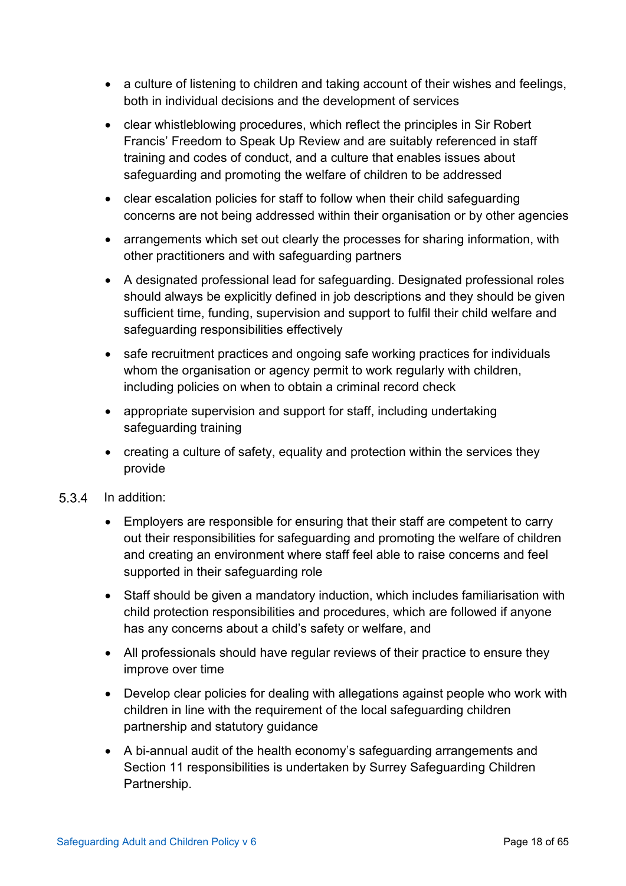- a culture of listening to children and taking account of their wishes and feelings, both in individual decisions and the development of services
- clear whistleblowing procedures, which reflect the principles in Sir Robert Francis' Freedom to Speak Up Review and are suitably referenced in staff training and codes of conduct, and a culture that enables issues about safeguarding and promoting the welfare of children to be addressed
- clear escalation policies for staff to follow when their child safeguarding concerns are not being addressed within their organisation or by other agencies
- arrangements which set out clearly the processes for sharing information, with other practitioners and with safeguarding partners
- A designated professional lead for safeguarding. Designated professional roles should always be explicitly defined in job descriptions and they should be given sufficient time, funding, supervision and support to fulfil their child welfare and safeguarding responsibilities effectively
- safe recruitment practices and ongoing safe working practices for individuals whom the organisation or agency permit to work regularly with children, including policies on when to obtain a criminal record check
- appropriate supervision and support for staff, including undertaking safeguarding training
- creating a culture of safety, equality and protection within the services they provide

5.3.4 In addition:

- Employers are responsible for ensuring that their staff are competent to carry out their responsibilities for safeguarding and promoting the welfare of children and creating an environment where staff feel able to raise concerns and feel supported in their safeguarding role
- Staff should be given a mandatory induction, which includes familiarisation with child protection responsibilities and procedures, which are followed if anyone has any concerns about a child's safety or welfare, and
- All professionals should have regular reviews of their practice to ensure they improve over time
- Develop clear policies for dealing with allegations against people who work with children in line with the requirement of the local safeguarding children partnership and statutory guidance
- A bi-annual audit of the health economy's safeguarding arrangements and Section 11 responsibilities is undertaken by Surrey Safeguarding Children Partnership.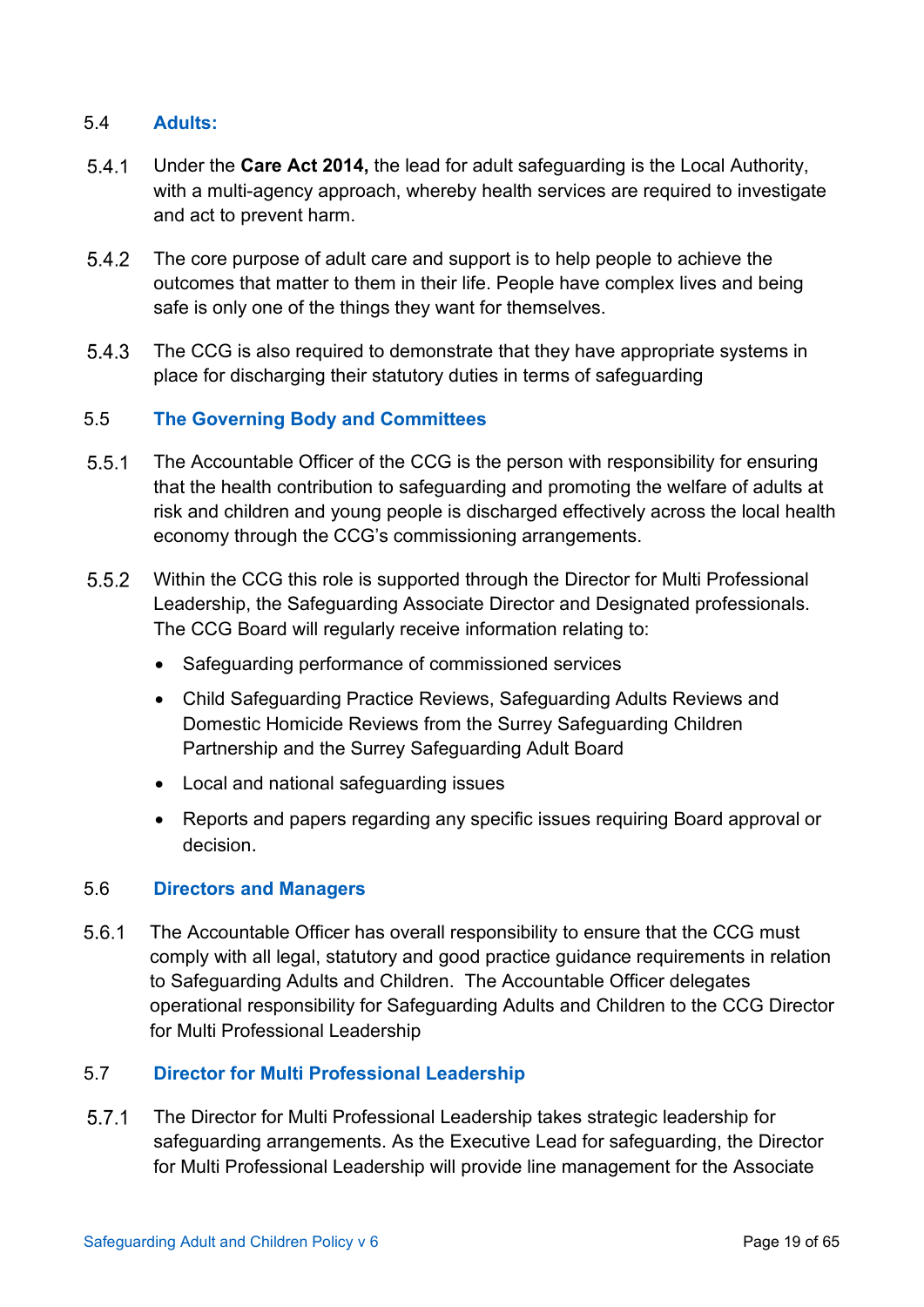### 5.4 Adults:

5.4.1 Under the **Care Act 2014,** the lead for adult safeguarding is the Local Authority, with a multi-agency approach, whereby health services are required to investigate and act to prevent harm.

5.4.2 The core purpose of adult care and support is to help people to achieve the outcomes that matter to them in their life. People have complex lives and being safe is only one of the things they want for themselves.

5.4.3 The CCG is also required to demonstrate that they have appropriate systems in place for discharging their statutory duties in terms of safeguarding

### 5.5 The Governing Body and Committees

5.5.1 The Accountable Officer of the CCG is the person with responsibility for ensuring that the health contribution to safeguarding and promoting the welfare of adults at risk and children and young people is discharged effectively across the local health economy through the CCG's commissioning arrangements.

5.5.2 Within the CCG this role is supported through the Director for Multi Professional Leadership, the Safeguarding Associate Director and Designated professionals. The CCG Board will regularly receive information relating to:

- Safeguarding performance of commissioned services
- Child Safeguarding Practice Reviews, Safeguarding Adults Reviews and Domestic Homicide Reviews from the Surrey Safeguarding Children Partnership and the Surrey Safeguarding Adult Board
- Local and national safeguarding issues
- Reports and papers regarding any specific issues requiring Board approval or decision.

### 5.6 Directors and Managers

5.6.1 The Accountable Officer has overall responsibility to ensure that the CCG must comply with all legal, statutory and good practice guidance requirements in relation to Safeguarding Adults and Children. The Accountable Officer delegates operational responsibility for Safeguarding Adults and Children to the CCG Director for Multi Professional Leadership

### 5.7 Director for Multi Professional Leadership

5.7.1 The Director for Multi Professional Leadership takes strategic leadership for safeguarding arrangements. As the Executive Lead for safeguarding, the Director for Multi Professional Leadership will provide line management for the Associate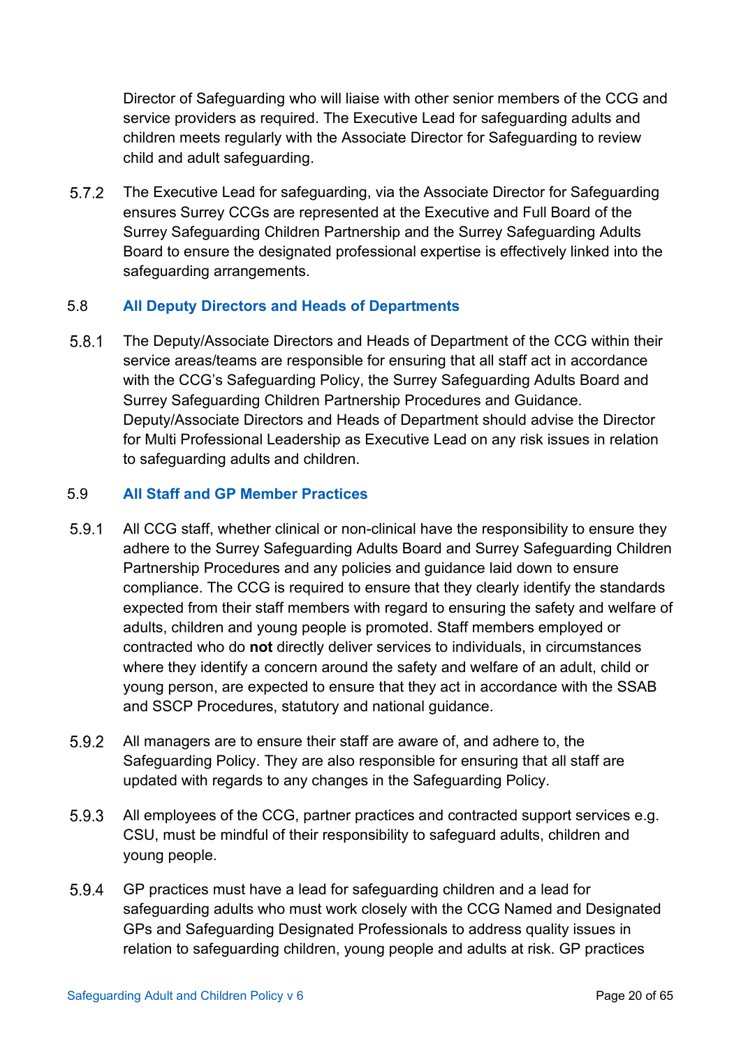Director of Safeguarding who will liaise with other senior members of the CCG and service providers as required. The Executive Lead for safeguarding adults and children meets regularly with the Associate Director for Safeguarding to review child and adult safeguarding.

5.7.2 The Executive Lead for safeguarding, via the Associate Director for Safeguarding ensures Surrey CCGs are represented at the Executive and Full Board of the Surrey Safeguarding Children Partnership and the Surrey Safeguarding Adults Board to ensure the designated professional expertise is effectively linked into the safeguarding arrangements.

### 5.8 All Deputy Directors and Heads of Departments

5.8.1 The Deputy/Associate Directors and Heads of Department of the CCG within their service areas/teams are responsible for ensuring that all staff act in accordance with the CCG's Safeguarding Policy, the Surrey Safeguarding Adults Board and Surrey Safeguarding Children Partnership Procedures and Guidance. Deputy/Associate Directors and Heads of Department should advise the Director for Multi Professional Leadership as Executive Lead on any risk issues in relation to safeguarding adults and children.

### 5.9 All Staff and GP Member Practices

5.9.1 All CCG staff, whether clinical or non-clinical have the responsibility to ensure they adhere to the Surrey Safeguarding Adults Board and Surrey Safeguarding Children Partnership Procedures and any policies and guidance laid down to ensure compliance. The CCG is required to ensure that they clearly identify the standards expected from their staff members with regard to ensuring the safety and welfare of adults, children and young people is promoted. Staff members employed or contracted who do **not** directly deliver services to individuals, in circumstances where they identify a concern around the safety and welfare of an adult, child or young person, are expected to ensure that they act in accordance with the SSAB and SSCP Procedures, statutory and national guidance.

5.9.2 All managers are to ensure their staff are aware of, and adhere to, the Safeguarding Policy. They are also responsible for ensuring that all staff are updated with regards to any changes in the Safeguarding Policy.

5.9.3 All employees of the CCG, partner practices and contracted support services e.g. CSU, must be mindful of their responsibility to safeguard adults, children and young people.

5.9.4 GP practices must have a lead for safeguarding children and a lead for safeguarding adults who must work closely with the CCG Named and Designated GPs and Safeguarding Designated Professionals to address quality issues in relation to safeguarding children, young people and adults at risk. GP practices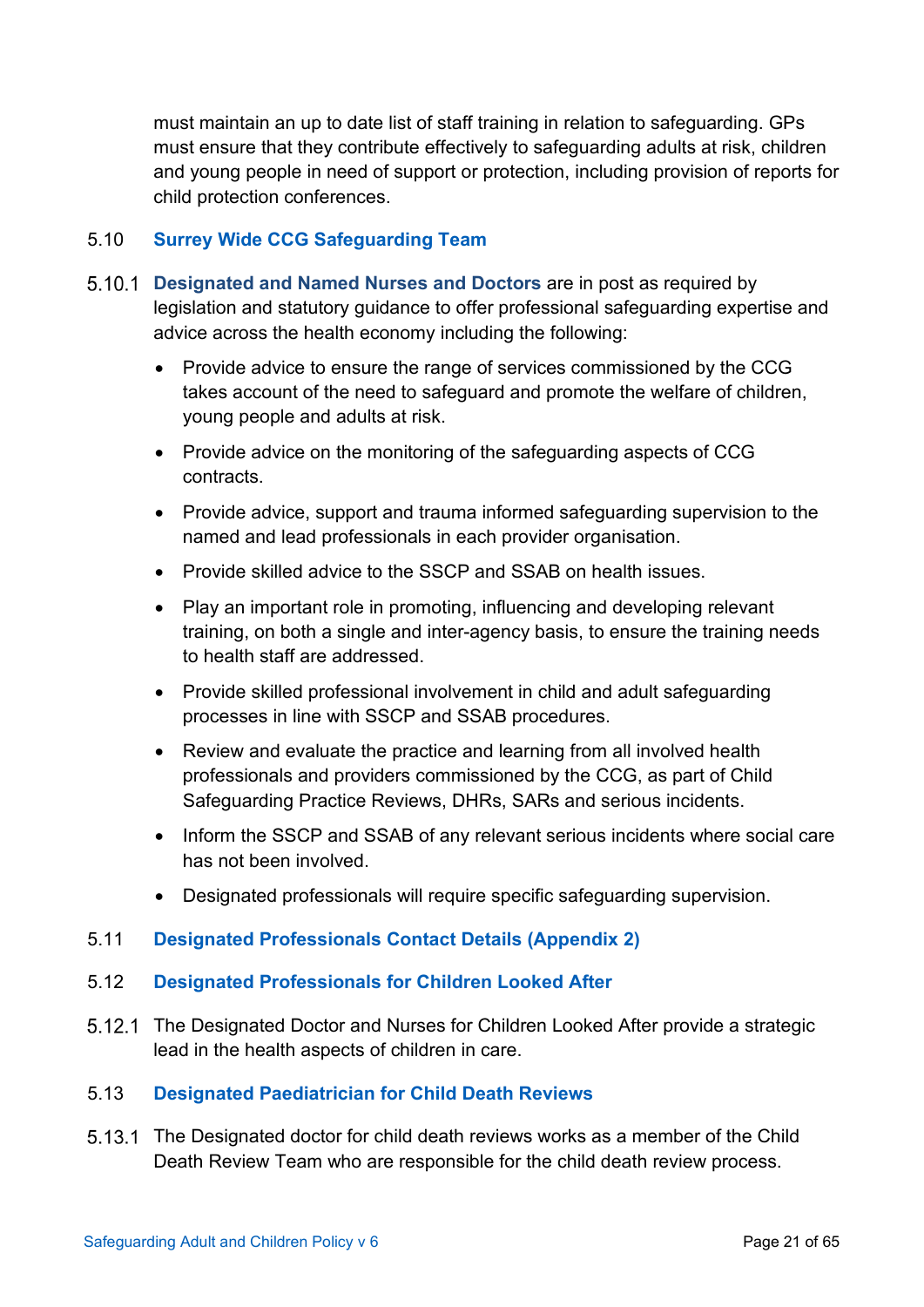must maintain an up to date list of staff training in relation to safeguarding. GPs must ensure that they contribute effectively to safeguarding adults at risk, children and young people in need of support or protection, including provision of reports for child protection conferences.

## 5.10 Surrey Wide CCG Safeguarding Team

5.10.1 **Designated and Named Nurses and Doctors** are in post as required by legislation and statutory guidance to offer professional safeguarding expertise and advice across the health economy including the following:

- Provide advice to ensure the range of services commissioned by the CCG takes account of the need to safeguard and promote the welfare of children, young people and adults at risk.
- Provide advice on the monitoring of the safeguarding aspects of CCG contracts.
- Provide advice, support and trauma informed safeguarding supervision to the named and lead professionals in each provider organisation.
- Provide skilled advice to the SSCP and SSAB on health issues.
- Play an important role in promoting, influencing and developing relevant training, on both a single and inter-agency basis, to ensure the training needs to health staff are addressed.
- Provide skilled professional involvement in child and adult safeguarding processes in line with SSCP and SSAB procedures.
- Review and evaluate the practice and learning from all involved health professionals and providers commissioned by the CCG, as part of Child Safeguarding Practice Reviews, DHRs, SARs and serious incidents.
- Inform the SSCP and SSAB of any relevant serious incidents where social care has not been involved.
- Designated professionals will require specific safeguarding supervision.

## 5.11 Designated Professionals Contact Details (Appendix 2)

## 5.12 Designated Professionals for Children Looked After

5.12.1 The Designated Doctor and Nurses for Children Looked After provide a strategic lead in the health aspects of children in care.

## 5.13 Designated Paediatrician for Child Death Reviews

5.13.1 The Designated doctor for child death reviews works as a member of the Child Death Review Team who are responsible for the child death review process.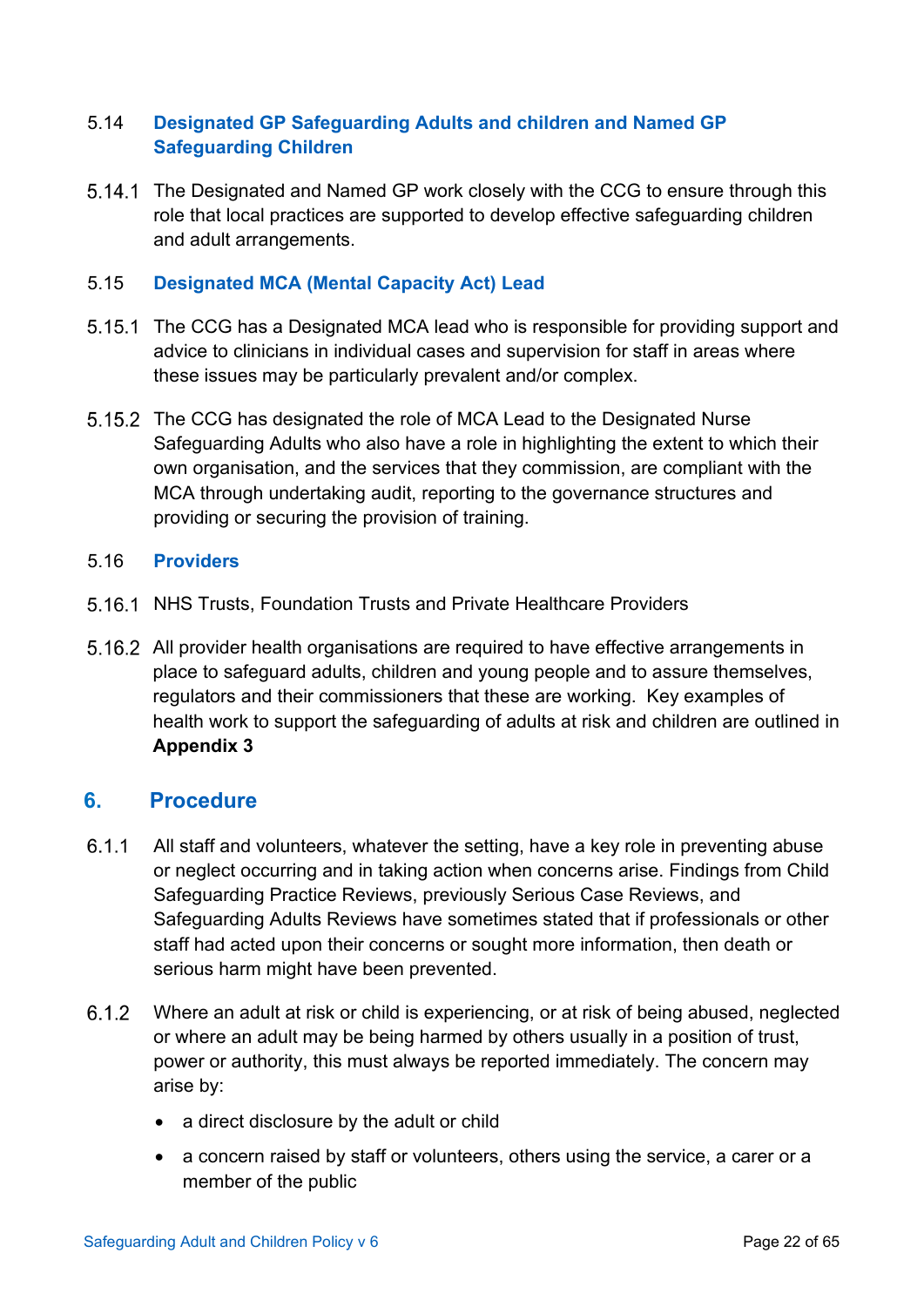### 5.14 Designated GP Safeguarding Adults and children and Named GP Safeguarding Children

5.14.1 The Designated and Named GP work closely with the CCG to ensure through this role that local practices are supported to develop effective safeguarding children and adult arrangements.

### 5.15 Designated MCA (Mental Capacity Act) Lead

5.15.1 The CCG has a Designated MCA lead who is responsible for providing support and advice to clinicians in individual cases and supervision for staff in areas where these issues may be particularly prevalent and/or complex.

5.15.2 The CCG has designated the role of MCA Lead to the Designated Nurse Safeguarding Adults who also have a role in highlighting the extent to which their own organisation, and the services that they commission, are compliant with the MCA through undertaking audit, reporting to the governance structures and providing or securing the provision of training.

### 5.16 Providers

5.16.1 NHS Trusts, Foundation Trusts and Private Healthcare Providers

5.16.2 All provider health organisations are required to have effective arrangements in place to safeguard adults, children and young people and to assure themselves, regulators and their commissioners that these are working. Key examples of health work to support the safeguarding of adults at risk and children are outlined in **Appendix 3**

## 6. Procedure

6.1.1 All staff and volunteers, whatever the setting, have a key role in preventing abuse or neglect occurring and in taking action when concerns arise. Findings from Child Safeguarding Practice Reviews, previously Serious Case Reviews, and Safeguarding Adults Reviews have sometimes stated that if professionals or other staff had acted upon their concerns or sought more information, then death or serious harm might have been prevented.

6.1.2 Where an adult at risk or child is experiencing, or at risk of being abused, neglected or where an adult may be being harmed by others usually in a position of trust, power or authority, this must always be reported immediately. The concern may arise by:

- a direct disclosure by the adult or child
- a concern raised by staff or volunteers, others using the service, a carer or a member of the public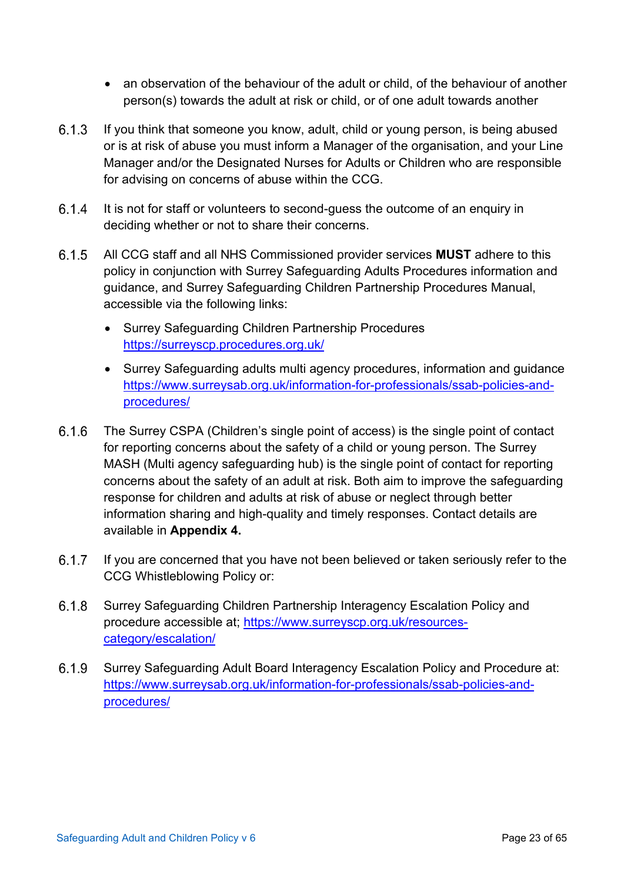- an observation of the behaviour of the adult or child, of the behaviour of another person(s) towards the adult at risk or child, or of one adult towards another

6.1.3 If you think that someone you know, adult, child or young person, is being abused or is at risk of abuse you must inform a Manager of the organisation, and your Line Manager and/or the Designated Nurses for Adults or Children who are responsible for advising on concerns of abuse within the CCG.

6.1.4 It is not for staff or volunteers to second-guess the outcome of an enquiry in deciding whether or not to share their concerns.

6.1.5 All CCG staff and all NHS Commissioned provider services **MUST** adhere to this policy in conjunction with Surrey Safeguarding Adults Procedures information and guidance, and Surrey Safeguarding Children Partnership Procedures Manual, accessible via the following links:

- Surrey Safeguarding Children Partnership Procedures https://surreyscp.procedures.org.uk/
- Surrey Safeguarding adults multi agency procedures, information and guidance https://www.surreysab.org.uk/information-for-professionals/ssab-policies-and-procedures/

6.1.6 The Surrey CSPA (Children's single point of access) is the single point of contact for reporting concerns about the safety of a child or young person. The Surrey MASH (Multi agency safeguarding hub) is the single point of contact for reporting concerns about the safety of an adult at risk. Both aim to improve the safeguarding response for children and adults at risk of abuse or neglect through better information sharing and high-quality and timely responses. Contact details are available in **Appendix 4.**

6.1.7 If you are concerned that you have not been believed or taken seriously refer to the CCG Whistleblowing Policy or:

6.1.8 Surrey Safeguarding Children Partnership Interagency Escalation Policy and procedure accessible at; https://www.surreyscp.org.uk/resources-category/escalation/

6.1.9 Surrey Safeguarding Adult Board Interagency Escalation Policy and Procedure at: https://www.surreysab.org.uk/information-for-professionals/ssab-policies-and-procedures/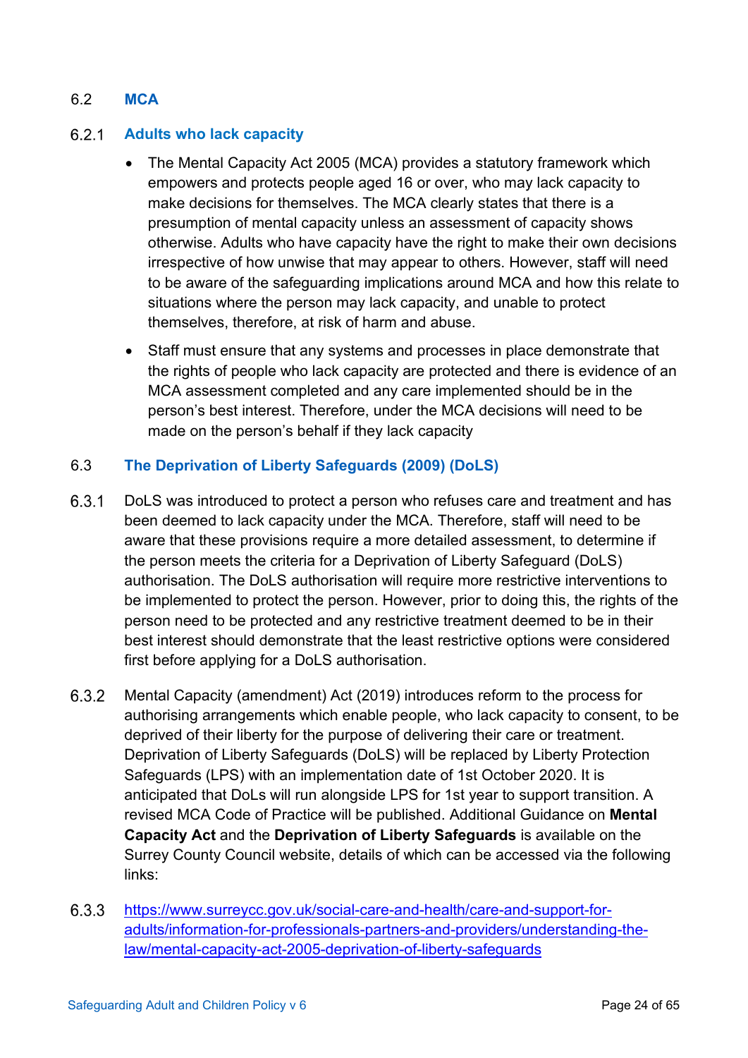## 6.2 MCA

### 6.2.1 Adults who lack capacity

- The Mental Capacity Act 2005 (MCA) provides a statutory framework which empowers and protects people aged 16 or over, who may lack capacity to make decisions for themselves. The MCA clearly states that there is a presumption of mental capacity unless an assessment of capacity shows otherwise. Adults who have capacity have the right to make their own decisions irrespective of how unwise that may appear to others. However, staff will need to be aware of the safeguarding implications around MCA and how this relate to situations where the person may lack capacity, and unable to protect themselves, therefore, at risk of harm and abuse.
- Staff must ensure that any systems and processes in place demonstrate that the rights of people who lack capacity are protected and there is evidence of an MCA assessment completed and any care implemented should be in the person's best interest. Therefore, under the MCA decisions will need to be made on the person's behalf if they lack capacity

## 6.3 The Deprivation of Liberty Safeguards (2009) (DoLS)

6.3.1 DoLS was introduced to protect a person who refuses care and treatment and has been deemed to lack capacity under the MCA. Therefore, staff will need to be aware that these provisions require a more detailed assessment, to determine if the person meets the criteria for a Deprivation of Liberty Safeguard (DoLS) authorisation. The DoLS authorisation will require more restrictive interventions to be implemented to protect the person. However, prior to doing this, the rights of the person need to be protected and any restrictive treatment deemed to be in their best interest should demonstrate that the least restrictive options were considered first before applying for a DoLS authorisation.

6.3.2 Mental Capacity (amendment) Act (2019) introduces reform to the process for authorising arrangements which enable people, who lack capacity to consent, to be deprived of their liberty for the purpose of delivering their care or treatment. Deprivation of Liberty Safeguards (DoLS) will be replaced by Liberty Protection Safeguards (LPS) with an implementation date of 1st October 2020. It is anticipated that DoLs will run alongside LPS for 1st year to support transition. A revised MCA Code of Practice will be published. Additional Guidance on **Mental Capacity Act** and the **Deprivation of Liberty Safeguards** is available on the Surrey County Council website, details of which can be accessed via the following links:

6.3.3 https://www.surreycc.gov.uk/social-care-and-health/care-and-support-for-adults/information-for-professionals-partners-and-providers/understanding-the-law/mental-capacity-act-2005-deprivation-of-liberty-safeguards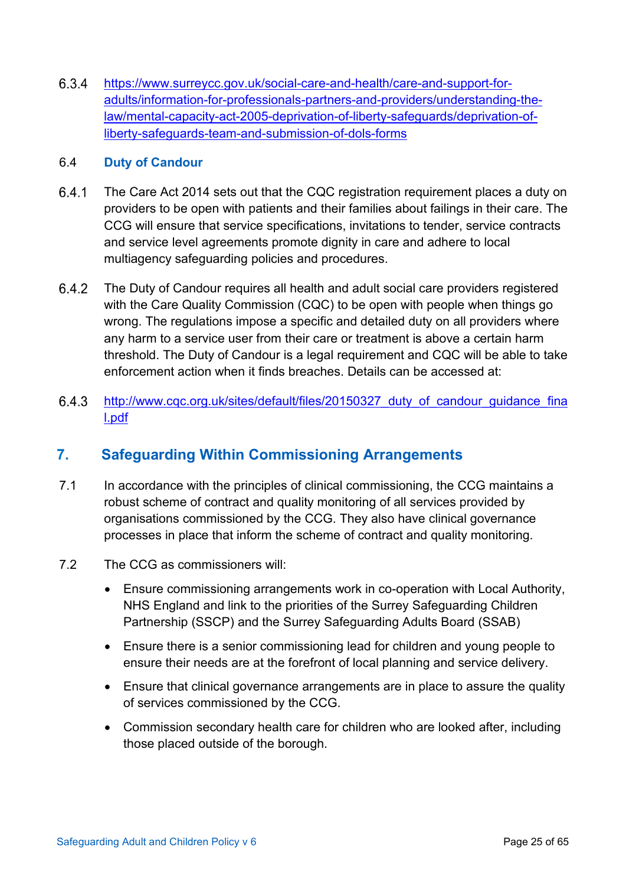6.3.4 https://www.surreycc.gov.uk/social-care-and-health/care-and-support-for-adults/information-for-professionals-partners-and-providers/understanding-the-law/mental-capacity-act-2005-deprivation-of-liberty-safeguards/deprivation-of-liberty-safeguards-team-and-submission-of-dols-forms

### 6.4 Duty of Candour

6.4.1 The Care Act 2014 sets out that the CQC registration requirement places a duty on providers to be open with patients and their families about failings in their care. The CCG will ensure that service specifications, invitations to tender, service contracts and service level agreements promote dignity in care and adhere to local multiagency safeguarding policies and procedures.

6.4.2 The Duty of Candour requires all health and adult social care providers registered with the Care Quality Commission (CQC) to be open with people when things go wrong. The regulations impose a specific and detailed duty on all providers where any harm to a service user from their care or treatment is above a certain harm threshold. The Duty of Candour is a legal requirement and CQC will be able to take enforcement action when it finds breaches. Details can be accessed at:

6.4.3 http://www.cqc.org.uk/sites/default/files/20150327_duty_of_candour_guidance_final.pdf

## 7. Safeguarding Within Commissioning Arrangements

7.1 In accordance with the principles of clinical commissioning, the CCG maintains a robust scheme of contract and quality monitoring of all services provided by organisations commissioned by the CCG. They also have clinical governance processes in place that inform the scheme of contract and quality monitoring.

7.2 The CCG as commissioners will:

- Ensure commissioning arrangements work in co-operation with Local Authority, NHS England and link to the priorities of the Surrey Safeguarding Children Partnership (SSCP) and the Surrey Safeguarding Adults Board (SSAB)
- Ensure there is a senior commissioning lead for children and young people to ensure their needs are at the forefront of local planning and service delivery.
- Ensure that clinical governance arrangements are in place to assure the quality of services commissioned by the CCG.
- Commission secondary health care for children who are looked after, including those placed outside of the borough.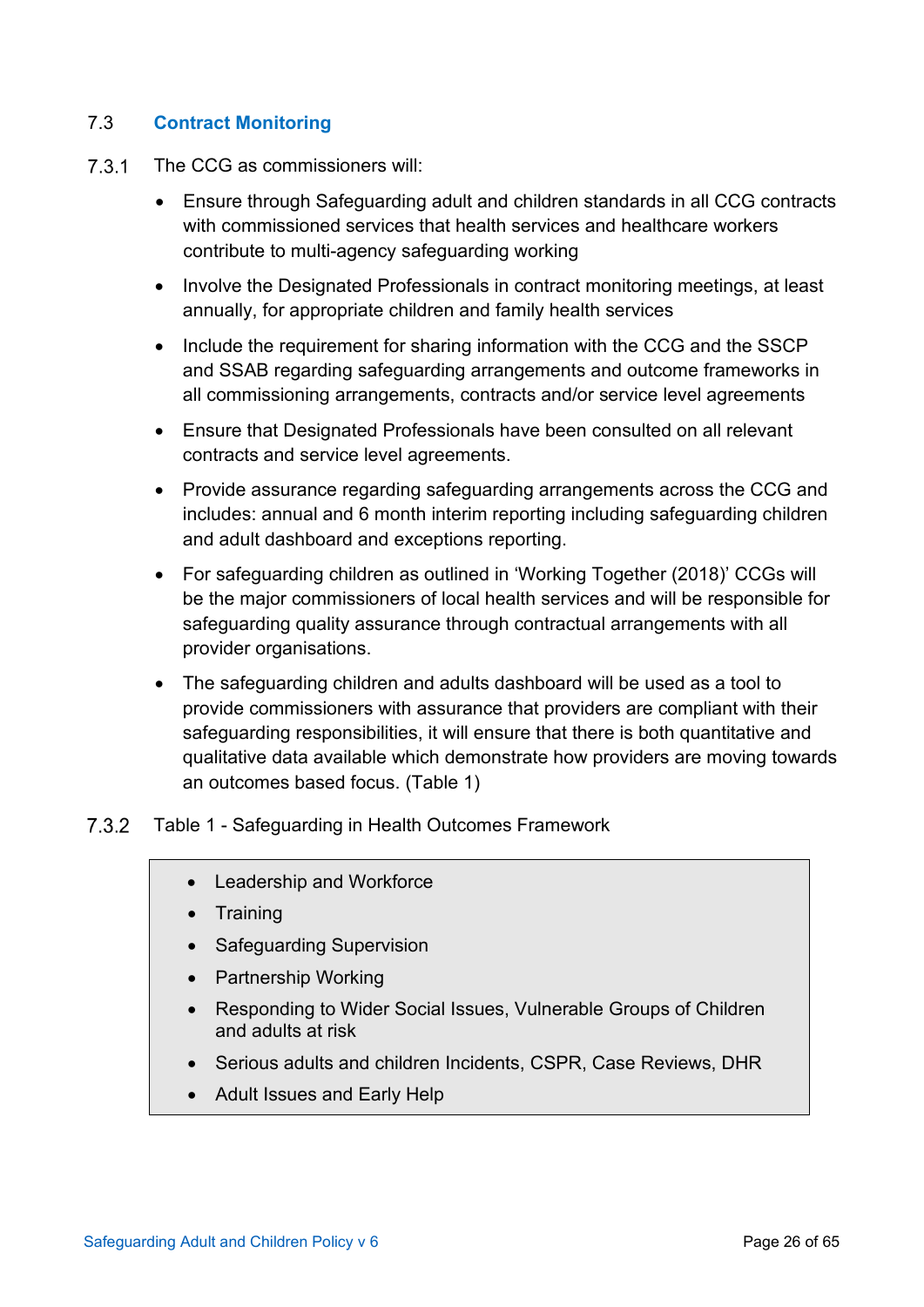### 7.3 Contract Monitoring

7.3.1 The CCG as commissioners will:

- Ensure through Safeguarding adult and children standards in all CCG contracts with commissioned services that health services and healthcare workers contribute to multi-agency safeguarding working
- Involve the Designated Professionals in contract monitoring meetings, at least annually, for appropriate children and family health services
- Include the requirement for sharing information with the CCG and the SSCP and SSAB regarding safeguarding arrangements and outcome frameworks in all commissioning arrangements, contracts and/or service level agreements
- Ensure that Designated Professionals have been consulted on all relevant contracts and service level agreements.
- Provide assurance regarding safeguarding arrangements across the CCG and includes: annual and 6 month interim reporting including safeguarding children and adult dashboard and exceptions reporting.
- For safeguarding children as outlined in 'Working Together (2018)' CCGs will be the major commissioners of local health services and will be responsible for safeguarding quality assurance through contractual arrangements with all provider organisations.
- The safeguarding children and adults dashboard will be used as a tool to provide commissioners with assurance that providers are compliant with their safeguarding responsibilities, it will ensure that there is both quantitative and qualitative data available which demonstrate how providers are moving towards an outcomes based focus. (Table 1)

7.3.2 Table 1 - Safeguarding in Health Outcomes Framework

- Leadership and Workforce
- Training
- Safeguarding Supervision
- Partnership Working
- Responding to Wider Social Issues, Vulnerable Groups of Children and adults at risk
- Serious adults and children Incidents, CSPR, Case Reviews, DHR
- Adult Issues and Early Help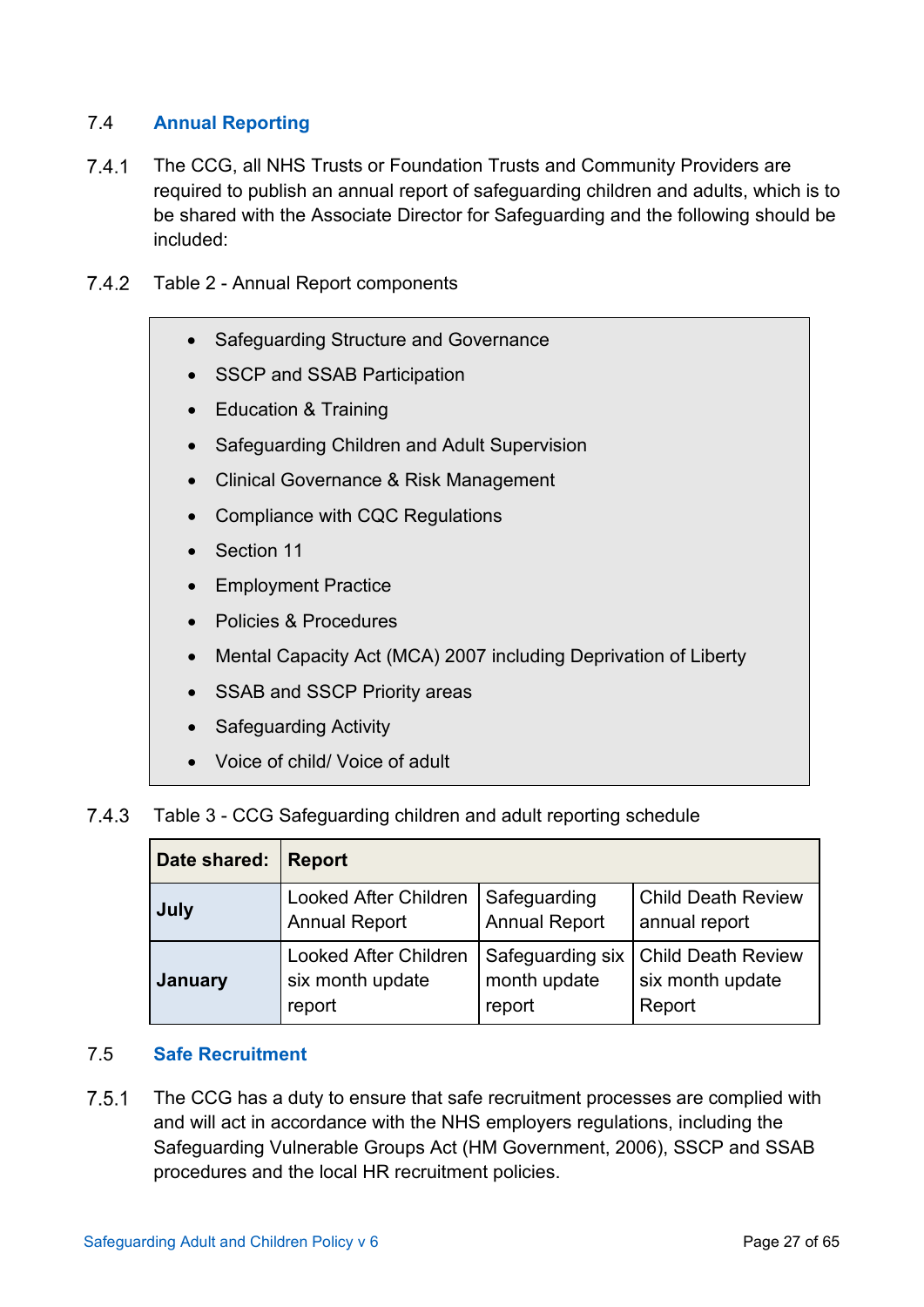## 7.4 Annual Reporting

7.4.1 The CCG, all NHS Trusts or Foundation Trusts and Community Providers are required to publish an annual report of safeguarding children and adults, which is to be shared with the Associate Director for Safeguarding and the following should be included:

7.4.2 Table 2 - Annual Report components

- Safeguarding Structure and Governance
- SSCP and SSAB Participation
- Education & Training
- Safeguarding Children and Adult Supervision
- Clinical Governance & Risk Management
- Compliance with CQC Regulations
- Section 11
- Employment Practice
- Policies & Procedures
- Mental Capacity Act (MCA) 2007 including Deprivation of Liberty
- SSAB and SSCP Priority areas
- Safeguarding Activity
- Voice of child/ Voice of adult

7.4.3 Table 3 - CCG Safeguarding children and adult reporting schedule

| Date shared: | Report | | |
|---|---|---|---|
| **July** | Looked After Children Annual Report | Safeguarding Annual Report | Child Death Review annual report |
| **January** | Looked After Children six month update report | Safeguarding six month update report | Child Death Review six month update Report |

## 7.5 Safe Recruitment

7.5.1 The CCG has a duty to ensure that safe recruitment processes are complied with and will act in accordance with the NHS employers regulations, including the Safeguarding Vulnerable Groups Act (HM Government, 2006), SSCP and SSAB procedures and the local HR recruitment policies.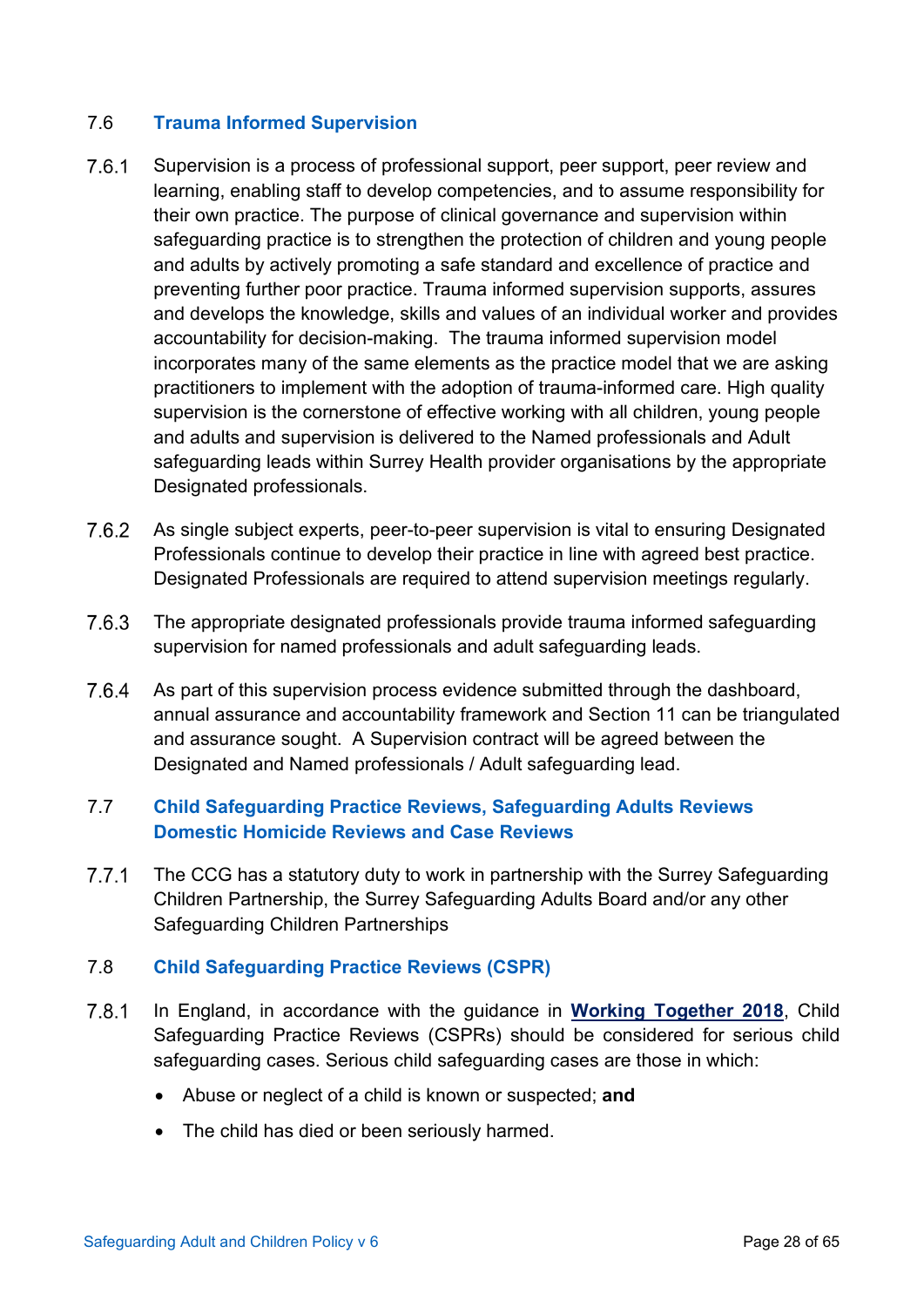### 7.6 Trauma Informed Supervision

7.6.1 Supervision is a process of professional support, peer support, peer review and learning, enabling staff to develop competencies, and to assume responsibility for their own practice. The purpose of clinical governance and supervision within safeguarding practice is to strengthen the protection of children and young people and adults by actively promoting a safe standard and excellence of practice and preventing further poor practice. Trauma informed supervision supports, assures and develops the knowledge, skills and values of an individual worker and provides accountability for decision-making. The trauma informed supervision model incorporates many of the same elements as the practice model that we are asking practitioners to implement with the adoption of trauma-informed care. High quality supervision is the cornerstone of effective working with all children, young people and adults and supervision is delivered to the Named professionals and Adult safeguarding leads within Surrey Health provider organisations by the appropriate Designated professionals.

7.6.2 As single subject experts, peer-to-peer supervision is vital to ensuring Designated Professionals continue to develop their practice in line with agreed best practice. Designated Professionals are required to attend supervision meetings regularly.

7.6.3 The appropriate designated professionals provide trauma informed safeguarding supervision for named professionals and adult safeguarding leads.

7.6.4 As part of this supervision process evidence submitted through the dashboard, annual assurance and accountability framework and Section 11 can be triangulated and assurance sought. A Supervision contract will be agreed between the Designated and Named professionals / Adult safeguarding lead.

### 7.7 Child Safeguarding Practice Reviews, Safeguarding Adults Reviews Domestic Homicide Reviews and Case Reviews

7.7.1 The CCG has a statutory duty to work in partnership with the Surrey Safeguarding Children Partnership, the Surrey Safeguarding Adults Board and/or any other Safeguarding Children Partnerships

### 7.8 Child Safeguarding Practice Reviews (CSPR)

7.8.1 In England, in accordance with the guidance in **Working Together 2018**, Child Safeguarding Practice Reviews (CSPRs) should be considered for serious child safeguarding cases. Serious child safeguarding cases are those in which:

- Abuse or neglect of a child is known or suspected; **and**
- The child has died or been seriously harmed.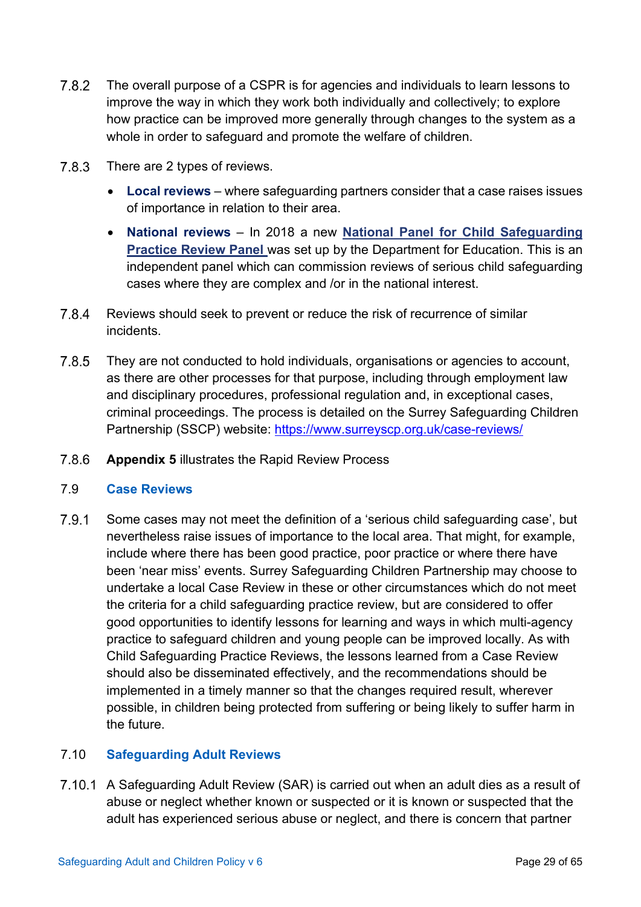7.8.2 The overall purpose of a CSPR is for agencies and individuals to learn lessons to improve the way in which they work both individually and collectively; to explore how practice can be improved more generally through changes to the system as a whole in order to safeguard and promote the welfare of children.

7.8.3 There are 2 types of reviews.

- **Local reviews** – where safeguarding partners consider that a case raises issues of importance in relation to their area.
- **National reviews** – In 2018 a new **National Panel for Child Safeguarding Practice Review Panel** was set up by the Department for Education. This is an independent panel which can commission reviews of serious child safeguarding cases where they are complex and /or in the national interest.

7.8.4 Reviews should seek to prevent or reduce the risk of recurrence of similar incidents.

7.8.5 They are not conducted to hold individuals, organisations or agencies to account, as there are other processes for that purpose, including through employment law and disciplinary procedures, professional regulation and, in exceptional cases, criminal proceedings. The process is detailed on the Surrey Safeguarding Children Partnership (SSCP) website: https://www.surreyscp.org.uk/case-reviews/

7.8.6 **Appendix 5** illustrates the Rapid Review Process

## 7.9 Case Reviews

7.9.1 Some cases may not meet the definition of a 'serious child safeguarding case', but nevertheless raise issues of importance to the local area. That might, for example, include where there has been good practice, poor practice or where there have been 'near miss' events. Surrey Safeguarding Children Partnership may choose to undertake a local Case Review in these or other circumstances which do not meet the criteria for a child safeguarding practice review, but are considered to offer good opportunities to identify lessons for learning and ways in which multi-agency practice to safeguard children and young people can be improved locally. As with Child Safeguarding Practice Reviews, the lessons learned from a Case Review should also be disseminated effectively, and the recommendations should be implemented in a timely manner so that the changes required result, wherever possible, in children being protected from suffering or being likely to suffer harm in the future.

## 7.10 Safeguarding Adult Reviews

7.10.1 A Safeguarding Adult Review (SAR) is carried out when an adult dies as a result of abuse or neglect whether known or suspected or it is known or suspected that the adult has experienced serious abuse or neglect, and there is concern that partner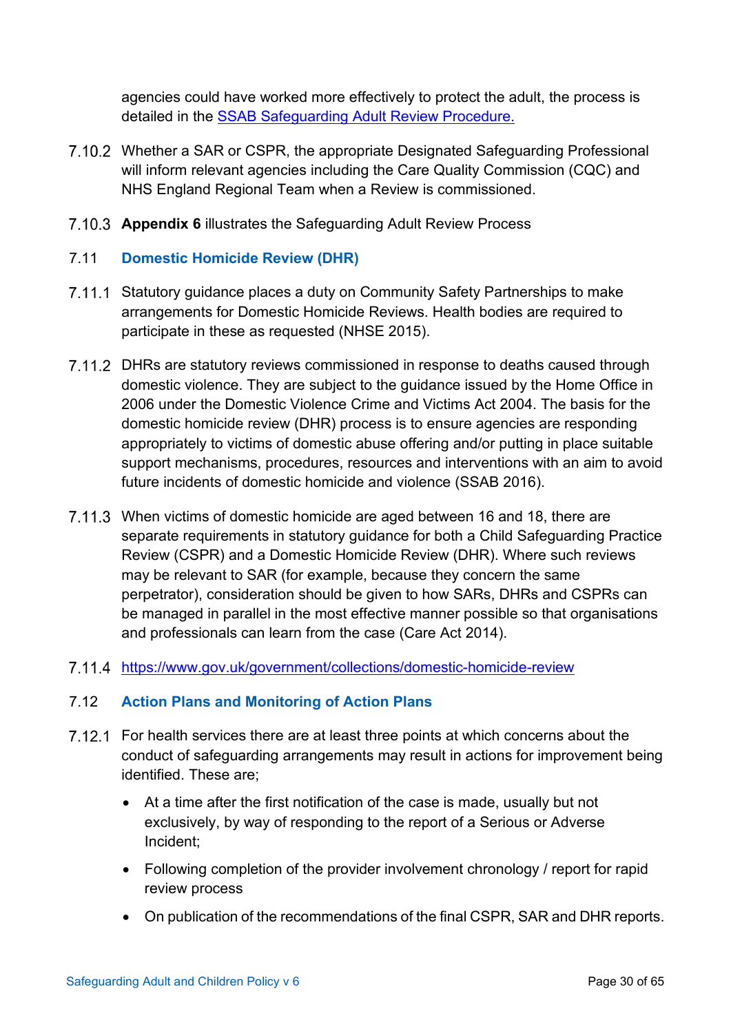agencies could have worked more effectively to protect the adult, the process is detailed in the [SSAB Safeguarding Adult Review Procedure.]()

7.10.2 Whether a SAR or CSPR, the appropriate Designated Safeguarding Professional will inform relevant agencies including the Care Quality Commission (CQC) and NHS England Regional Team when a Review is commissioned.

7.10.3 **Appendix 6** illustrates the Safeguarding Adult Review Process

### 7.11 Domestic Homicide Review (DHR)

7.11.1 Statutory guidance places a duty on Community Safety Partnerships to make arrangements for Domestic Homicide Reviews. Health bodies are required to participate in these as requested (NHSE 2015).

7.11.2 DHRs are statutory reviews commissioned in response to deaths caused through domestic violence. They are subject to the guidance issued by the Home Office in 2006 under the Domestic Violence Crime and Victims Act 2004. The basis for the domestic homicide review (DHR) process is to ensure agencies are responding appropriately to victims of domestic abuse offering and/or putting in place suitable support mechanisms, procedures, resources and interventions with an aim to avoid future incidents of domestic homicide and violence (SSAB 2016).

7.11.3 When victims of domestic homicide are aged between 16 and 18, there are separate requirements in statutory guidance for both a Child Safeguarding Practice Review (CSPR) and a Domestic Homicide Review (DHR). Where such reviews may be relevant to SAR (for example, because they concern the same perpetrator), consideration should be given to how SARs, DHRs and CSPRs can be managed in parallel in the most effective manner possible so that organisations and professionals can learn from the case (Care Act 2014).

7.11.4 https://www.gov.uk/government/collections/domestic-homicide-review

### 7.12 Action Plans and Monitoring of Action Plans

7.12.1 For health services there are at least three points at which concerns about the conduct of safeguarding arrangements may result in actions for improvement being identified. These are;

- At a time after the first notification of the case is made, usually but not exclusively, by way of responding to the report of a Serious or Adverse Incident;
- Following completion of the provider involvement chronology / report for rapid review process
- On publication of the recommendations of the final CSPR, SAR and DHR reports.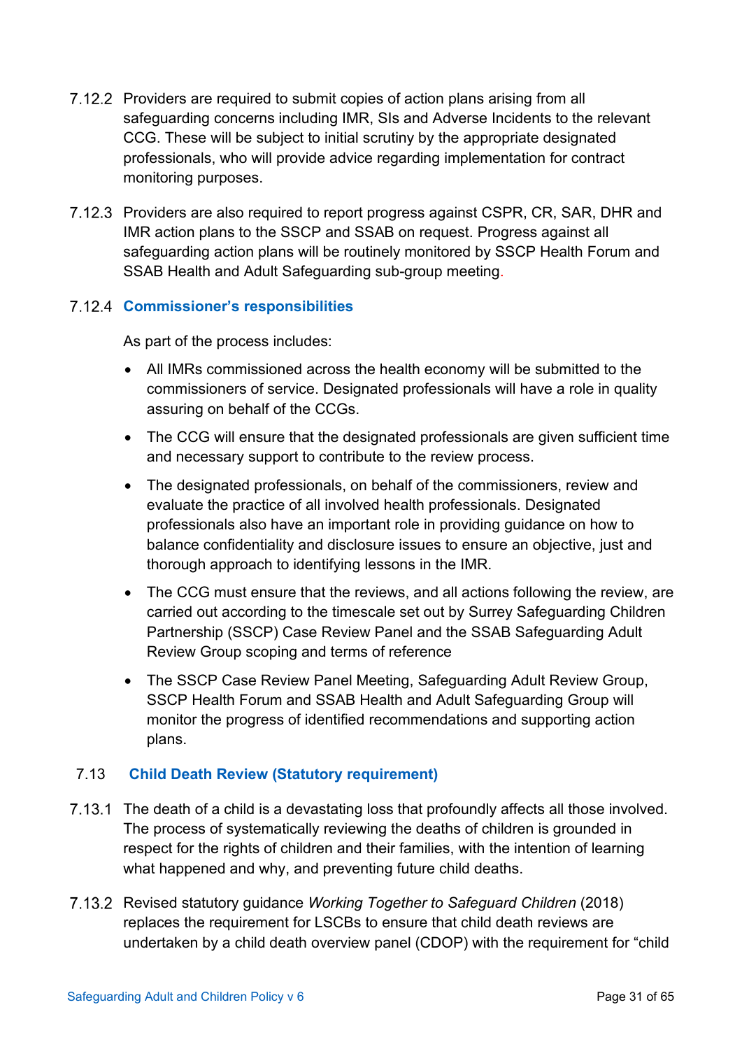7.12.2 Providers are required to submit copies of action plans arising from all safeguarding concerns including IMR, SIs and Adverse Incidents to the relevant CCG. These will be subject to initial scrutiny by the appropriate designated professionals, who will provide advice regarding implementation for contract monitoring purposes.

7.12.3 Providers are also required to report progress against CSPR, CR, SAR, DHR and IMR action plans to the SSCP and SSAB on request. Progress against all safeguarding action plans will be routinely monitored by SSCP Health Forum and SSAB Health and Adult Safeguarding sub-group meeting.

### 7.12.4 Commissioner's responsibilities

As part of the process includes:

- All IMRs commissioned across the health economy will be submitted to the commissioners of service. Designated professionals will have a role in quality assuring on behalf of the CCGs.
- The CCG will ensure that the designated professionals are given sufficient time and necessary support to contribute to the review process.
- The designated professionals, on behalf of the commissioners, review and evaluate the practice of all involved health professionals. Designated professionals also have an important role in providing guidance on how to balance confidentiality and disclosure issues to ensure an objective, just and thorough approach to identifying lessons in the IMR.
- The CCG must ensure that the reviews, and all actions following the review, are carried out according to the timescale set out by Surrey Safeguarding Children Partnership (SSCP) Case Review Panel and the SSAB Safeguarding Adult Review Group scoping and terms of reference
- The SSCP Case Review Panel Meeting, Safeguarding Adult Review Group, SSCP Health Forum and SSAB Health and Adult Safeguarding Group will monitor the progress of identified recommendations and supporting action plans.

## 7.13 Child Death Review (Statutory requirement)

7.13.1 The death of a child is a devastating loss that profoundly affects all those involved. The process of systematically reviewing the deaths of children is grounded in respect for the rights of children and their families, with the intention of learning what happened and why, and preventing future child deaths.

7.13.2 Revised statutory guidance *Working Together to Safeguard Children* (2018) replaces the requirement for LSCBs to ensure that child death reviews are undertaken by a child death overview panel (CDOP) with the requirement for "child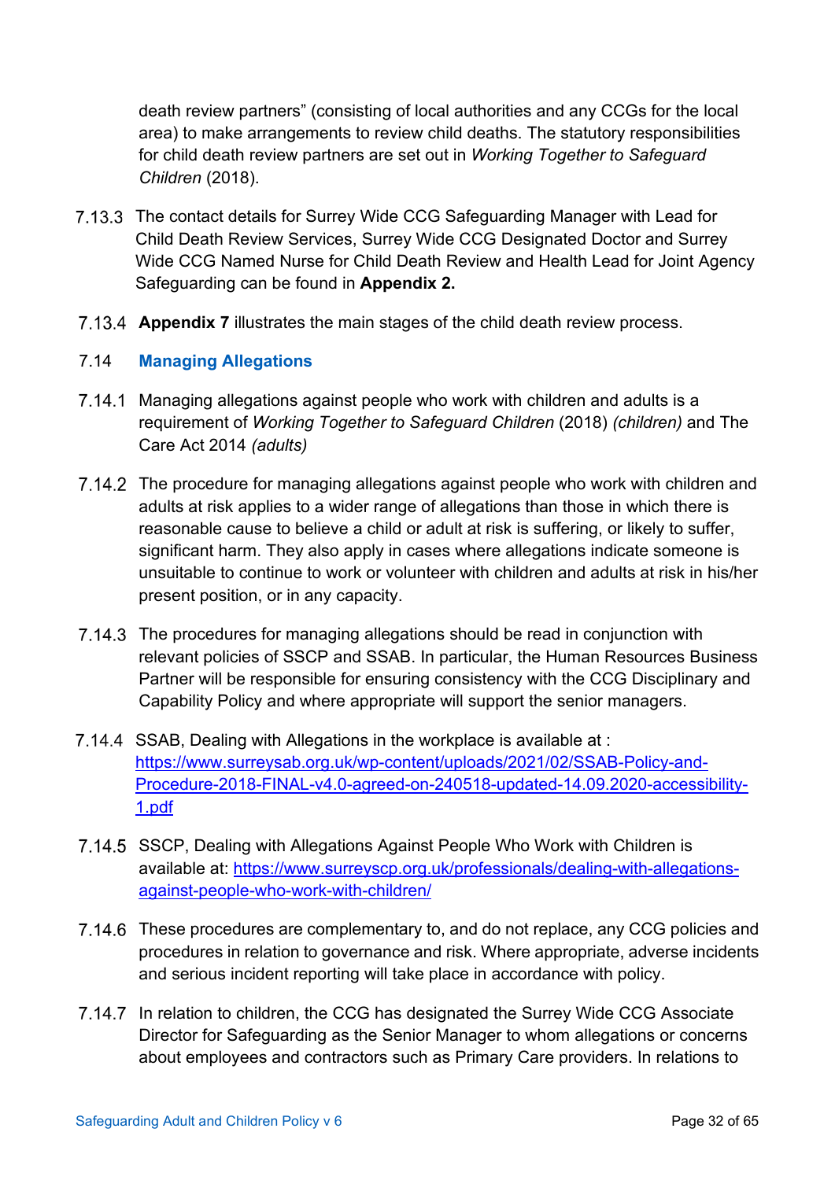death review partners" (consisting of local authorities and any CCGs for the local area) to make arrangements to review child deaths. The statutory responsibilities for child death review partners are set out in *Working Together to Safeguard Children* (2018).

7.13.3 The contact details for Surrey Wide CCG Safeguarding Manager with Lead for Child Death Review Services, Surrey Wide CCG Designated Doctor and Surrey Wide CCG Named Nurse for Child Death Review and Health Lead for Joint Agency Safeguarding can be found in **Appendix 2.**

7.13.4 **Appendix 7** illustrates the main stages of the child death review process.

## 7.14 Managing Allegations

7.14.1 Managing allegations against people who work with children and adults is a requirement of *Working Together to Safeguard Children* (2018) *(children)* and The Care Act 2014 *(adults)*

7.14.2 The procedure for managing allegations against people who work with children and adults at risk applies to a wider range of allegations than those in which there is reasonable cause to believe a child or adult at risk is suffering, or likely to suffer, significant harm. They also apply in cases where allegations indicate someone is unsuitable to continue to work or volunteer with children and adults at risk in his/her present position, or in any capacity.

7.14.3 The procedures for managing allegations should be read in conjunction with relevant policies of SSCP and SSAB. In particular, the Human Resources Business Partner will be responsible for ensuring consistency with the CCG Disciplinary and Capability Policy and where appropriate will support the senior managers.

7.14.4 SSAB, Dealing with Allegations in the workplace is available at : [https://www.surreysab.org.uk/wp-content/uploads/2021/02/SSAB-Policy-and-Procedure-2018-FINAL-v4.0-agreed-on-240518-updated-14.09.2020-accessibility-1.pdf](https://www.surreysab.org.uk/wp-content/uploads/2021/02/SSAB-Policy-and-Procedure-2018-FINAL-v4.0-agreed-on-240518-updated-14.09.2020-accessibility-1.pdf)

7.14.5 SSCP, Dealing with Allegations Against People Who Work with Children is available at: [https://www.surreyscp.org.uk/professionals/dealing-with-allegations-against-people-who-work-with-children/](https://www.surreyscp.org.uk/professionals/dealing-with-allegations-against-people-who-work-with-children/)

7.14.6 These procedures are complementary to, and do not replace, any CCG policies and procedures in relation to governance and risk. Where appropriate, adverse incidents and serious incident reporting will take place in accordance with policy.

7.14.7 In relation to children, the CCG has designated the Surrey Wide CCG Associate Director for Safeguarding as the Senior Manager to whom allegations or concerns about employees and contractors such as Primary Care providers. In relations to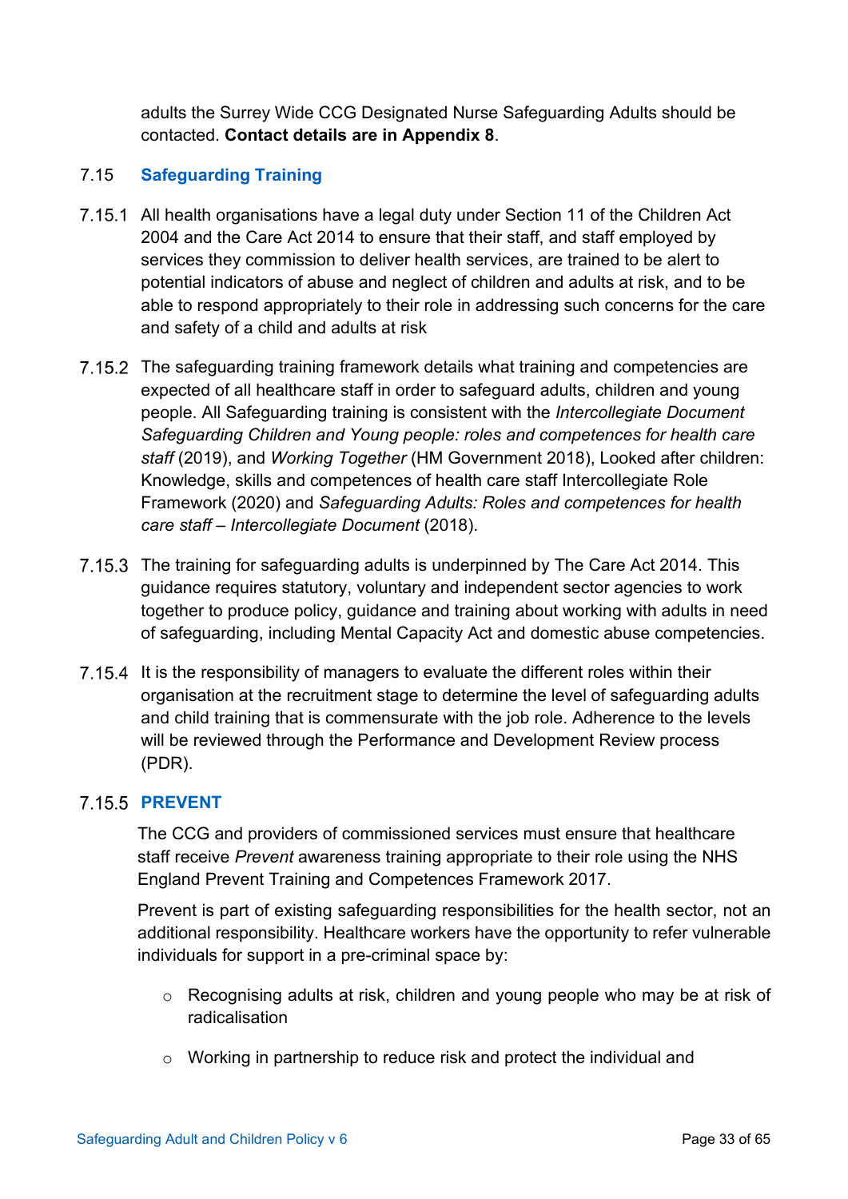adults the Surrey Wide CCG Designated Nurse Safeguarding Adults should be contacted. **Contact details are in Appendix 8**.

## 7.15 Safeguarding Training

7.15.1 All health organisations have a legal duty under Section 11 of the Children Act 2004 and the Care Act 2014 to ensure that their staff, and staff employed by services they commission to deliver health services, are trained to be alert to potential indicators of abuse and neglect of children and adults at risk, and to be able to respond appropriately to their role in addressing such concerns for the care and safety of a child and adults at risk

7.15.2 The safeguarding training framework details what training and competencies are expected of all healthcare staff in order to safeguard adults, children and young people. All Safeguarding training is consistent with the *Intercollegiate Document Safeguarding Children and Young people: roles and competences for health care staff* (2019), and *Working Together* (HM Government 2018), Looked after children: Knowledge, skills and competences of health care staff Intercollegiate Role Framework (2020) and *Safeguarding Adults: Roles and competences for health care staff – Intercollegiate Document* (2018).

7.15.3 The training for safeguarding adults is underpinned by The Care Act 2014. This guidance requires statutory, voluntary and independent sector agencies to work together to produce policy, guidance and training about working with adults in need of safeguarding, including Mental Capacity Act and domestic abuse competencies.

7.15.4 It is the responsibility of managers to evaluate the different roles within their organisation at the recruitment stage to determine the level of safeguarding adults and child training that is commensurate with the job role. Adherence to the levels will be reviewed through the Performance and Development Review process (PDR).

### 7.15.5 PREVENT

The CCG and providers of commissioned services must ensure that healthcare staff receive *Prevent* awareness training appropriate to their role using the NHS England Prevent Training and Competences Framework 2017.

Prevent is part of existing safeguarding responsibilities for the health sector, not an additional responsibility. Healthcare workers have the opportunity to refer vulnerable individuals for support in a pre-criminal space by:

- Recognising adults at risk, children and young people who may be at risk of radicalisation
- Working in partnership to reduce risk and protect the individual and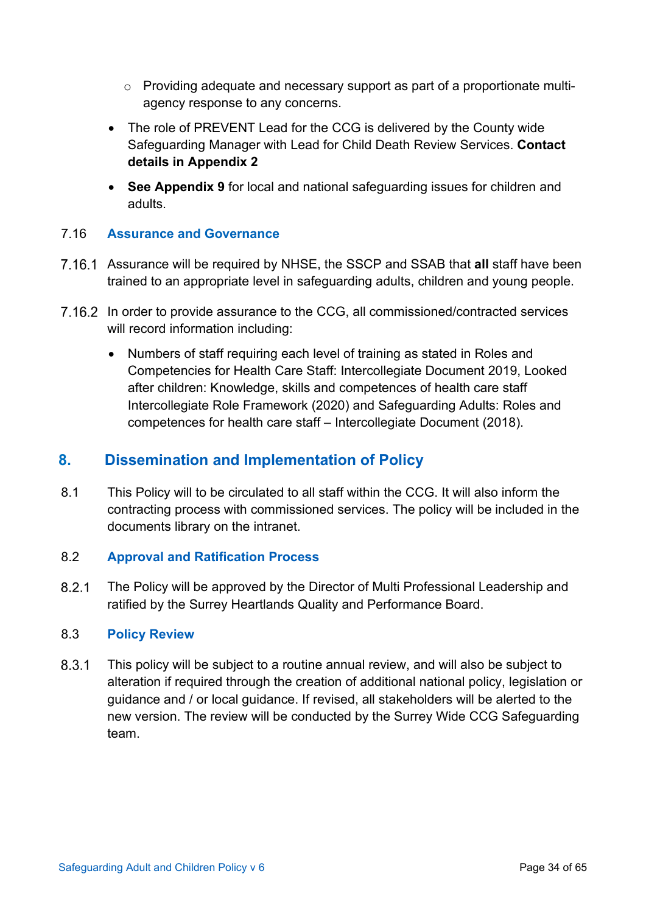- Providing adequate and necessary support as part of a proportionate multi-agency response to any concerns.
- The role of PREVENT Lead for the CCG is delivered by the County wide Safeguarding Manager with Lead for Child Death Review Services. **Contact details in Appendix 2**
- **See Appendix 9** for local and national safeguarding issues for children and adults.

### 7.16 Assurance and Governance

7.16.1 Assurance will be required by NHSE, the SSCP and SSAB that **all** staff have been trained to an appropriate level in safeguarding adults, children and young people.

7.16.2 In order to provide assurance to the CCG, all commissioned/contracted services will record information including:

- Numbers of staff requiring each level of training as stated in Roles and Competencies for Health Care Staff: Intercollegiate Document 2019, Looked after children: Knowledge, skills and competences of health care staff Intercollegiate Role Framework (2020) and Safeguarding Adults: Roles and competences for health care staff – Intercollegiate Document (2018).

## 8. Dissemination and Implementation of Policy

8.1 This Policy will to be circulated to all staff within the CCG. It will also inform the contracting process with commissioned services. The policy will be included in the documents library on the intranet.

### 8.2 Approval and Ratification Process

8.2.1 The Policy will be approved by the Director of Multi Professional Leadership and ratified by the Surrey Heartlands Quality and Performance Board.

### 8.3 Policy Review

8.3.1 This policy will be subject to a routine annual review, and will also be subject to alteration if required through the creation of additional national policy, legislation or guidance and / or local guidance. If revised, all stakeholders will be alerted to the new version. The review will be conducted by the Surrey Wide CCG Safeguarding team.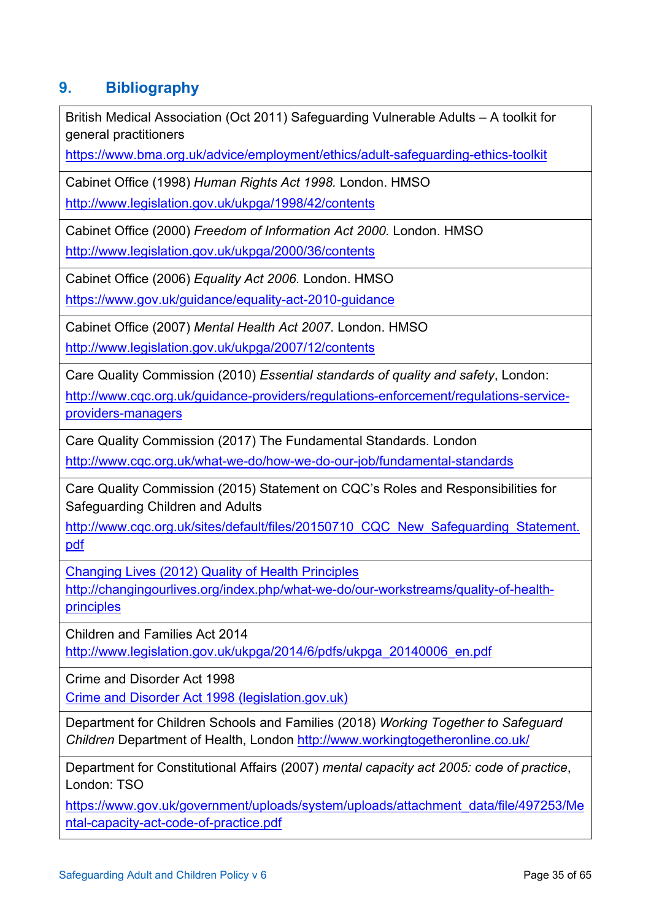## 9. Bibliography

British Medical Association (Oct 2011) Safeguarding Vulnerable Adults – A toolkit for general practitioners
https://www.bma.org.uk/advice/employment/ethics/adult-safeguarding-ethics-toolkit

Cabinet Office (1998) *Human Rights Act 1998.* London. HMSO
http://www.legislation.gov.uk/ukpga/1998/42/contents

Cabinet Office (2000) *Freedom of Information Act 2000.* London. HMSO
http://www.legislation.gov.uk/ukpga/2000/36/contents

Cabinet Office (2006) *Equality Act 2006.* London. HMSO
https://www.gov.uk/guidance/equality-act-2010-guidance

Cabinet Office (2007) *Mental Health Act 2007*. London. HMSO
http://www.legislation.gov.uk/ukpga/2007/12/contents

Care Quality Commission (2010) *Essential standards of quality and safety*, London:
http://www.cqc.org.uk/guidance-providers/regulations-enforcement/regulations-service-providers-managers

Care Quality Commission (2017) The Fundamental Standards. London
http://www.cqc.org.uk/what-we-do/how-we-do-our-job/fundamental-standards

Care Quality Commission (2015) Statement on CQC's Roles and Responsibilities for Safeguarding Children and Adults
http://www.cqc.org.uk/sites/default/files/20150710_CQC_New_Safeguarding_Statement.pdf

Changing Lives (2012) Quality of Health Principles
http://changingourlives.org/index.php/what-we-do/our-workstreams/quality-of-health-principles

Children and Families Act 2014
http://www.legislation.gov.uk/ukpga/2014/6/pdfs/ukpga_20140006_en.pdf

Crime and Disorder Act 1998
Crime and Disorder Act 1998 (legislation.gov.uk)

Department for Children Schools and Families (2018) *Working Together to Safeguard Children* Department of Health, London http://www.workingtogetheronline.co.uk/

Department for Constitutional Affairs (2007) *mental capacity act 2005: code of practice*, London: TSO
https://www.gov.uk/government/uploads/system/uploads/attachment_data/file/497253/Mental-capacity-act-code-of-practice.pdf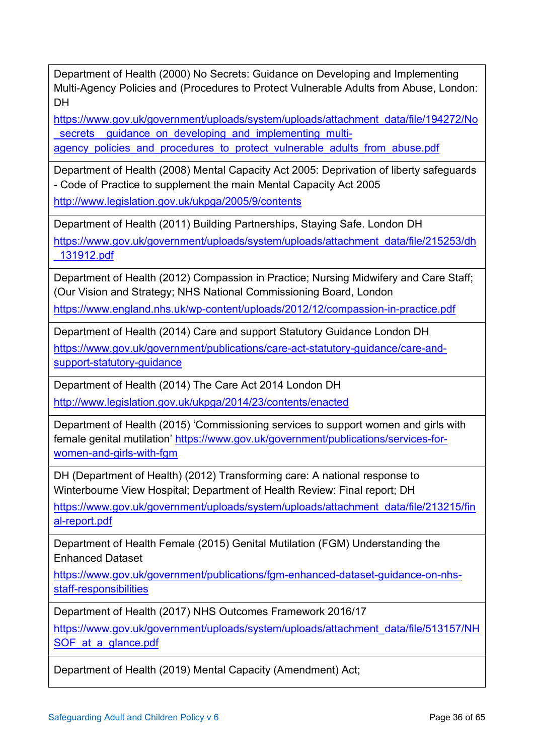| |
|---|
| Department of Health (2000) No Secrets: Guidance on Developing and Implementing Multi-Agency Policies and (Procedures to Protect Vulnerable Adults from Abuse, London: DH https://www.gov.uk/government/uploads/system/uploads/attachment_data/file/194272/No_secrets__guidance_on_developing_and_implementing_multi-agency_policies_and_procedures_to_protect_vulnerable_adults_from_abuse.pdf |
| Department of Health (2008) Mental Capacity Act 2005: Deprivation of liberty safeguards - Code of Practice to supplement the main Mental Capacity Act 2005 http://www.legislation.gov.uk/ukpga/2005/9/contents |
| Department of Health (2011) Building Partnerships, Staying Safe. London DH https://www.gov.uk/government/uploads/system/uploads/attachment_data/file/215253/dh_131912.pdf |
| Department of Health (2012) Compassion in Practice; Nursing Midwifery and Care Staff; (Our Vision and Strategy; NHS National Commissioning Board, London https://www.england.nhs.uk/wp-content/uploads/2012/12/compassion-in-practice.pdf |
| Department of Health (2014) Care and support Statutory Guidance London DH https://www.gov.uk/government/publications/care-act-statutory-guidance/care-and-support-statutory-guidance |
| Department of Health (2014) The Care Act 2014 London DH http://www.legislation.gov.uk/ukpga/2014/23/contents/enacted |
| Department of Health (2015) 'Commissioning services to support women and girls with female genital mutilation' https://www.gov.uk/government/publications/services-for-women-and-girls-with-fgm |
| DH (Department of Health) (2012) Transforming care: A national response to Winterbourne View Hospital; Department of Health Review: Final report; DH https://www.gov.uk/government/uploads/system/uploads/attachment_data/file/213215/final-report.pdf |
| Department of Health Female (2015) Genital Mutilation (FGM) Understanding the Enhanced Dataset https://www.gov.uk/government/publications/fgm-enhanced-dataset-guidance-on-nhs-staff-responsibilities |
| Department of Health (2017) NHS Outcomes Framework 2016/17 https://www.gov.uk/government/uploads/system/uploads/attachment_data/file/513157/NHSOF_at_a_glance.pdf |
| Department of Health (2019) Mental Capacity (Amendment) Act; |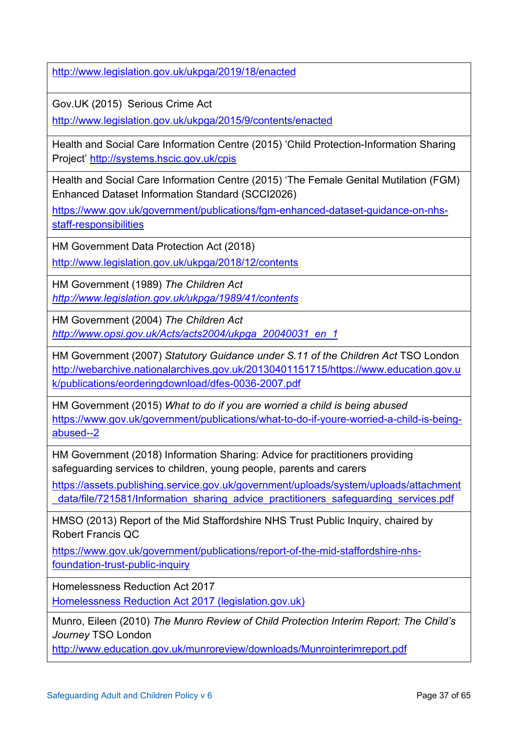| |
|---|
| http://www.legislation.gov.uk/ukpga/2019/18/enacted |
| Gov.UK (2015) Serious Crime Act http://www.legislation.gov.uk/ukpga/2015/9/contents/enacted |
| Health and Social Care Information Centre (2015) 'Child Protection-Information Sharing Project' http://systems.hscic.gov.uk/cpis |
| Health and Social Care Information Centre (2015) 'The Female Genital Mutilation (FGM) Enhanced Dataset Information Standard (SCCI2026) https://www.gov.uk/government/publications/fgm-enhanced-dataset-guidance-on-nhs-staff-responsibilities |
| HM Government Data Protection Act (2018) http://www.legislation.gov.uk/ukpga/2018/12/contents |
| HM Government (1989) *The Children Act* *http://www.legislation.gov.uk/ukpga/1989/41/contents* |
| HM Government (2004) *The Children Act* *http://www.opsi.gov.uk/Acts/acts2004/ukpga_20040031_en_1* |
| HM Government (2007) *Statutory Guidance under S.11 of the Children Act* TSO London http://webarchive.nationalarchives.gov.uk/20130401151715/https://www.education.gov.uk/publications/eorderingdownload/dfes-0036-2007.pdf |
| HM Government (2015) *What to do if you are worried a child is being abused* https://www.gov.uk/government/publications/what-to-do-if-youre-worried-a-child-is-being-abused--2 |
| HM Government (2018) Information Sharing: Advice for practitioners providing safeguarding services to children, young people, parents and carers https://assets.publishing.service.gov.uk/government/uploads/system/uploads/attachment_data/file/721581/Information_sharing_advice_practitioners_safeguarding_services.pdf |
| HMSO (2013) Report of the Mid Staffordshire NHS Trust Public Inquiry, chaired by Robert Francis QC https://www.gov.uk/government/publications/report-of-the-mid-staffordshire-nhs-foundation-trust-public-inquiry |
| Homelessness Reduction Act 2017 Homelessness Reduction Act 2017 (legislation.gov.uk) |
| Munro, Eileen (2010) *The Munro Review of Child Protection Interim Report: The Child's Journey* TSO London http://www.education.gov.uk/munroreview/downloads/Munrointerimreport.pdf |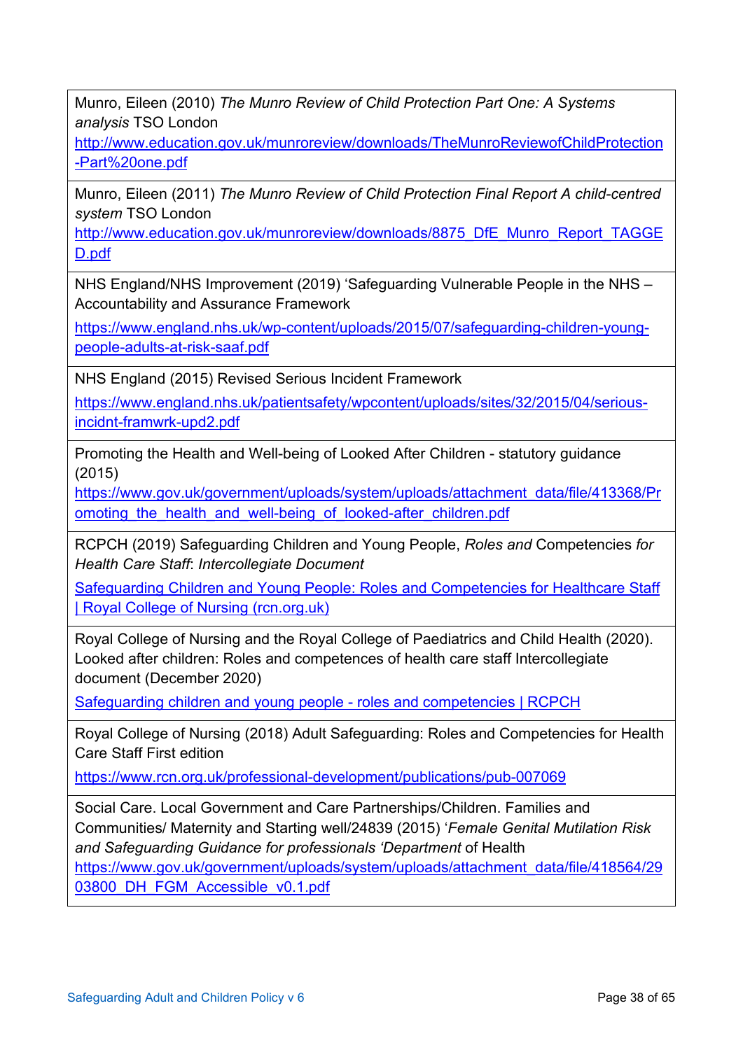| |
|---|
| Munro, Eileen (2010) *The Munro Review of Child Protection Part One: A Systems analysis* TSO London http://www.education.gov.uk/munroreview/downloads/TheMunroReviewofChildProtection-Part%20one.pdf |
| Munro, Eileen (2011) *The Munro Review of Child Protection Final Report A child-centred system* TSO London http://www.education.gov.uk/munroreview/downloads/8875_DfE_Munro_Report_TAGGED.pdf |
| NHS England/NHS Improvement (2019) 'Safeguarding Vulnerable People in the NHS – Accountability and Assurance Framework https://www.england.nhs.uk/wp-content/uploads/2015/07/safeguarding-children-young-people-adults-at-risk-saaf.pdf |
| NHS England (2015) Revised Serious Incident Framework https://www.england.nhs.uk/patientsafety/wpcontent/uploads/sites/32/2015/04/serious-incidnt-framwrk-upd2.pdf |
| Promoting the Health and Well-being of Looked After Children - statutory guidance (2015) https://www.gov.uk/government/uploads/system/uploads/attachment_data/file/413368/Promoting_the_health_and_well-being_of_looked-after_children.pdf |
| RCPCH (2019) Safeguarding Children and Young People, *Roles and* Competencies *for Health Care Staff*: *Intercollegiate Document* Safeguarding Children and Young People: Roles and Competencies for Healthcare Staff \| Royal College of Nursing (rcn.org.uk) |
| Royal College of Nursing and the Royal College of Paediatrics and Child Health (2020). Looked after children: Roles and competences of health care staff Intercollegiate document (December 2020) Safeguarding children and young people - roles and competencies \| RCPCH |
| Royal College of Nursing (2018) Adult Safeguarding: Roles and Competencies for Health Care Staff First edition https://www.rcn.org.uk/professional-development/publications/pub-007069 |
| Social Care. Local Government and Care Partnerships/Children. Families and Communities/ Maternity and Starting well/24839 (2015) '*Female Genital Mutilation Risk and Safeguarding Guidance for professionals 'Department* of Health https://www.gov.uk/government/uploads/system/uploads/attachment_data/file/418564/2903800_DH_FGM_Accessible_v0.1.pdf |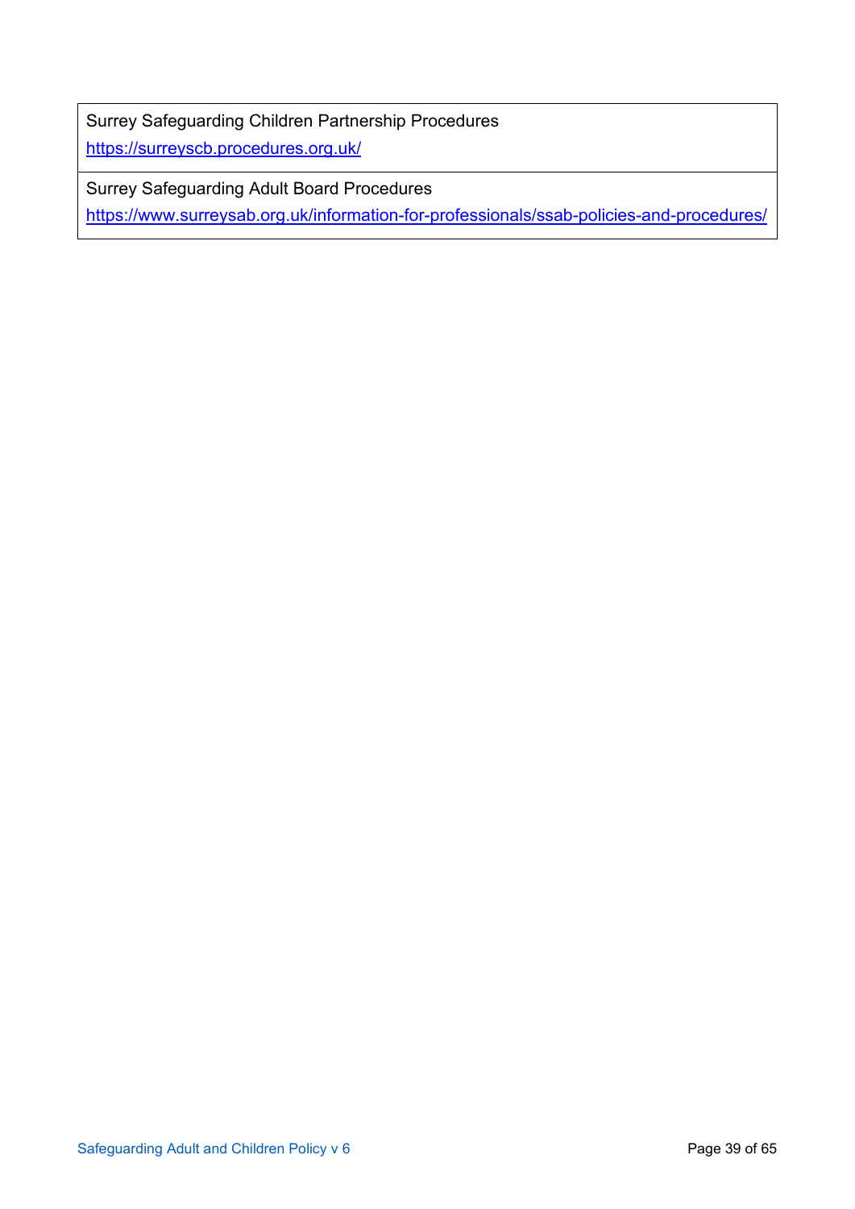| Surrey Safeguarding Children Partnership Procedures<br>https://surreyscb.procedures.org.uk/ |
|---|
| Surrey Safeguarding Adult Board Procedures<br>https://www.surreysab.org.uk/information-for-professionals/ssab-policies-and-procedures/ |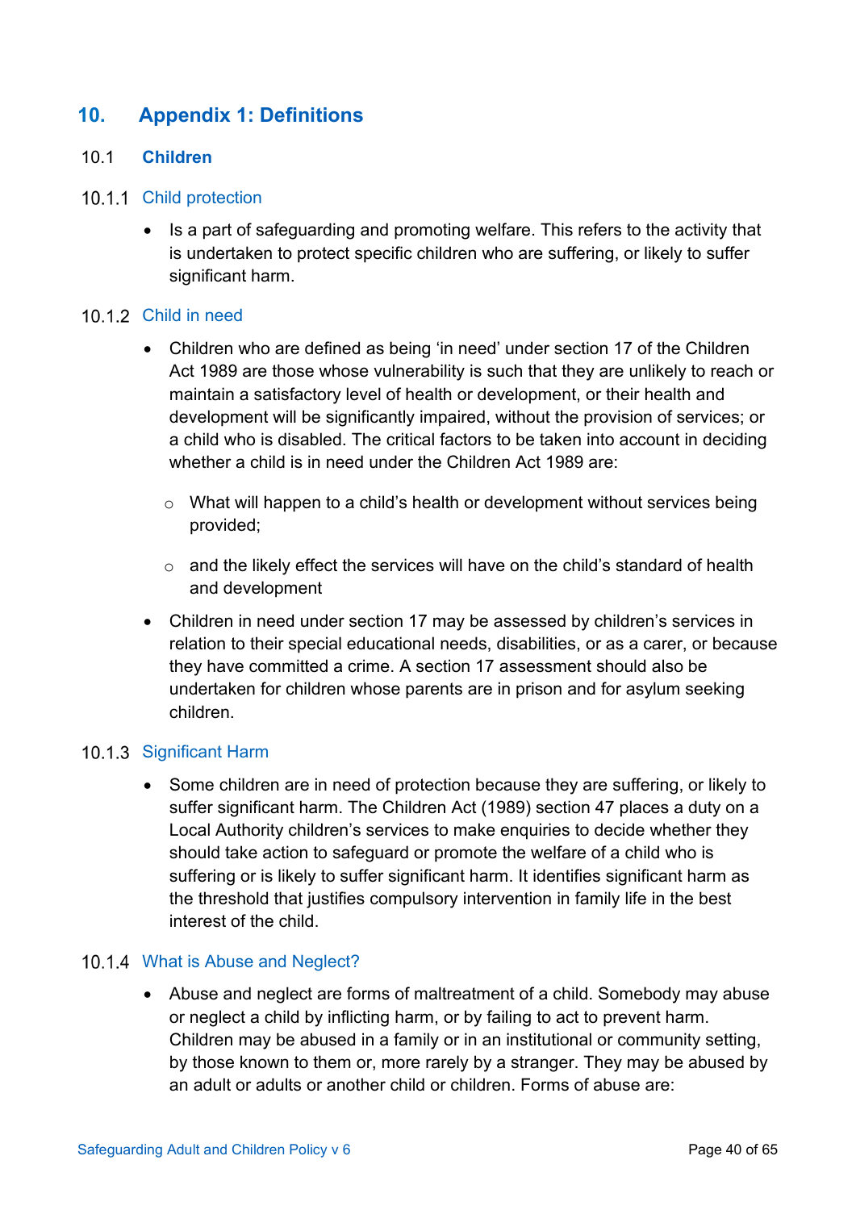# 10. Appendix 1: Definitions

## 10.1 Children

### 10.1.1 Child protection

- Is a part of safeguarding and promoting welfare. This refers to the activity that is undertaken to protect specific children who are suffering, or likely to suffer significant harm.

### 10.1.2 Child in need

- Children who are defined as being 'in need' under section 17 of the Children Act 1989 are those whose vulnerability is such that they are unlikely to reach or maintain a satisfactory level of health or development, or their health and development will be significantly impaired, without the provision of services; or a child who is disabled. The critical factors to be taken into account in deciding whether a child is in need under the Children Act 1989 are:
    - What will happen to a child's health or development without services being provided;
    - and the likely effect the services will have on the child's standard of health and development
- Children in need under section 17 may be assessed by children's services in relation to their special educational needs, disabilities, or as a carer, or because they have committed a crime. A section 17 assessment should also be undertaken for children whose parents are in prison and for asylum seeking children.

### 10.1.3 Significant Harm

- Some children are in need of protection because they are suffering, or likely to suffer significant harm. The Children Act (1989) section 47 places a duty on a Local Authority children's services to make enquiries to decide whether they should take action to safeguard or promote the welfare of a child who is suffering or is likely to suffer significant harm. It identifies significant harm as the threshold that justifies compulsory intervention in family life in the best interest of the child.

### 10.1.4 What is Abuse and Neglect?

- Abuse and neglect are forms of maltreatment of a child. Somebody may abuse or neglect a child by inflicting harm, or by failing to act to prevent harm. Children may be abused in a family or in an institutional or community setting, by those known to them or, more rarely by a stranger. They may be abused by an adult or adults or another child or children. Forms of abuse are: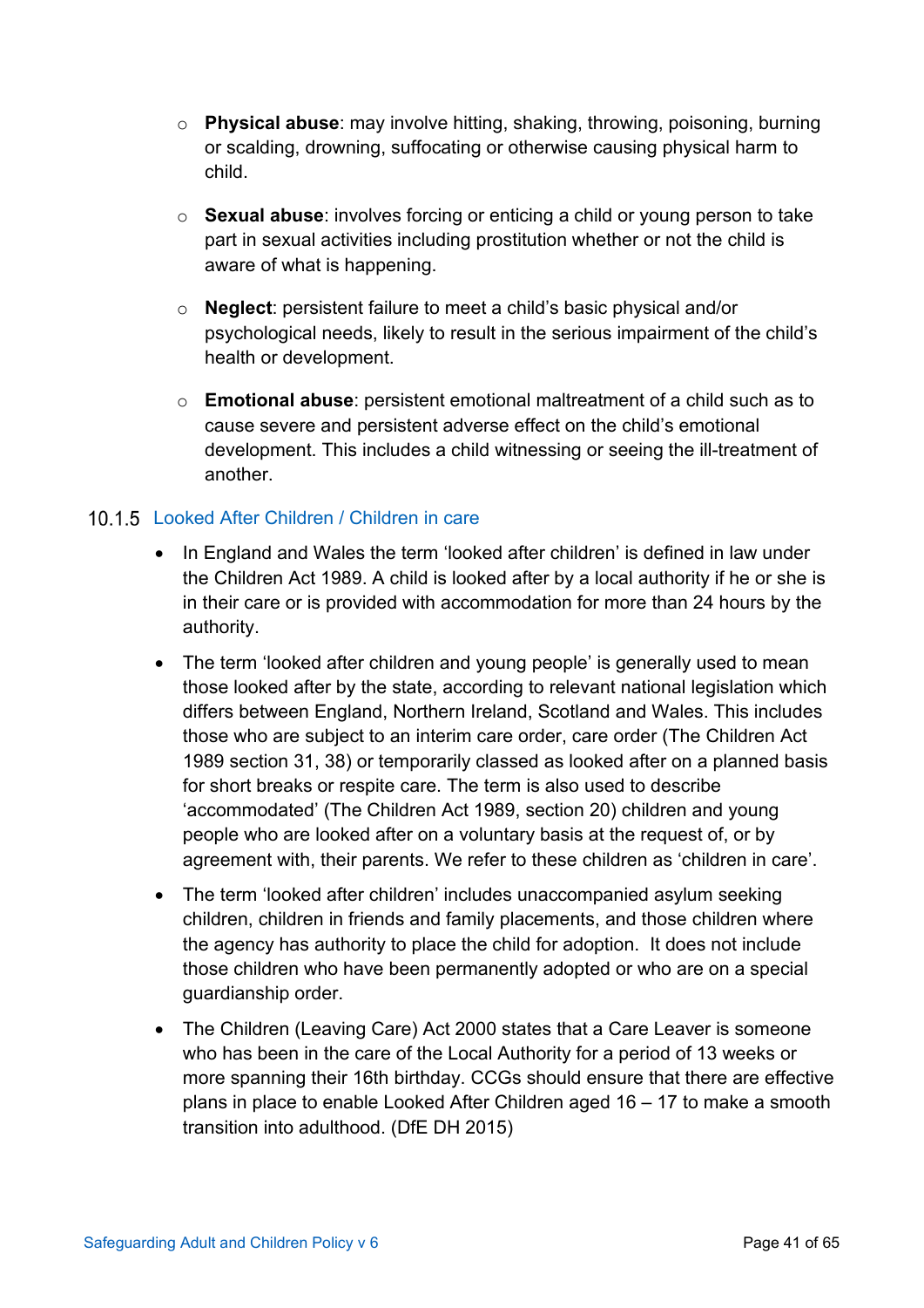- **Physical abuse**: may involve hitting, shaking, throwing, poisoning, burning or scalding, drowning, suffocating or otherwise causing physical harm to child.

- **Sexual abuse**: involves forcing or enticing a child or young person to take part in sexual activities including prostitution whether or not the child is aware of what is happening.

- **Neglect**: persistent failure to meet a child's basic physical and/or psychological needs, likely to result in the serious impairment of the child's health or development.

- **Emotional abuse**: persistent emotional maltreatment of a child such as to cause severe and persistent adverse effect on the child's emotional development. This includes a child witnessing or seeing the ill-treatment of another.

### 10.1.5 Looked After Children / Children in care

- In England and Wales the term 'looked after children' is defined in law under the Children Act 1989. A child is looked after by a local authority if he or she is in their care or is provided with accommodation for more than 24 hours by the authority.

- The term 'looked after children and young people' is generally used to mean those looked after by the state, according to relevant national legislation which differs between England, Northern Ireland, Scotland and Wales. This includes those who are subject to an interim care order, care order (The Children Act 1989 section 31, 38) or temporarily classed as looked after on a planned basis for short breaks or respite care. The term is also used to describe 'accommodated' (The Children Act 1989, section 20) children and young people who are looked after on a voluntary basis at the request of, or by agreement with, their parents. We refer to these children as 'children in care'.

- The term 'looked after children' includes unaccompanied asylum seeking children, children in friends and family placements, and those children where the agency has authority to place the child for adoption. It does not include those children who have been permanently adopted or who are on a special guardianship order.

- The Children (Leaving Care) Act 2000 states that a Care Leaver is someone who has been in the care of the Local Authority for a period of 13 weeks or more spanning their 16th birthday. CCGs should ensure that there are effective plans in place to enable Looked After Children aged 16 – 17 to make a smooth transition into adulthood. (DfE DH 2015)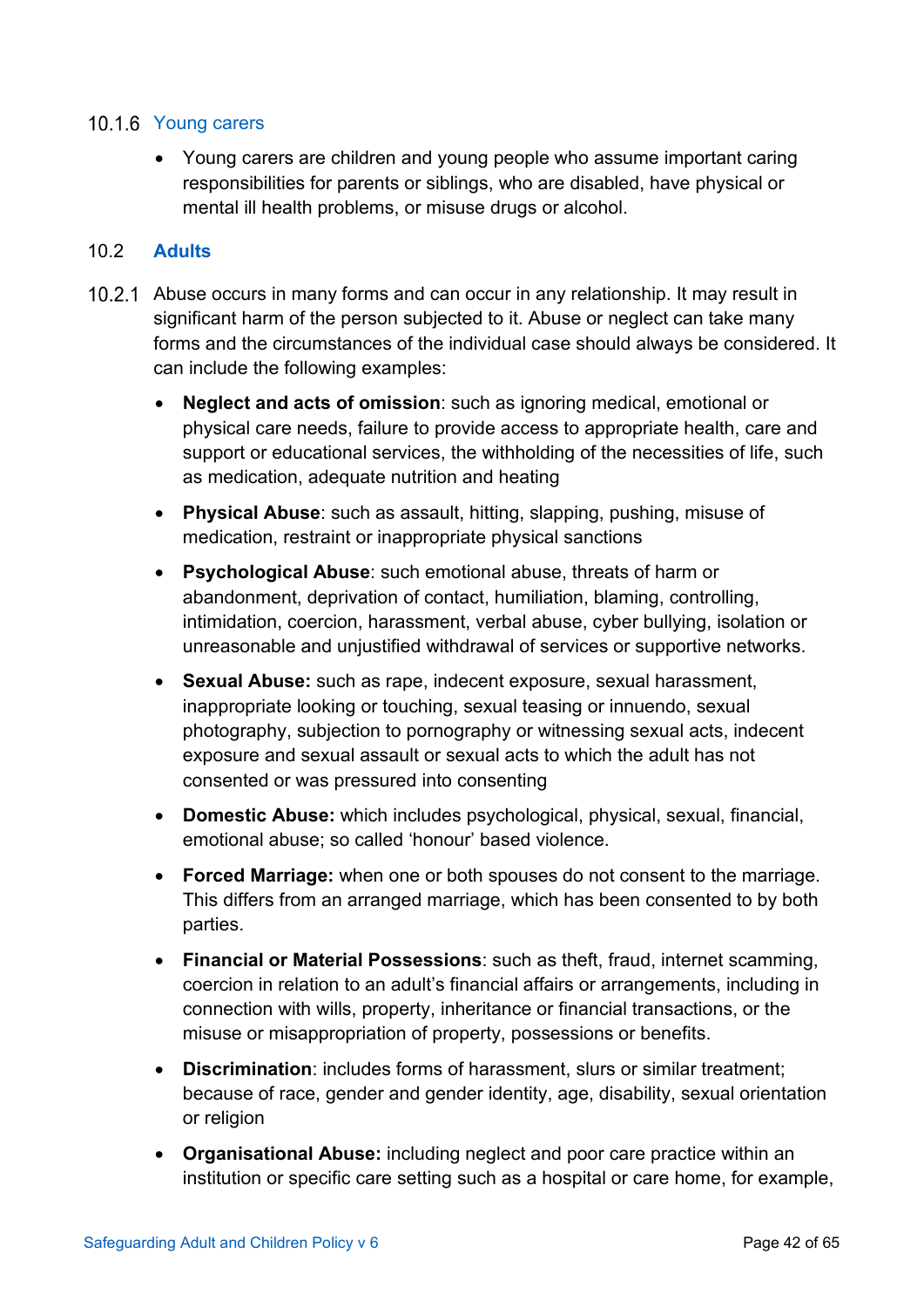#### 10.1.6 Young carers

- Young carers are children and young people who assume important caring responsibilities for parents or siblings, who are disabled, have physical or mental ill health problems, or misuse drugs or alcohol.

### 10.2 Adults

10.2.1 Abuse occurs in many forms and can occur in any relationship. It may result in significant harm of the person subjected to it. Abuse or neglect can take many forms and the circumstances of the individual case should always be considered. It can include the following examples:

- **Neglect and acts of omission**: such as ignoring medical, emotional or physical care needs, failure to provide access to appropriate health, care and support or educational services, the withholding of the necessities of life, such as medication, adequate nutrition and heating
- **Physical Abuse**: such as assault, hitting, slapping, pushing, misuse of medication, restraint or inappropriate physical sanctions
- **Psychological Abuse**: such emotional abuse, threats of harm or abandonment, deprivation of contact, humiliation, blaming, controlling, intimidation, coercion, harassment, verbal abuse, cyber bullying, isolation or unreasonable and unjustified withdrawal of services or supportive networks.
- **Sexual Abuse:** such as rape, indecent exposure, sexual harassment, inappropriate looking or touching, sexual teasing or innuendo, sexual photography, subjection to pornography or witnessing sexual acts, indecent exposure and sexual assault or sexual acts to which the adult has not consented or was pressured into consenting
- **Domestic Abuse:** which includes psychological, physical, sexual, financial, emotional abuse; so called 'honour' based violence.
- **Forced Marriage:** when one or both spouses do not consent to the marriage. This differs from an arranged marriage, which has been consented to by both parties.
- **Financial or Material Possessions**: such as theft, fraud, internet scamming, coercion in relation to an adult's financial affairs or arrangements, including in connection with wills, property, inheritance or financial transactions, or the misuse or misappropriation of property, possessions or benefits.
- **Discrimination**: includes forms of harassment, slurs or similar treatment; because of race, gender and gender identity, age, disability, sexual orientation or religion
- **Organisational Abuse:** including neglect and poor care practice within an institution or specific care setting such as a hospital or care home, for example,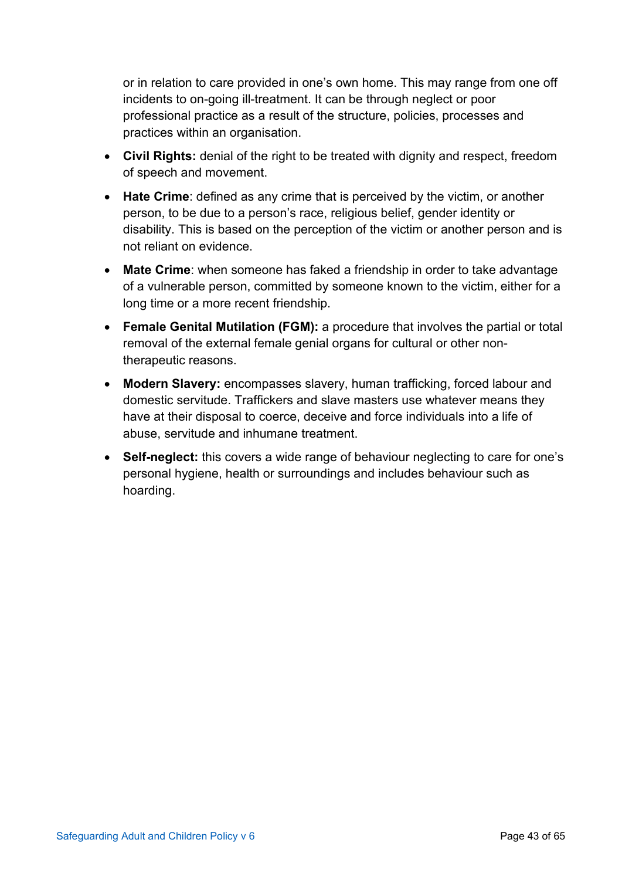or in relation to care provided in one's own home. This may range from one off incidents to on-going ill-treatment. It can be through neglect or poor professional practice as a result of the structure, policies, processes and practices within an organisation.

- **Civil Rights:** denial of the right to be treated with dignity and respect, freedom of speech and movement.
- **Hate Crime**: defined as any crime that is perceived by the victim, or another person, to be due to a person's race, religious belief, gender identity or disability. This is based on the perception of the victim or another person and is not reliant on evidence.
- **Mate Crime**: when someone has faked a friendship in order to take advantage of a vulnerable person, committed by someone known to the victim, either for a long time or a more recent friendship.
- **Female Genital Mutilation (FGM):** a procedure that involves the partial or total removal of the external female genial organs for cultural or other non-therapeutic reasons.
- **Modern Slavery:** encompasses slavery, human trafficking, forced labour and domestic servitude. Traffickers and slave masters use whatever means they have at their disposal to coerce, deceive and force individuals into a life of abuse, servitude and inhumane treatment.
- **Self-neglect:** this covers a wide range of behaviour neglecting to care for one's personal hygiene, health or surroundings and includes behaviour such as hoarding.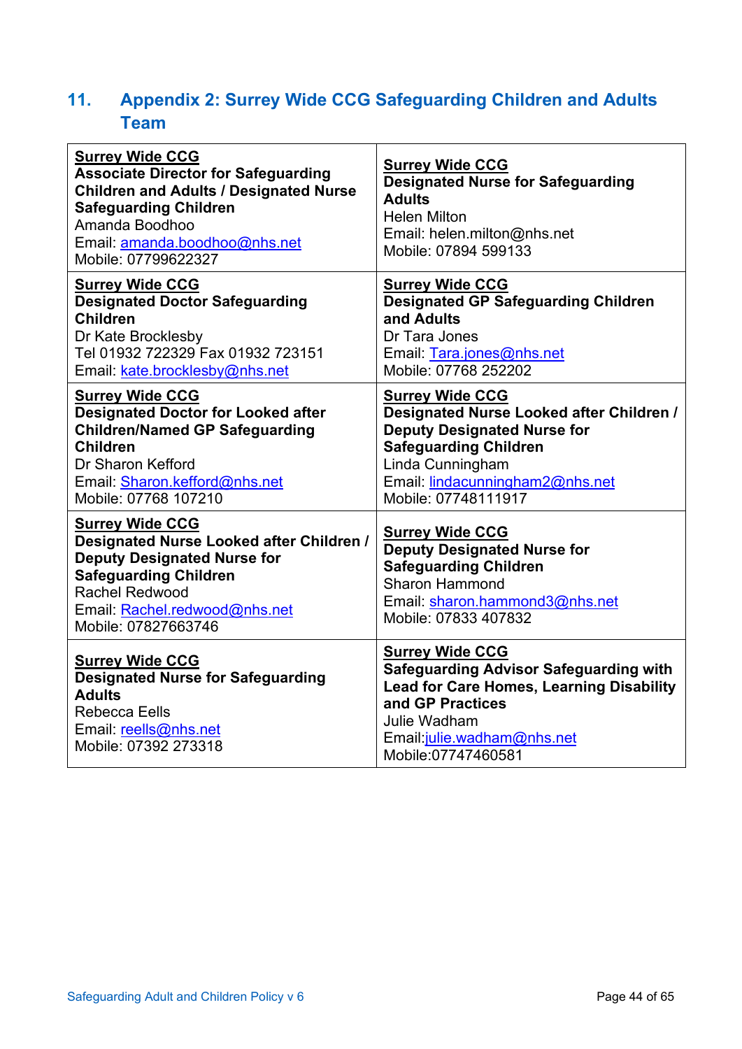## 11. Appendix 2: Surrey Wide CCG Safeguarding Children and Adults Team

| | |
|---|---|
| **Surrey Wide CCG**<br>**Associate Director for Safeguarding Children and Adults / Designated Nurse Safeguarding Children**<br>Amanda Boodhoo<br>Email: amanda.boodhoo@nhs.net<br>Mobile: 07799622327 | **Surrey Wide CCG**<br>**Designated Nurse for Safeguarding Adults**<br>Helen Milton<br>Email: helen.milton@nhs.net<br>Mobile: 07894 599133 |
| **Surrey Wide CCG**<br>**Designated Doctor Safeguarding Children**<br>Dr Kate Brocklesby<br>Tel 01932 722329 Fax 01932 723151<br>Email: kate.brocklesby@nhs.net | **Surrey Wide CCG**<br>**Designated GP Safeguarding Children and Adults**<br>Dr Tara Jones<br>Email: Tara.jones@nhs.net<br>Mobile: 07768 252202 |
| **Surrey Wide CCG**<br>**Designated Doctor for Looked after Children/Named GP Safeguarding Children**<br>Dr Sharon Kefford<br>Email: Sharon.kefford@nhs.net<br>Mobile: 07768 107210 | **Surrey Wide CCG**<br>**Designated Nurse Looked after Children / Deputy Designated Nurse for Safeguarding Children**<br>Linda Cunningham<br>Email: lindacunningham2@nhs.net<br>Mobile: 07748111917 |
| **Surrey Wide CCG**<br>**Designated Nurse Looked after Children / Deputy Designated Nurse for Safeguarding Children**<br>Rachel Redwood<br>Email: Rachel.redwood@nhs.net<br>Mobile: 07827663746 | **Surrey Wide CCG**<br>**Deputy Designated Nurse for Safeguarding Children**<br>Sharon Hammond<br>Email: sharon.hammond3@nhs.net<br>Mobile: 07833 407832 |
| **Surrey Wide CCG**<br>**Designated Nurse for Safeguarding Adults**<br>Rebecca Eells<br>Email: reells@nhs.net<br>Mobile: 07392 273318 | **Surrey Wide CCG**<br>**Safeguarding Advisor Safeguarding with Lead for Care Homes, Learning Disability and GP Practices**<br>Julie Wadham<br>Email:julie.wadham@nhs.net<br>Mobile:07747460581 |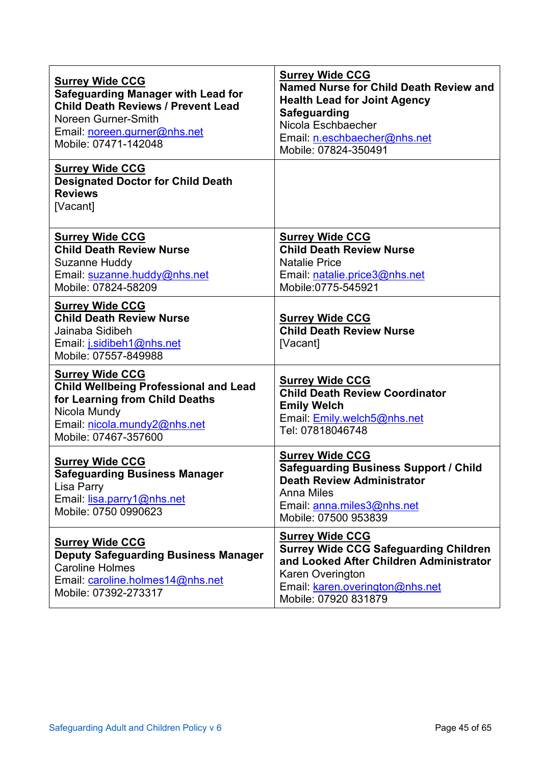| **Surrey Wide CCG**<br>**Safeguarding Manager with Lead for Child Death Reviews / Prevent Lead**<br>Noreen Gurner-Smith<br>Email: noreen.gurner@nhs.net<br>Mobile: 07471-142048 | **Surrey Wide CCG**<br>**Named Nurse for Child Death Review and Health Lead for Joint Agency Safeguarding**<br>Nicola Eschbaecher<br>Email: n.eschbaecher@nhs.net<br>Mobile: 07824-350491 |
|---|---|
| **Surrey Wide CCG**<br>**Designated Doctor for Child Death Reviews**<br>[Vacant] | |
| **Surrey Wide CCG**<br>**Child Death Review Nurse**<br>Suzanne Huddy<br>Email: suzanne.huddy@nhs.net<br>Mobile: 07824-58209 | **Surrey Wide CCG**<br>**Child Death Review Nurse**<br>Natalie Price<br>Email: natalie.price3@nhs.net<br>Mobile:0775-545921 |
| **Surrey Wide CCG**<br>**Child Death Review Nurse**<br>Jainaba Sidibeh<br>Email: j.sidibeh1@nhs.net<br>Mobile: 07557-849988 | **Surrey Wide CCG**<br>**Child Death Review Nurse**<br>[Vacant] |
| **Surrey Wide CCG**<br>**Child Wellbeing Professional and Lead for Learning from Child Deaths**<br>Nicola Mundy<br>Email: nicola.mundy2@nhs.net<br>Mobile: 07467-357600 | **Surrey Wide CCG**<br>**Child Death Review Coordinator**<br>**Emily Welch**<br>Email: Emily.welch5@nhs.net<br>Tel: 07818046748 |
| **Surrey Wide CCG**<br>**Safeguarding Business Manager**<br>Lisa Parry<br>Email: lisa.parry1@nhs.net<br>Mobile: 0750 0990623 | **Surrey Wide CCG**<br>**Safeguarding Business Support / Child Death Review Administrator**<br>Anna Miles<br>Email: anna.miles3@nhs.net<br>Mobile: 07500 953839 |
| **Surrey Wide CCG**<br>**Deputy Safeguarding Business Manager**<br>Caroline Holmes<br>Email: caroline.holmes14@nhs.net<br>Mobile: 07392-273317 | **Surrey Wide CCG**<br>**Surrey Wide CCG Safeguarding Children and Looked After Children Administrator**<br>Karen Overington<br>Email: karen.overington@nhs.net<br>Mobile: 07920 831879 |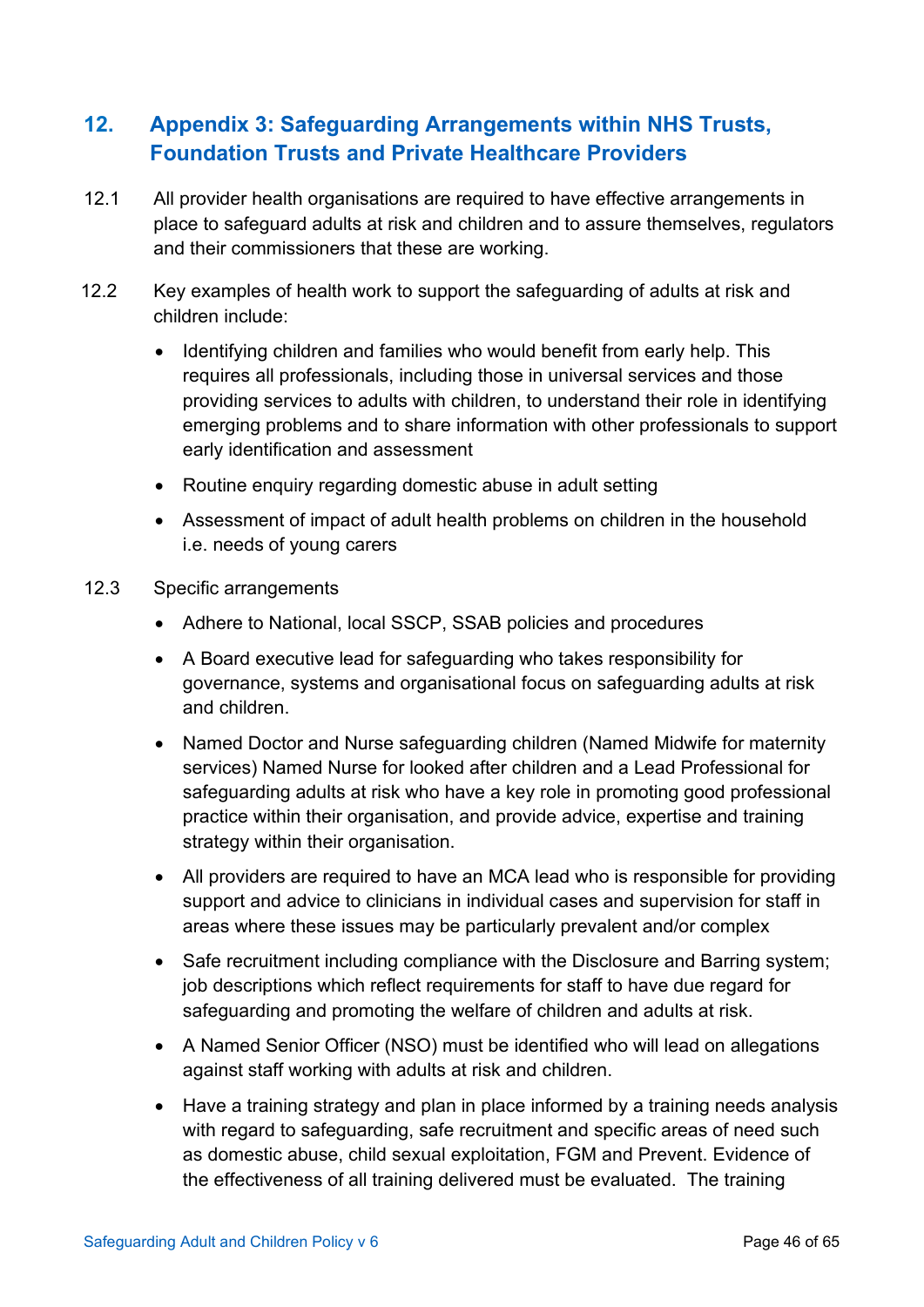## 12. Appendix 3: Safeguarding Arrangements within NHS Trusts, Foundation Trusts and Private Healthcare Providers

12.1 All provider health organisations are required to have effective arrangements in place to safeguard adults at risk and children and to assure themselves, regulators and their commissioners that these are working.

12.2 Key examples of health work to support the safeguarding of adults at risk and children include:

- Identifying children and families who would benefit from early help. This requires all professionals, including those in universal services and those providing services to adults with children, to understand their role in identifying emerging problems and to share information with other professionals to support early identification and assessment
- Routine enquiry regarding domestic abuse in adult setting
- Assessment of impact of adult health problems on children in the household i.e. needs of young carers

12.3 Specific arrangements

- Adhere to National, local SSCP, SSAB policies and procedures
- A Board executive lead for safeguarding who takes responsibility for governance, systems and organisational focus on safeguarding adults at risk and children.
- Named Doctor and Nurse safeguarding children (Named Midwife for maternity services) Named Nurse for looked after children and a Lead Professional for safeguarding adults at risk who have a key role in promoting good professional practice within their organisation, and provide advice, expertise and training strategy within their organisation.
- All providers are required to have an MCA lead who is responsible for providing support and advice to clinicians in individual cases and supervision for staff in areas where these issues may be particularly prevalent and/or complex
- Safe recruitment including compliance with the Disclosure and Barring system; job descriptions which reflect requirements for staff to have due regard for safeguarding and promoting the welfare of children and adults at risk.
- A Named Senior Officer (NSO) must be identified who will lead on allegations against staff working with adults at risk and children.
- Have a training strategy and plan in place informed by a training needs analysis with regard to safeguarding, safe recruitment and specific areas of need such as domestic abuse, child sexual exploitation, FGM and Prevent. Evidence of the effectiveness of all training delivered must be evaluated. The training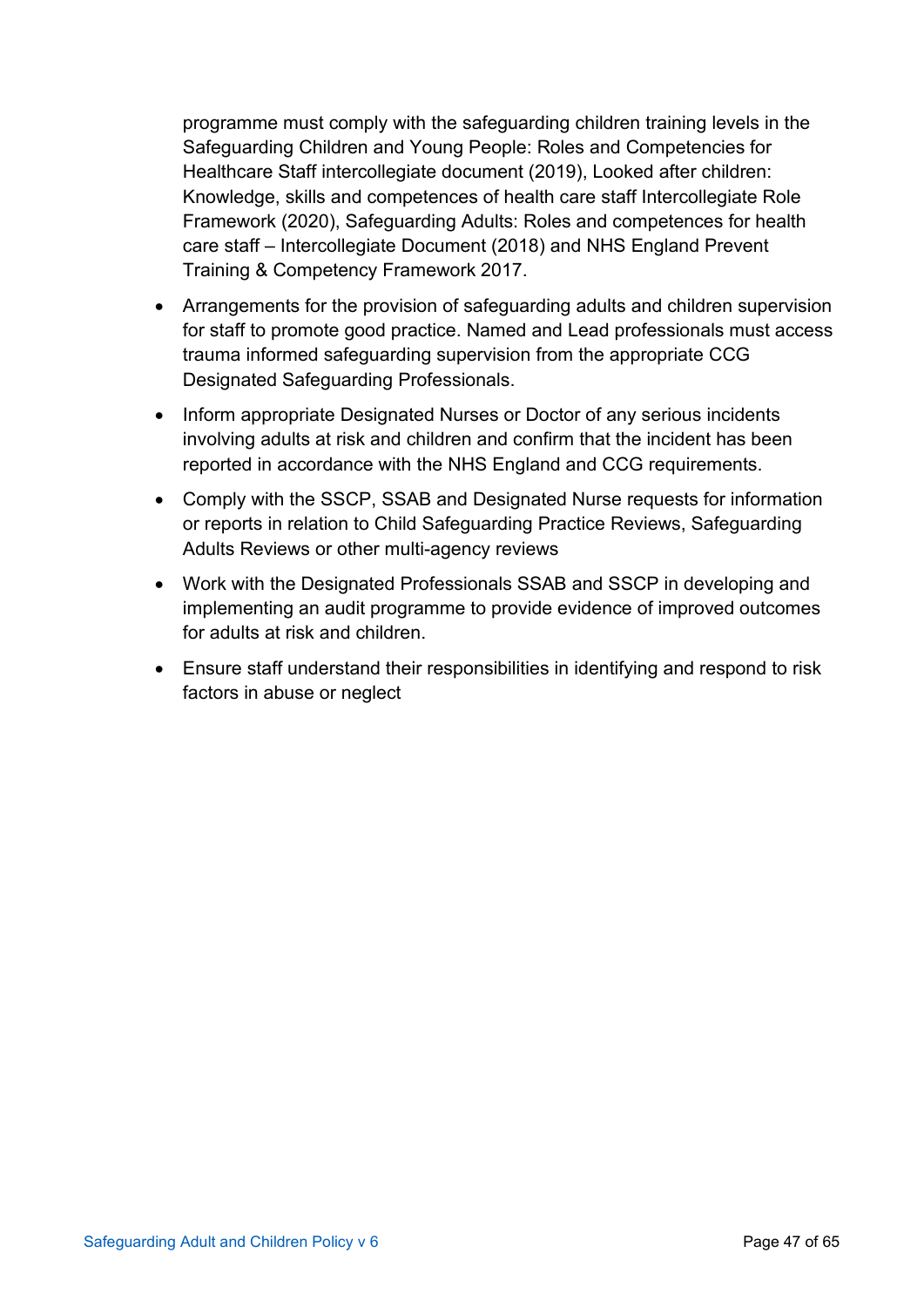programme must comply with the safeguarding children training levels in the Safeguarding Children and Young People: Roles and Competencies for Healthcare Staff intercollegiate document (2019), Looked after children: Knowledge, skills and competences of health care staff Intercollegiate Role Framework (2020), Safeguarding Adults: Roles and competences for health care staff – Intercollegiate Document (2018) and NHS England Prevent Training & Competency Framework 2017.

- Arrangements for the provision of safeguarding adults and children supervision for staff to promote good practice. Named and Lead professionals must access trauma informed safeguarding supervision from the appropriate CCG Designated Safeguarding Professionals.
- Inform appropriate Designated Nurses or Doctor of any serious incidents involving adults at risk and children and confirm that the incident has been reported in accordance with the NHS England and CCG requirements.
- Comply with the SSCP, SSAB and Designated Nurse requests for information or reports in relation to Child Safeguarding Practice Reviews, Safeguarding Adults Reviews or other multi-agency reviews
- Work with the Designated Professionals SSAB and SSCP in developing and implementing an audit programme to provide evidence of improved outcomes for adults at risk and children.
- Ensure staff understand their responsibilities in identifying and respond to risk factors in abuse or neglect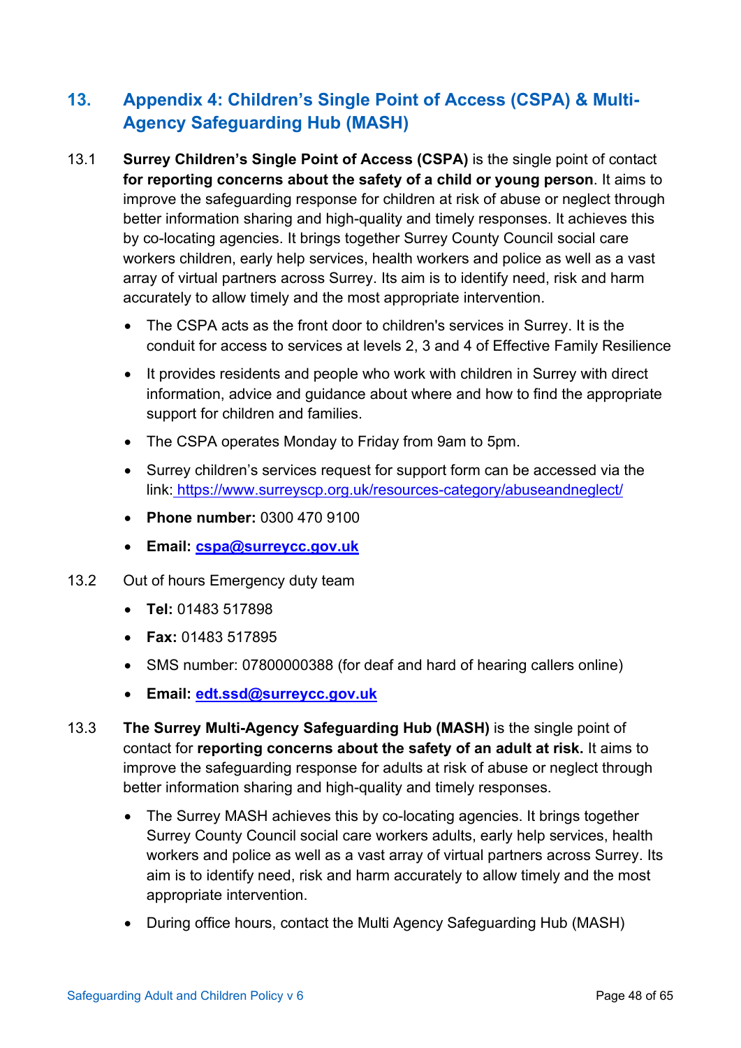## 13. Appendix 4: Children's Single Point of Access (CSPA) & Multi-Agency Safeguarding Hub (MASH)

13.1 **Surrey Children's Single Point of Access (CSPA)** is the single point of contact **for reporting concerns about the safety of a child or young person**. It aims to improve the safeguarding response for children at risk of abuse or neglect through better information sharing and high-quality and timely responses. It achieves this by co-locating agencies. It brings together Surrey County Council social care workers children, early help services, health workers and police as well as a vast array of virtual partners across Surrey. Its aim is to identify need, risk and harm accurately to allow timely and the most appropriate intervention.

- The CSPA acts as the front door to children's services in Surrey. It is the conduit for access to services at levels 2, 3 and 4 of Effective Family Resilience
- It provides residents and people who work with children in Surrey with direct information, advice and guidance about where and how to find the appropriate support for children and families.
- The CSPA operates Monday to Friday from 9am to 5pm.
- Surrey children's services request for support form can be accessed via the link: https://www.surreyscp.org.uk/resources-category/abuseandneglect/
- **Phone number:** 0300 470 9100
- **Email: cspa@surreycc.gov.uk**

13.2 Out of hours Emergency duty team

- **Tel:** 01483 517898
- **Fax:** 01483 517895
- SMS number: 07800000388 (for deaf and hard of hearing callers online)
- **Email: edt.ssd@surreycc.gov.uk**

13.3 **The Surrey Multi-Agency Safeguarding Hub (MASH)** is the single point of contact for **reporting concerns about the safety of an adult at risk.** It aims to improve the safeguarding response for adults at risk of abuse or neglect through better information sharing and high-quality and timely responses.

- The Surrey MASH achieves this by co-locating agencies. It brings together Surrey County Council social care workers adults, early help services, health workers and police as well as a vast array of virtual partners across Surrey. Its aim is to identify need, risk and harm accurately to allow timely and the most appropriate intervention.
- During office hours, contact the Multi Agency Safeguarding Hub (MASH)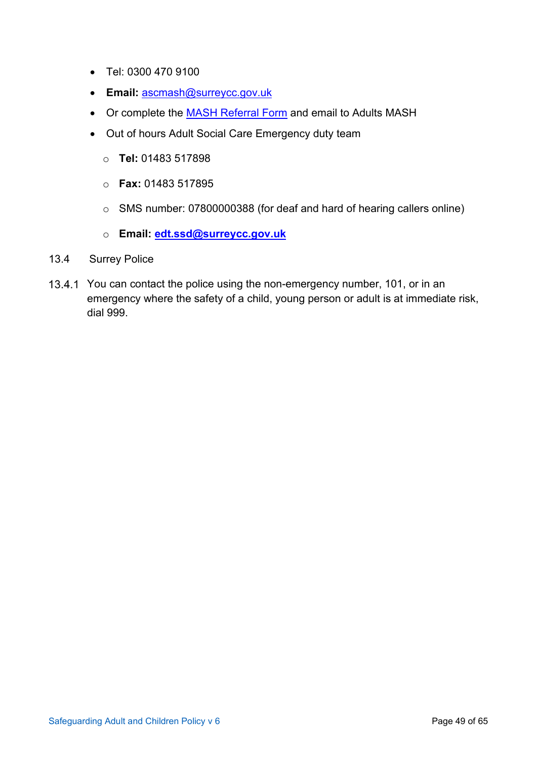- Tel: 0300 470 9100
- **Email:** ascmash@surreycc.gov.uk
- Or complete the MASH Referral Form and email to Adults MASH
- Out of hours Adult Social Care Emergency duty team
  - **Tel:** 01483 517898
  - **Fax:** 01483 517895
  - SMS number: 07800000388 (for deaf and hard of hearing callers online)
  - **Email: edt.ssd@surreycc.gov.uk**

## 13.4 Surrey Police

13.4.1 You can contact the police using the non-emergency number, 101, or in an emergency where the safety of a child, young person or adult is at immediate risk, dial 999.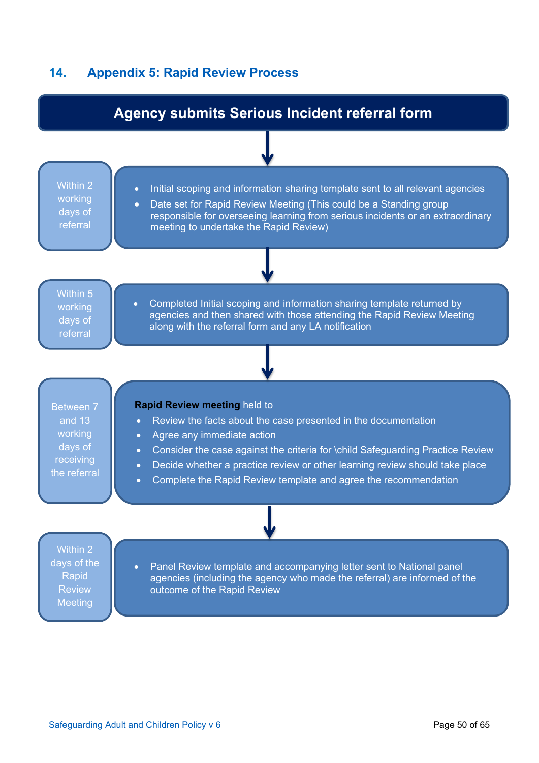## 14. Appendix 5: Rapid Review Process

**Agency submits Serious Incident referral form**

↓

**Within 2 working days of referral**

- Initial scoping and information sharing template sent to all relevant agencies
- Date set for Rapid Review Meeting (This could be a Standing group responsible for overseeing learning from serious incidents or an extraordinary meeting to undertake the Rapid Review)

↓

**Within 5 working days of referral**

- Completed Initial scoping and information sharing template returned by agencies and then shared with those attending the Rapid Review Meeting along with the referral form and any LA notification

↓

**Between 7 and 13 working days of receiving the referral**

**Rapid Review meeting** held to

- Review the facts about the case presented in the documentation
- Agree any immediate action
- Consider the case against the criteria for \child Safeguarding Practice Review
- Decide whether a practice review or other learning review should take place
- Complete the Rapid Review template and agree the recommendation

↓

**Within 2 days of the Rapid Review Meeting**

- Panel Review template and accompanying letter sent to National panel agencies (including the agency who made the referral) are informed of the outcome of the Rapid Review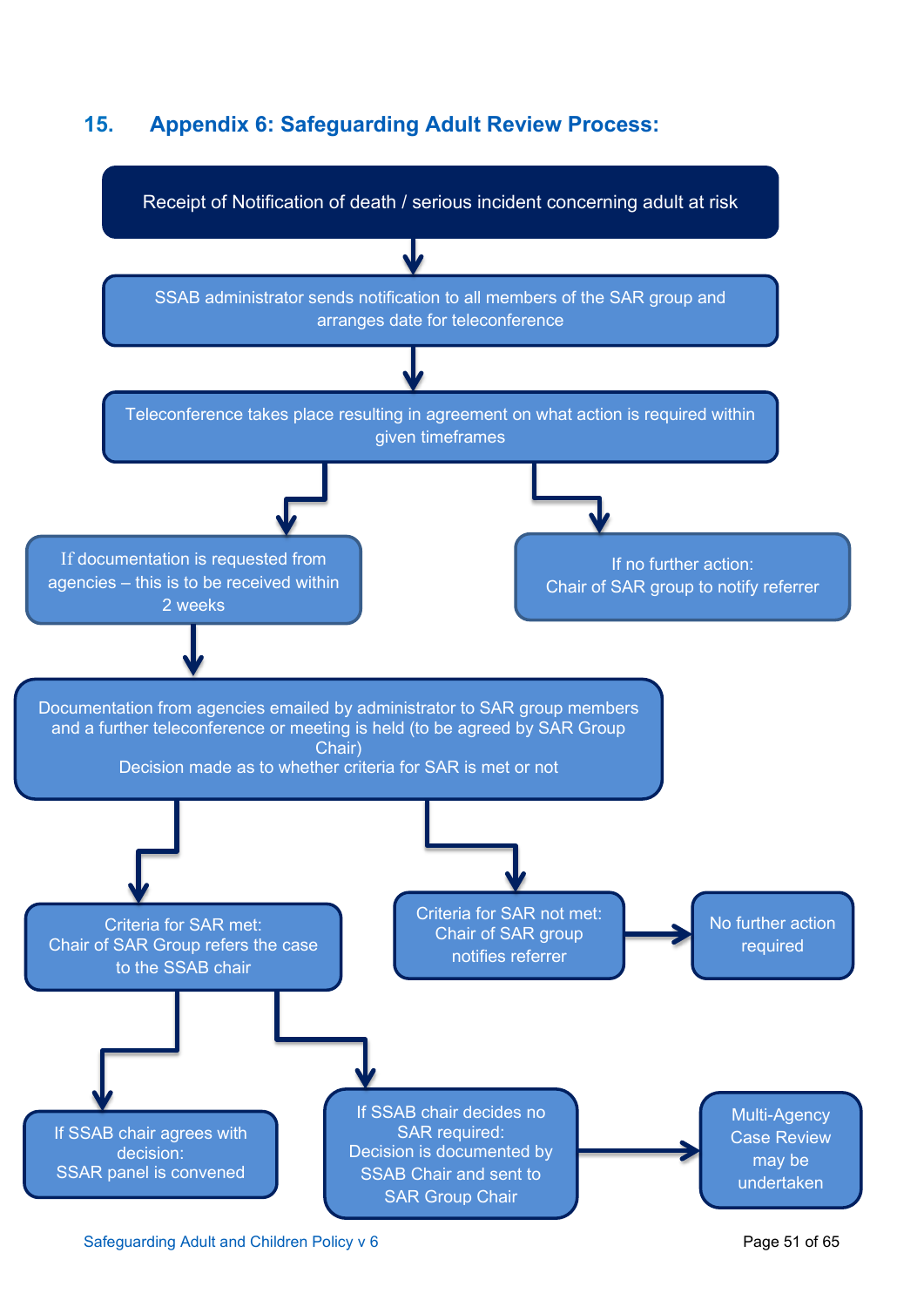## 15. Appendix 6: Safeguarding Adult Review Process:

Receipt of Notification of death / serious incident concerning adult at risk

↓

SSAB administrator sends notification to all members of the SAR group and arranges date for teleconference

↓

Teleconference takes place resulting in agreement on what action is required within given timeframes

↓

- If documentation is requested from agencies – this is to be received within 2 weeks
- If no further action: Chair of SAR group to notify referrer

↓ (from "If documentation is requested")

Documentation from agencies emailed by administrator to SAR group members and a further teleconference or meeting is held (to be agreed by SAR Group Chair)
Decision made as to whether criteria for SAR is met or not

↓

- Criteria for SAR met: Chair of SAR Group refers the case to the SSAB chair
- Criteria for SAR not met: Chair of SAR group notifies referrer → No further action required

↓ (from "Criteria for SAR met")

- If SSAB chair agrees with decision: SSAR panel is convened
- If SSAB chair decides no SAR required: Decision is documented by SSAB Chair and sent to SAR Group Chair → Multi-Agency Case Review may be undertaken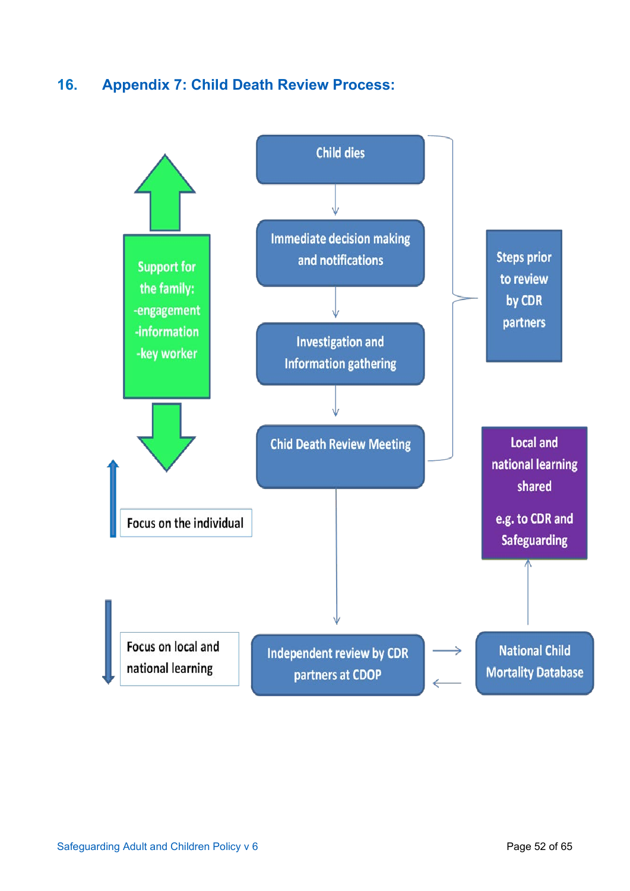## 16. Appendix 7: Child Death Review Process:

Child dies

Immediate decision making and notifications

Investigation and Information gathering

Chid Death Review Meeting

Steps prior to review by CDR partners

Support for the family:
-engagement
-information
-key worker

Focus on the individual

Focus on local and national learning

Independent review by CDR partners at CDOP

National Child Mortality Database

Local and national learning shared

e.g. to CDR and Safeguarding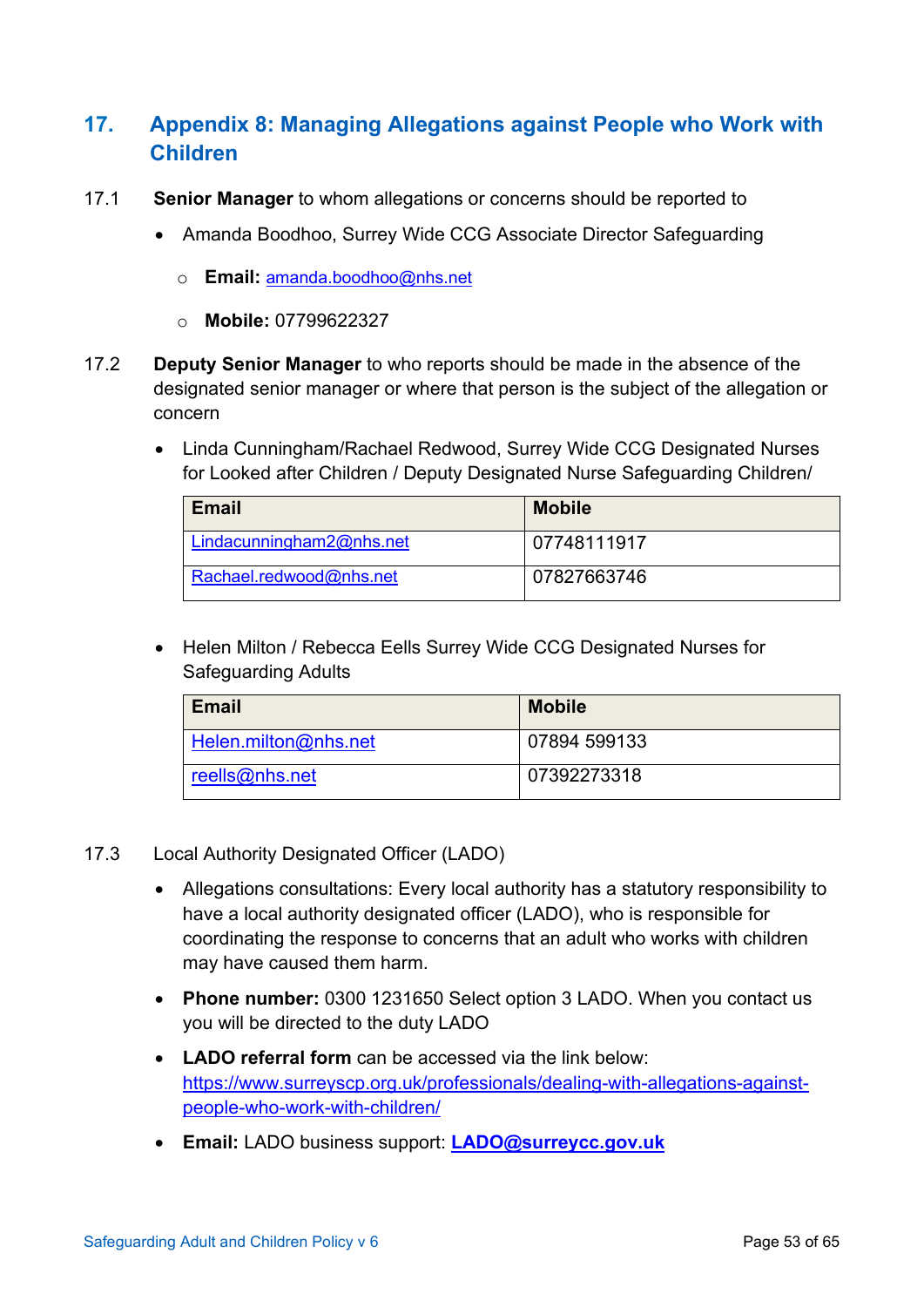## 17. Appendix 8: Managing Allegations against People who Work with Children

17.1 **Senior Manager** to whom allegations or concerns should be reported to

- Amanda Boodhoo, Surrey Wide CCG Associate Director Safeguarding
  - **Email:** amanda.boodhoo@nhs.net
  - **Mobile:** 07799622327

17.2 **Deputy Senior Manager** to who reports should be made in the absence of the designated senior manager or where that person is the subject of the allegation or concern

- Linda Cunningham/Rachael Redwood, Surrey Wide CCG Designated Nurses for Looked after Children / Deputy Designated Nurse Safeguarding Children/

| Email | Mobile |
|---|---|
| Lindacunningham2@nhs.net | 07748111917 |
| Rachael.redwood@nhs.net | 07827663746 |

- Helen Milton / Rebecca Eells Surrey Wide CCG Designated Nurses for Safeguarding Adults

| Email | Mobile |
|---|---|
| Helen.milton@nhs.net | 07894 599133 |
| reells@nhs.net | 07392273318 |

17.3 Local Authority Designated Officer (LADO)

- Allegations consultations: Every local authority has a statutory responsibility to have a local authority designated officer (LADO), who is responsible for coordinating the response to concerns that an adult who works with children may have caused them harm.
- **Phone number:** 0300 1231650 Select option 3 LADO. When you contact us you will be directed to the duty LADO
- **LADO referral form** can be accessed via the link below: https://www.surreyscp.org.uk/professionals/dealing-with-allegations-against-people-who-work-with-children/
- **Email:** LADO business support: **LADO@surreycc.gov.uk**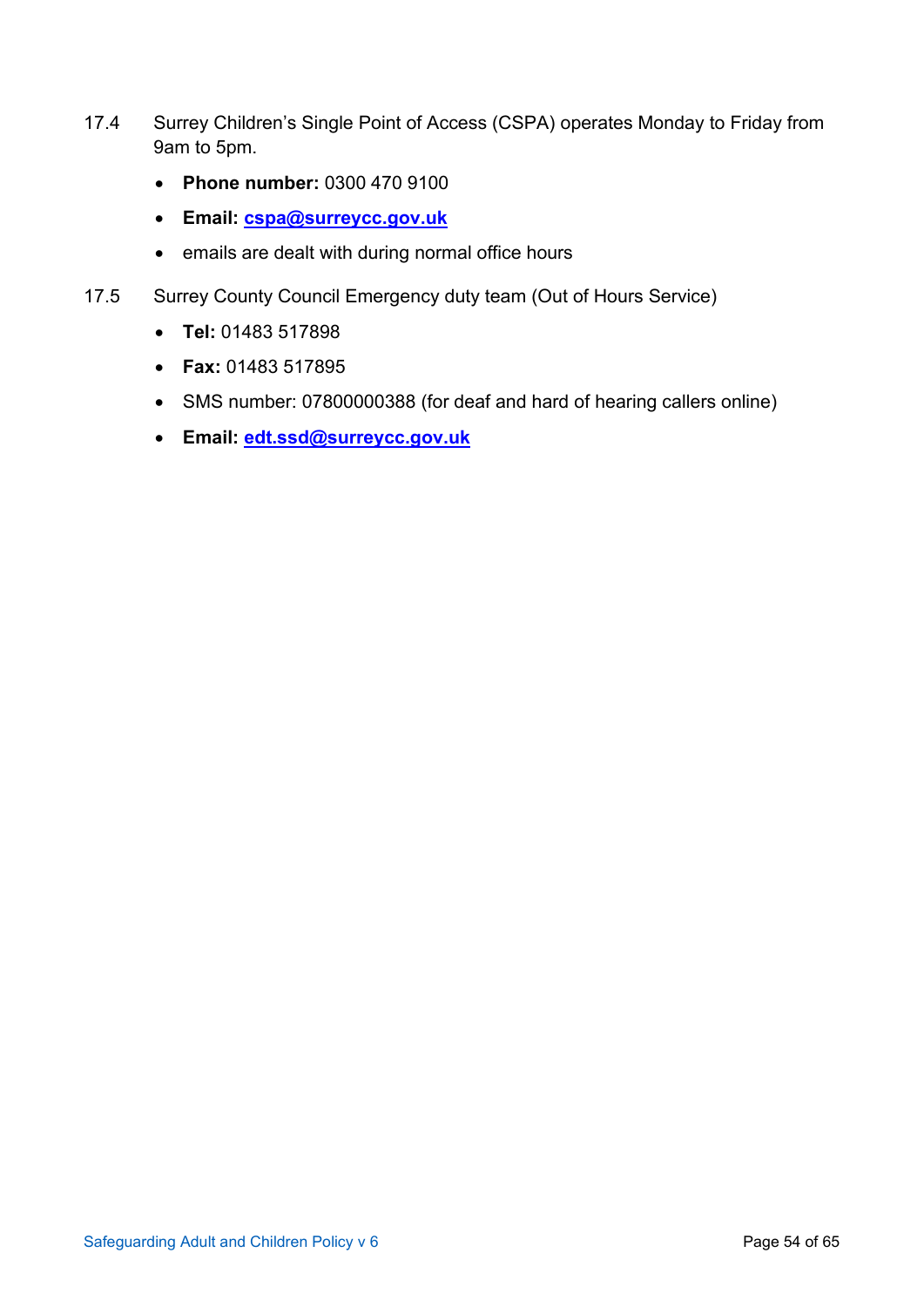17.4 Surrey Children's Single Point of Access (CSPA) operates Monday to Friday from 9am to 5pm.

- **Phone number:** 0300 470 9100
- **Email:** **cspa@surreycc.gov.uk**
- emails are dealt with during normal office hours

17.5 Surrey County Council Emergency duty team (Out of Hours Service)

- **Tel:** 01483 517898
- **Fax:** 01483 517895
- SMS number: 07800000388 (for deaf and hard of hearing callers online)
- **Email:** **edt.ssd@surreycc.gov.uk**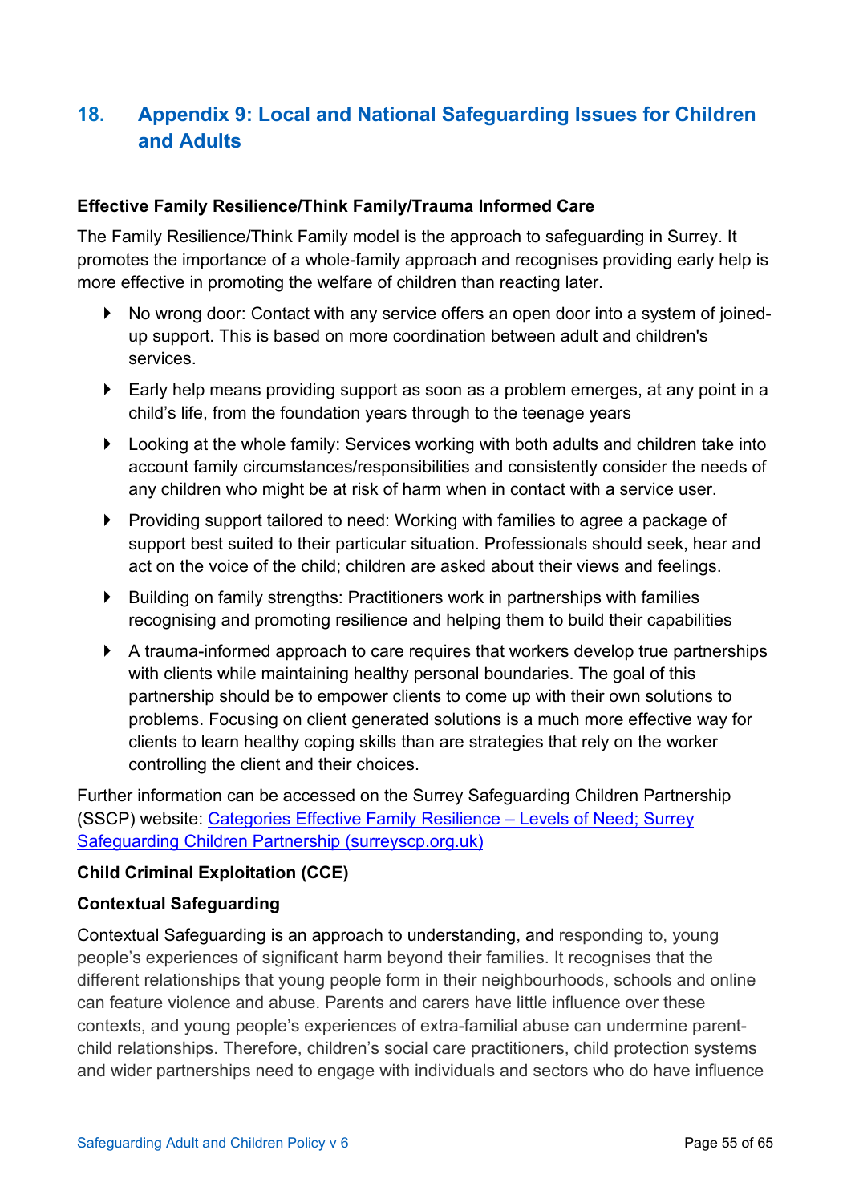## 18. Appendix 9: Local and National Safeguarding Issues for Children and Adults

**Effective Family Resilience/Think Family/Trauma Informed Care**

The Family Resilience/Think Family model is the approach to safeguarding in Surrey. It promotes the importance of a whole-family approach and recognises providing early help is more effective in promoting the welfare of children than reacting later.

- No wrong door: Contact with any service offers an open door into a system of joined-up support. This is based on more coordination between adult and children's services.
- Early help means providing support as soon as a problem emerges, at any point in a child's life, from the foundation years through to the teenage years
- Looking at the whole family: Services working with both adults and children take into account family circumstances/responsibilities and consistently consider the needs of any children who might be at risk of harm when in contact with a service user.
- Providing support tailored to need: Working with families to agree a package of support best suited to their particular situation. Professionals should seek, hear and act on the voice of the child; children are asked about their views and feelings.
- Building on family strengths: Practitioners work in partnerships with families recognising and promoting resilience and helping them to build their capabilities
- A trauma-informed approach to care requires that workers develop true partnerships with clients while maintaining healthy personal boundaries. The goal of this partnership should be to empower clients to come up with their own solutions to problems. Focusing on client generated solutions is a much more effective way for clients to learn healthy coping skills than are strategies that rely on the worker controlling the client and their choices.

Further information can be accessed on the Surrey Safeguarding Children Partnership (SSCP) website: [Categories Effective Family Resilience – Levels of Need; Surrey Safeguarding Children Partnership (surreyscp.org.uk)]

**Child Criminal Exploitation (CCE)**

**Contextual Safeguarding**

Contextual Safeguarding is an approach to understanding, and responding to, young people's experiences of significant harm beyond their families. It recognises that the different relationships that young people form in their neighbourhoods, schools and online can feature violence and abuse. Parents and carers have little influence over these contexts, and young people's experiences of extra-familial abuse can undermine parent-child relationships. Therefore, children's social care practitioners, child protection systems and wider partnerships need to engage with individuals and sectors who do have influence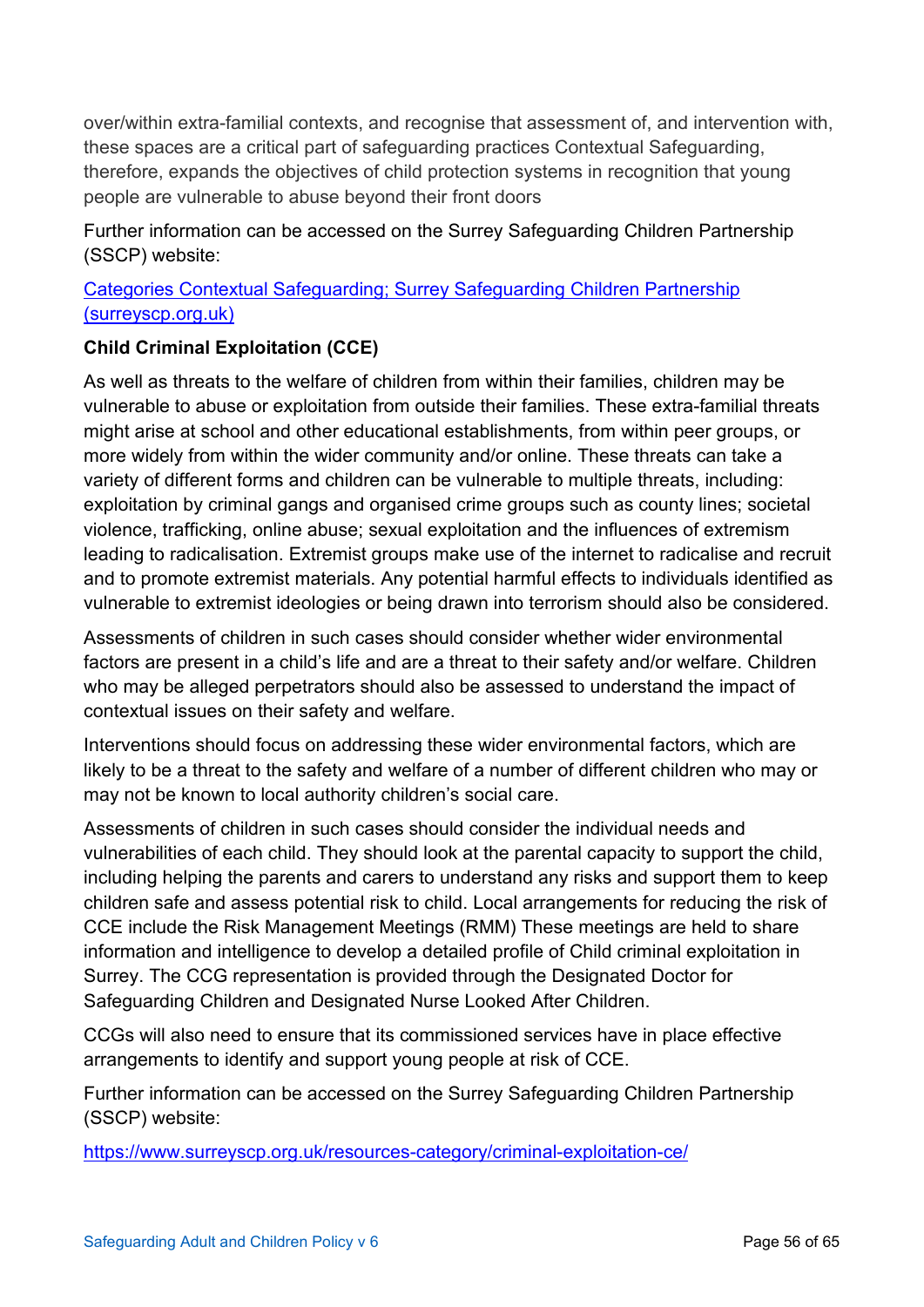over/within extra-familial contexts, and recognise that assessment of, and intervention with, these spaces are a critical part of safeguarding practices Contextual Safeguarding, therefore, expands the objectives of child protection systems in recognition that young people are vulnerable to abuse beyond their front doors

Further information can be accessed on the Surrey Safeguarding Children Partnership (SSCP) website:

[Categories Contextual Safeguarding; Surrey Safeguarding Children Partnership (surreyscp.org.uk)](https://www.surreyscp.org.uk)

**Child Criminal Exploitation (CCE)**

As well as threats to the welfare of children from within their families, children may be vulnerable to abuse or exploitation from outside their families. These extra-familial threats might arise at school and other educational establishments, from within peer groups, or more widely from within the wider community and/or online. These threats can take a variety of different forms and children can be vulnerable to multiple threats, including: exploitation by criminal gangs and organised crime groups such as county lines; societal violence, trafficking, online abuse; sexual exploitation and the influences of extremism leading to radicalisation. Extremist groups make use of the internet to radicalise and recruit and to promote extremist materials. Any potential harmful effects to individuals identified as vulnerable to extremist ideologies or being drawn into terrorism should also be considered.

Assessments of children in such cases should consider whether wider environmental factors are present in a child's life and are a threat to their safety and/or welfare. Children who may be alleged perpetrators should also be assessed to understand the impact of contextual issues on their safety and welfare.

Interventions should focus on addressing these wider environmental factors, which are likely to be a threat to the safety and welfare of a number of different children who may or may not be known to local authority children's social care.

Assessments of children in such cases should consider the individual needs and vulnerabilities of each child. They should look at the parental capacity to support the child, including helping the parents and carers to understand any risks and support them to keep children safe and assess potential risk to child. Local arrangements for reducing the risk of CCE include the Risk Management Meetings (RMM) These meetings are held to share information and intelligence to develop a detailed profile of Child criminal exploitation in Surrey. The CCG representation is provided through the Designated Doctor for Safeguarding Children and Designated Nurse Looked After Children.

CCGs will also need to ensure that its commissioned services have in place effective arrangements to identify and support young people at risk of CCE.

Further information can be accessed on the Surrey Safeguarding Children Partnership (SSCP) website:

[https://www.surreyscp.org.uk/resources-category/criminal-exploitation-ce/](https://www.surreyscp.org.uk/resources-category/criminal-exploitation-ce/)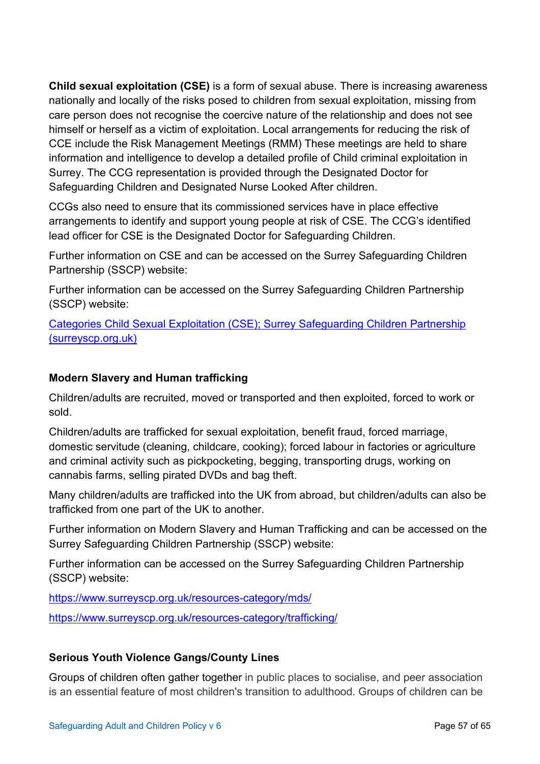**Child sexual exploitation (CSE)** is a form of sexual abuse. There is increasing awareness nationally and locally of the risks posed to children from sexual exploitation, missing from care person does not recognise the coercive nature of the relationship and does not see himself or herself as a victim of exploitation. Local arrangements for reducing the risk of CCE include the Risk Management Meetings (RMM) These meetings are held to share information and intelligence to develop a detailed profile of Child criminal exploitation in Surrey. The CCG representation is provided through the Designated Doctor for Safeguarding Children and Designated Nurse Looked After children.

CCGs also need to ensure that its commissioned services have in place effective arrangements to identify and support young people at risk of CSE. The CCG's identified lead officer for CSE is the Designated Doctor for Safeguarding Children.

Further information on CSE and can be accessed on the Surrey Safeguarding Children Partnership (SSCP) website:

Further information can be accessed on the Surrey Safeguarding Children Partnership (SSCP) website:

Categories Child Sexual Exploitation (CSE); Surrey Safeguarding Children Partnership (surreyscp.org.uk)

### Modern Slavery and Human trafficking

Children/adults are recruited, moved or transported and then exploited, forced to work or sold.

Children/adults are trafficked for sexual exploitation, benefit fraud, forced marriage, domestic servitude (cleaning, childcare, cooking); forced labour in factories or agriculture and criminal activity such as pickpocketing, begging, transporting drugs, working on cannabis farms, selling pirated DVDs and bag theft.

Many children/adults are trafficked into the UK from abroad, but children/adults can also be trafficked from one part of the UK to another.

Further information on Modern Slavery and Human Trafficking and can be accessed on the Surrey Safeguarding Children Partnership (SSCP) website:

Further information can be accessed on the Surrey Safeguarding Children Partnership (SSCP) website:

https://www.surreyscp.org.uk/resources-category/mds/

https://www.surreyscp.org.uk/resources-category/trafficking/

### Serious Youth Violence Gangs/County Lines

Groups of children often gather together in public places to socialise, and peer association is an essential feature of most children's transition to adulthood. Groups of children can be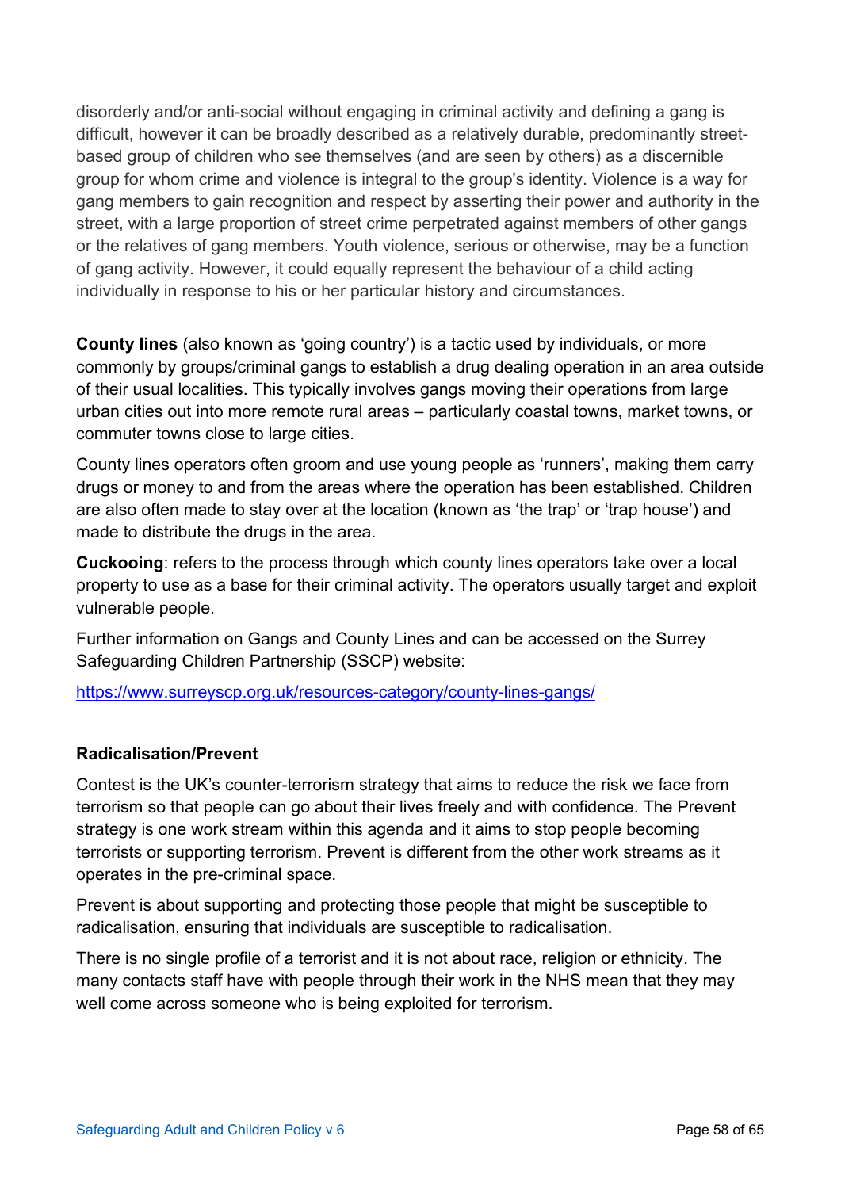disorderly and/or anti-social without engaging in criminal activity and defining a gang is difficult, however it can be broadly described as a relatively durable, predominantly street-based group of children who see themselves (and are seen by others) as a discernible group for whom crime and violence is integral to the group's identity. Violence is a way for gang members to gain recognition and respect by asserting their power and authority in the street, with a large proportion of street crime perpetrated against members of other gangs or the relatives of gang members. Youth violence, serious or otherwise, may be a function of gang activity. However, it could equally represent the behaviour of a child acting individually in response to his or her particular history and circumstances.

**County lines** (also known as 'going country') is a tactic used by individuals, or more commonly by groups/criminal gangs to establish a drug dealing operation in an area outside of their usual localities. This typically involves gangs moving their operations from large urban cities out into more remote rural areas – particularly coastal towns, market towns, or commuter towns close to large cities.

County lines operators often groom and use young people as 'runners', making them carry drugs or money to and from the areas where the operation has been established. Children are also often made to stay over at the location (known as 'the trap' or 'trap house') and made to distribute the drugs in the area.

**Cuckooing**: refers to the process through which county lines operators take over a local property to use as a base for their criminal activity. The operators usually target and exploit vulnerable people.

Further information on Gangs and County Lines and can be accessed on the Surrey Safeguarding Children Partnership (SSCP) website:

https://www.surreyscp.org.uk/resources-category/county-lines-gangs/

**Radicalisation/Prevent**

Contest is the UK's counter-terrorism strategy that aims to reduce the risk we face from terrorism so that people can go about their lives freely and with confidence. The Prevent strategy is one work stream within this agenda and it aims to stop people becoming terrorists or supporting terrorism. Prevent is different from the other work streams as it operates in the pre-criminal space.

Prevent is about supporting and protecting those people that might be susceptible to radicalisation, ensuring that individuals are susceptible to radicalisation.

There is no single profile of a terrorist and it is not about race, religion or ethnicity. The many contacts staff have with people through their work in the NHS mean that they may well come across someone who is being exploited for terrorism.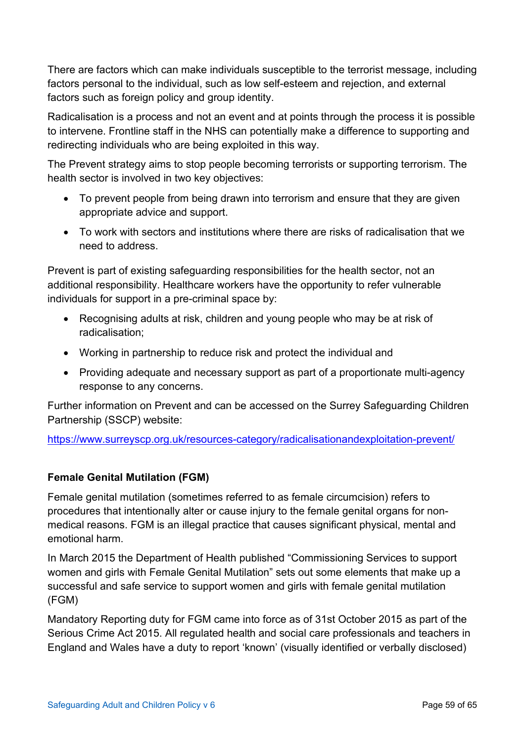There are factors which can make individuals susceptible to the terrorist message, including factors personal to the individual, such as low self-esteem and rejection, and external factors such as foreign policy and group identity.

Radicalisation is a process and not an event and at points through the process it is possible to intervene. Frontline staff in the NHS can potentially make a difference to supporting and redirecting individuals who are being exploited in this way.

The Prevent strategy aims to stop people becoming terrorists or supporting terrorism. The health sector is involved in two key objectives:

- To prevent people from being drawn into terrorism and ensure that they are given appropriate advice and support.
- To work with sectors and institutions where there are risks of radicalisation that we need to address.

Prevent is part of existing safeguarding responsibilities for the health sector, not an additional responsibility. Healthcare workers have the opportunity to refer vulnerable individuals for support in a pre-criminal space by:

- Recognising adults at risk, children and young people who may be at risk of radicalisation;
- Working in partnership to reduce risk and protect the individual and
- Providing adequate and necessary support as part of a proportionate multi-agency response to any concerns.

Further information on Prevent and can be accessed on the Surrey Safeguarding Children Partnership (SSCP) website:

https://www.surreyscp.org.uk/resources-category/radicalisationandexploitation-prevent/

**Female Genital Mutilation (FGM)**

Female genital mutilation (sometimes referred to as female circumcision) refers to procedures that intentionally alter or cause injury to the female genital organs for non-medical reasons. FGM is an illegal practice that causes significant physical, mental and emotional harm.

In March 2015 the Department of Health published "Commissioning Services to support women and girls with Female Genital Mutilation" sets out some elements that make up a successful and safe service to support women and girls with female genital mutilation (FGM)

Mandatory Reporting duty for FGM came into force as of 31st October 2015 as part of the Serious Crime Act 2015. All regulated health and social care professionals and teachers in England and Wales have a duty to report 'known' (visually identified or verbally disclosed)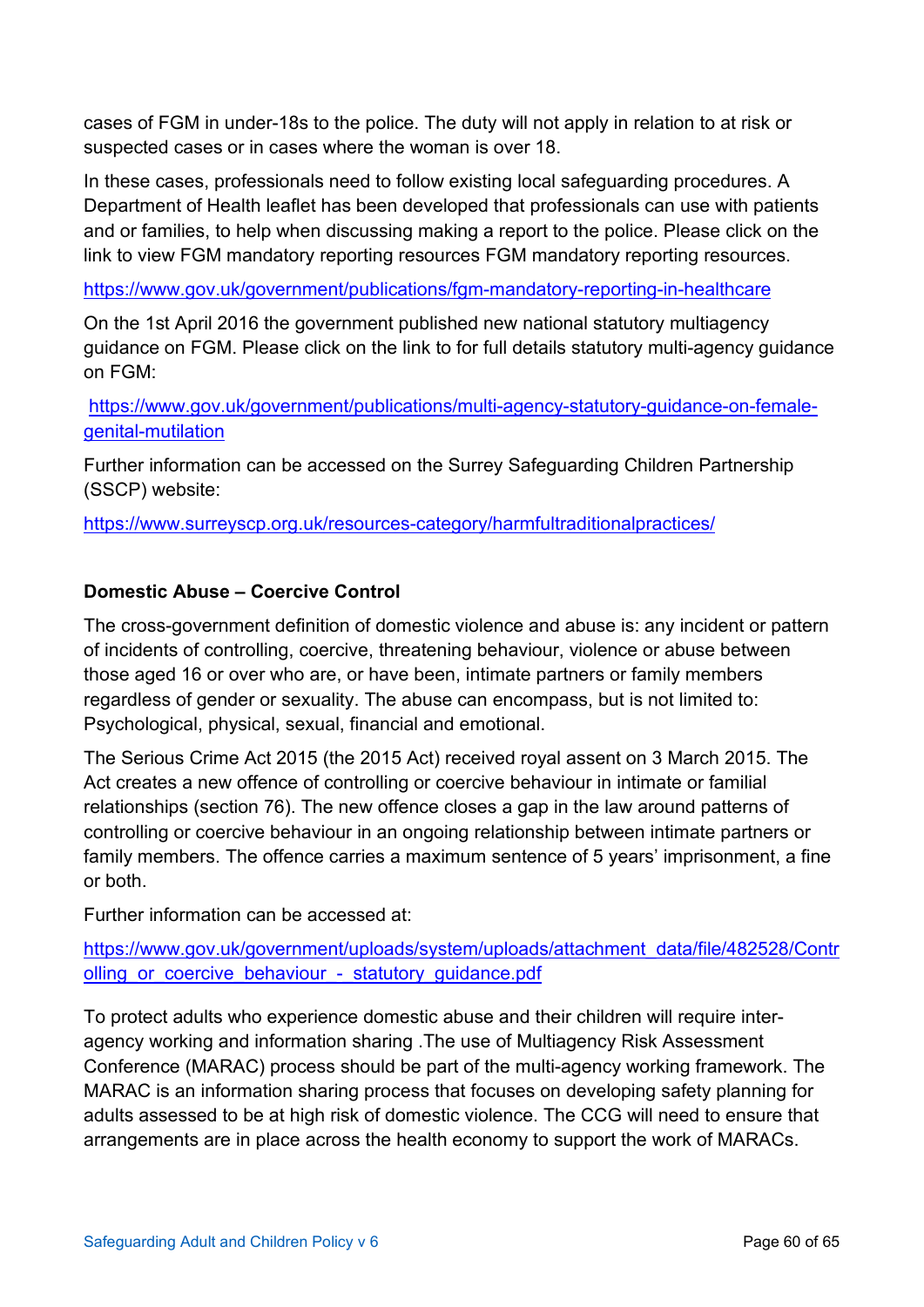cases of FGM in under-18s to the police. The duty will not apply in relation to at risk or suspected cases or in cases where the woman is over 18.

In these cases, professionals need to follow existing local safeguarding procedures. A Department of Health leaflet has been developed that professionals can use with patients and or families, to help when discussing making a report to the police. Please click on the link to view FGM mandatory reporting resources FGM mandatory reporting resources.

https://www.gov.uk/government/publications/fgm-mandatory-reporting-in-healthcare

On the 1st April 2016 the government published new national statutory multiagency guidance on FGM. Please click on the link to for full details statutory multi-agency guidance on FGM:

https://www.gov.uk/government/publications/multi-agency-statutory-guidance-on-female-genital-mutilation

Further information can be accessed on the Surrey Safeguarding Children Partnership (SSCP) website:

https://www.surreyscp.org.uk/resources-category/harmfultraditionalpractices/

**Domestic Abuse – Coercive Control**

The cross-government definition of domestic violence and abuse is: any incident or pattern of incidents of controlling, coercive, threatening behaviour, violence or abuse between those aged 16 or over who are, or have been, intimate partners or family members regardless of gender or sexuality. The abuse can encompass, but is not limited to: Psychological, physical, sexual, financial and emotional.

The Serious Crime Act 2015 (the 2015 Act) received royal assent on 3 March 2015. The Act creates a new offence of controlling or coercive behaviour in intimate or familial relationships (section 76). The new offence closes a gap in the law around patterns of controlling or coercive behaviour in an ongoing relationship between intimate partners or family members. The offence carries a maximum sentence of 5 years' imprisonment, a fine or both.

Further information can be accessed at:

https://www.gov.uk/government/uploads/system/uploads/attachment_data/file/482528/Controlling_or_coercive_behaviour_-_statutory_guidance.pdf

To protect adults who experience domestic abuse and their children will require inter-agency working and information sharing .The use of Multiagency Risk Assessment Conference (MARAC) process should be part of the multi-agency working framework. The MARAC is an information sharing process that focuses on developing safety planning for adults assessed to be at high risk of domestic violence. The CCG will need to ensure that arrangements are in place across the health economy to support the work of MARACs.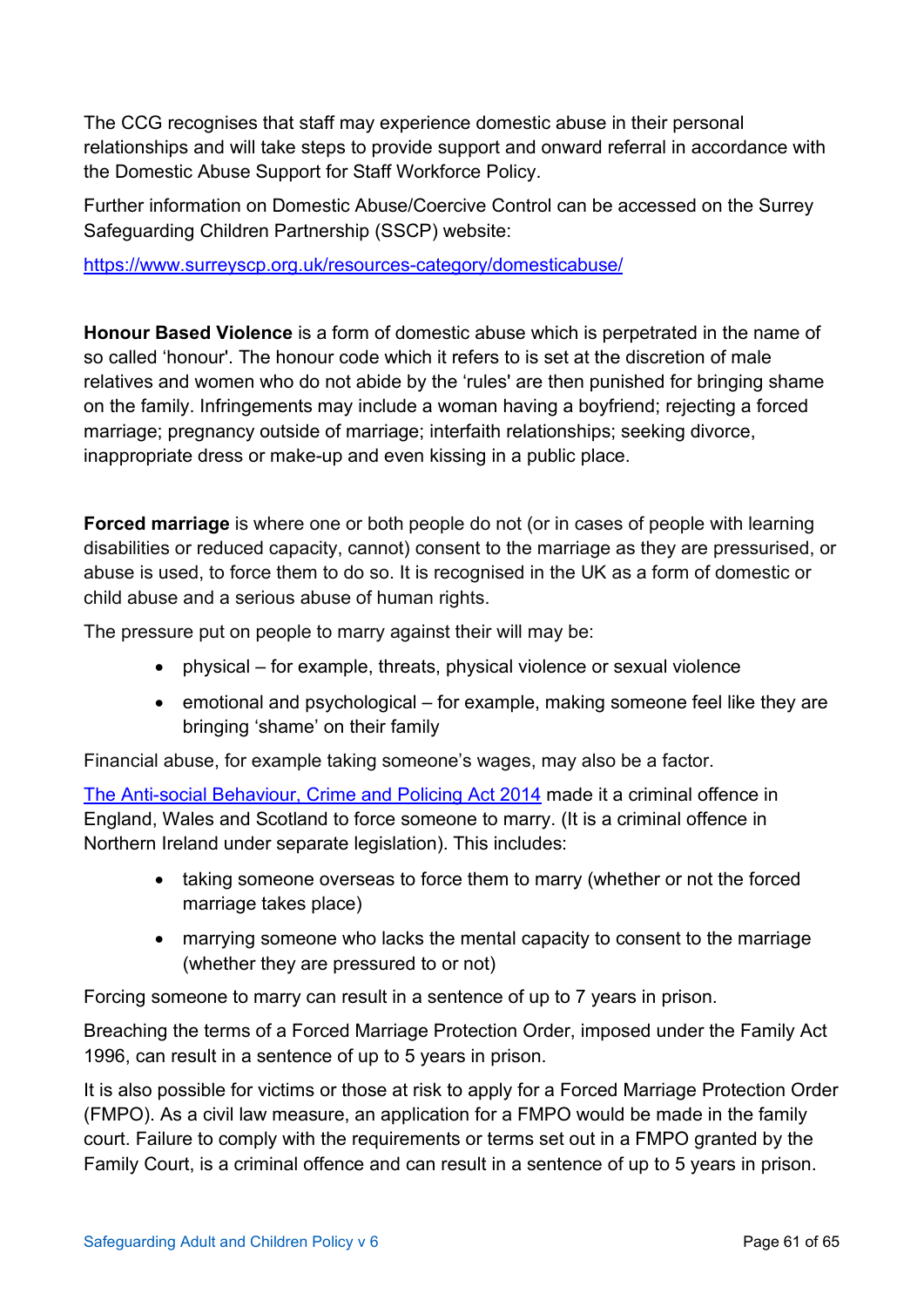The CCG recognises that staff may experience domestic abuse in their personal relationships and will take steps to provide support and onward referral in accordance with the Domestic Abuse Support for Staff Workforce Policy.

Further information on Domestic Abuse/Coercive Control can be accessed on the Surrey Safeguarding Children Partnership (SSCP) website:

https://www.surreyscp.org.uk/resources-category/domesticabuse/

**Honour Based Violence** is a form of domestic abuse which is perpetrated in the name of so called 'honour'. The honour code which it refers to is set at the discretion of male relatives and women who do not abide by the 'rules' are then punished for bringing shame on the family. Infringements may include a woman having a boyfriend; rejecting a forced marriage; pregnancy outside of marriage; interfaith relationships; seeking divorce, inappropriate dress or make-up and even kissing in a public place.

**Forced marriage** is where one or both people do not (or in cases of people with learning disabilities or reduced capacity, cannot) consent to the marriage as they are pressurised, or abuse is used, to force them to do so. It is recognised in the UK as a form of domestic or child abuse and a serious abuse of human rights.

The pressure put on people to marry against their will may be:

- physical – for example, threats, physical violence or sexual violence
- emotional and psychological – for example, making someone feel like they are bringing 'shame' on their family

Financial abuse, for example taking someone's wages, may also be a factor.

The Anti-social Behaviour, Crime and Policing Act 2014 made it a criminal offence in England, Wales and Scotland to force someone to marry. (It is a criminal offence in Northern Ireland under separate legislation). This includes:

- taking someone overseas to force them to marry (whether or not the forced marriage takes place)
- marrying someone who lacks the mental capacity to consent to the marriage (whether they are pressured to or not)

Forcing someone to marry can result in a sentence of up to 7 years in prison.

Breaching the terms of a Forced Marriage Protection Order, imposed under the Family Act 1996, can result in a sentence of up to 5 years in prison.

It is also possible for victims or those at risk to apply for a Forced Marriage Protection Order (FMPO). As a civil law measure, an application for a FMPO would be made in the family court. Failure to comply with the requirements or terms set out in a FMPO granted by the Family Court, is a criminal offence and can result in a sentence of up to 5 years in prison.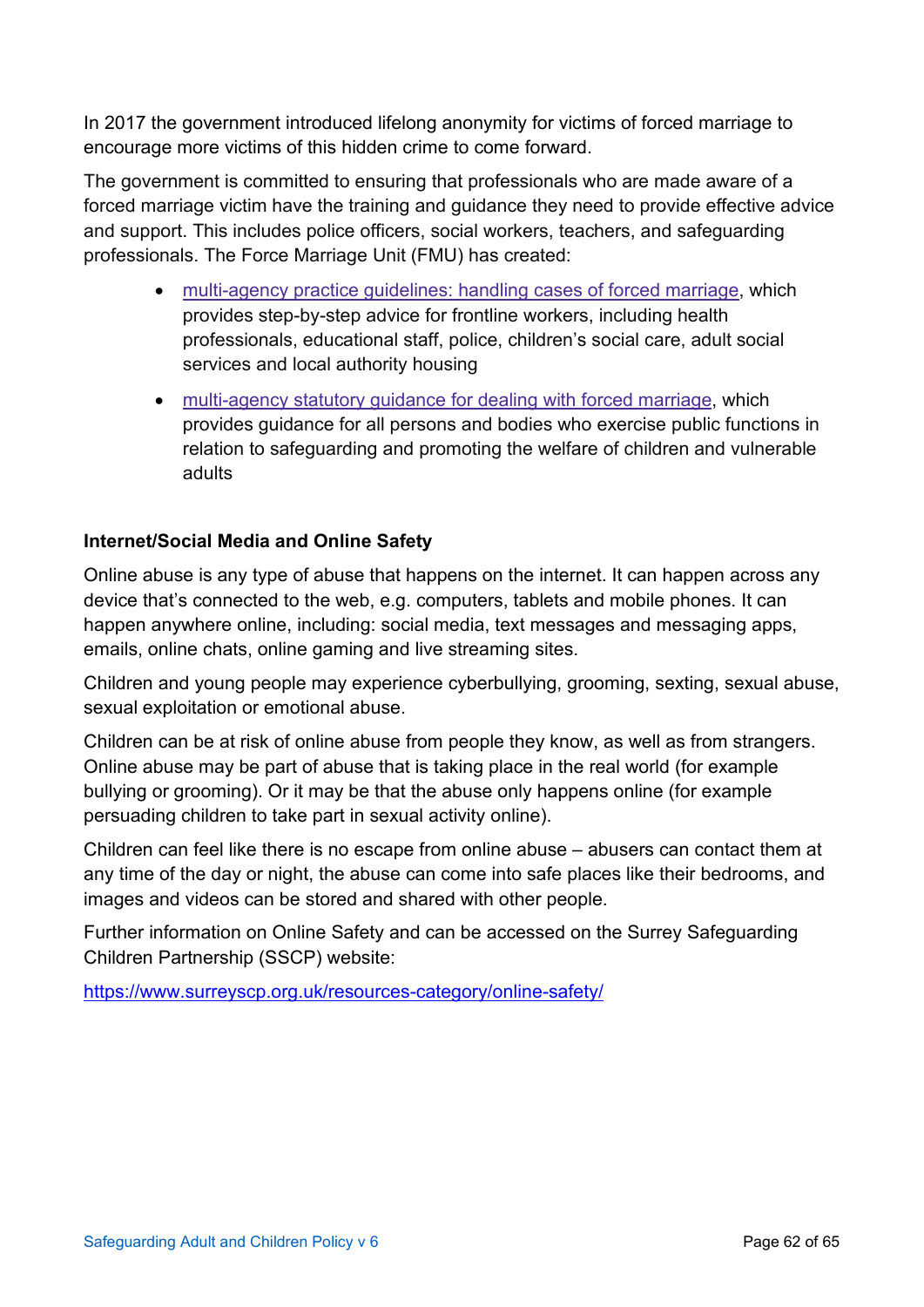In 2017 the government introduced lifelong anonymity for victims of forced marriage to encourage more victims of this hidden crime to come forward.

The government is committed to ensuring that professionals who are made aware of a forced marriage victim have the training and guidance they need to provide effective advice and support. This includes police officers, social workers, teachers, and safeguarding professionals. The Force Marriage Unit (FMU) has created:

- multi-agency practice guidelines: handling cases of forced marriage, which provides step-by-step advice for frontline workers, including health professionals, educational staff, police, children's social care, adult social services and local authority housing
- multi-agency statutory guidance for dealing with forced marriage, which provides guidance for all persons and bodies who exercise public functions in relation to safeguarding and promoting the welfare of children and vulnerable adults

**Internet/Social Media and Online Safety**

Online abuse is any type of abuse that happens on the internet. It can happen across any device that's connected to the web, e.g. computers, tablets and mobile phones. It can happen anywhere online, including: social media, text messages and messaging apps, emails, online chats, online gaming and live streaming sites.

Children and young people may experience cyberbullying, grooming, sexting, sexual abuse, sexual exploitation or emotional abuse.

Children can be at risk of online abuse from people they know, as well as from strangers. Online abuse may be part of abuse that is taking place in the real world (for example bullying or grooming). Or it may be that the abuse only happens online (for example persuading children to take part in sexual activity online).

Children can feel like there is no escape from online abuse – abusers can contact them at any time of the day or night, the abuse can come into safe places like their bedrooms, and images and videos can be stored and shared with other people.

Further information on Online Safety and can be accessed on the Surrey Safeguarding Children Partnership (SSCP) website:

https://www.surreyscp.org.uk/resources-category/online-safety/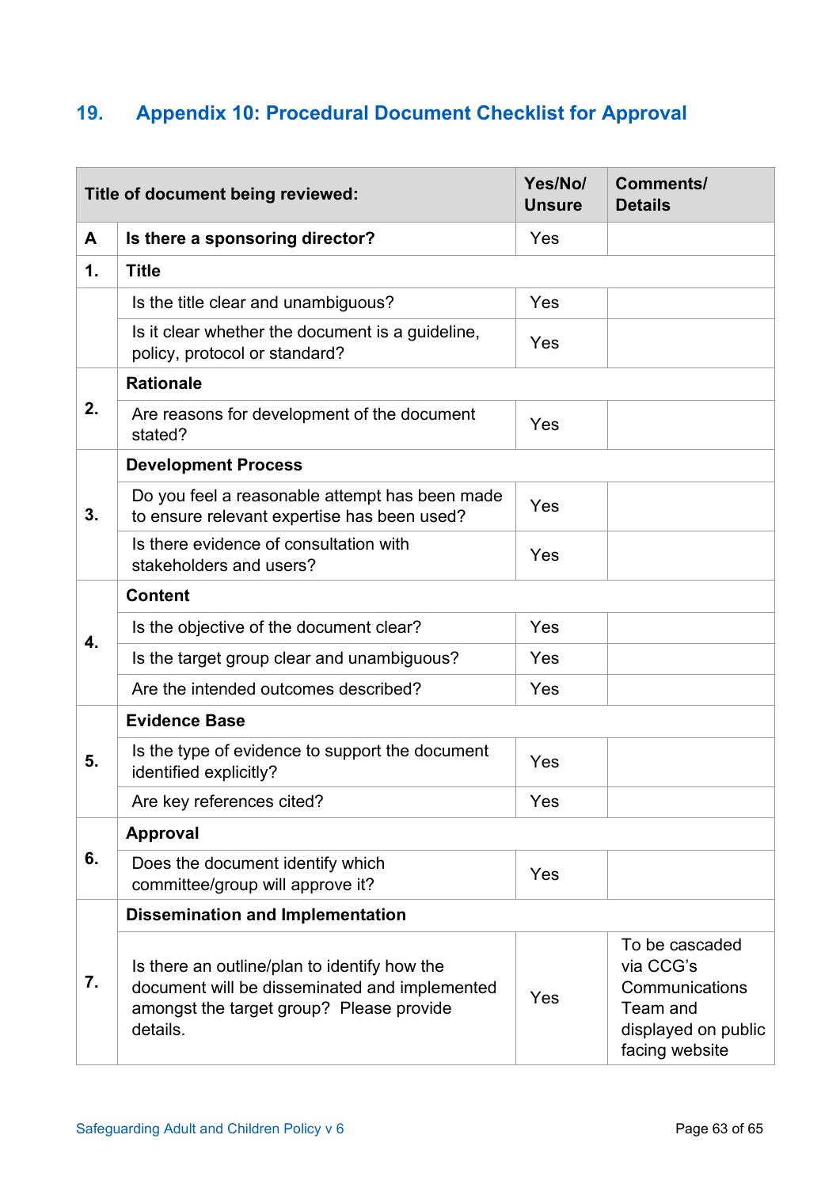## 19. Appendix 10: Procedural Document Checklist for Approval

| | Title of document being reviewed: | Yes/No/ Unsure | Comments/ Details |
|---|---|---|---|
| **A** | **Is there a sponsoring director?** | Yes | |
| **1.** | **Title** | | |
| | Is the title clear and unambiguous? | Yes | |
| | Is it clear whether the document is a guideline, policy, protocol or standard? | Yes | |
| **2.** | **Rationale** | | |
| | Are reasons for development of the document stated? | Yes | |
| **3.** | **Development Process** | | |
| | Do you feel a reasonable attempt has been made to ensure relevant expertise has been used? | Yes | |
| | Is there evidence of consultation with stakeholders and users? | Yes | |
| **4.** | **Content** | | |
| | Is the objective of the document clear? | Yes | |
| | Is the target group clear and unambiguous? | Yes | |
| | Are the intended outcomes described? | Yes | |
| **5.** | **Evidence Base** | | |
| | Is the type of evidence to support the document identified explicitly? | Yes | |
| | Are key references cited? | Yes | |
| **6.** | **Approval** | | |
| | Does the document identify which committee/group will approve it? | Yes | |
| **7.** | **Dissemination and Implementation** | | |
| | Is there an outline/plan to identify how the document will be disseminated and implemented amongst the target group? Please provide details. | Yes | To be cascaded via CCG's Communications Team and displayed on public facing website |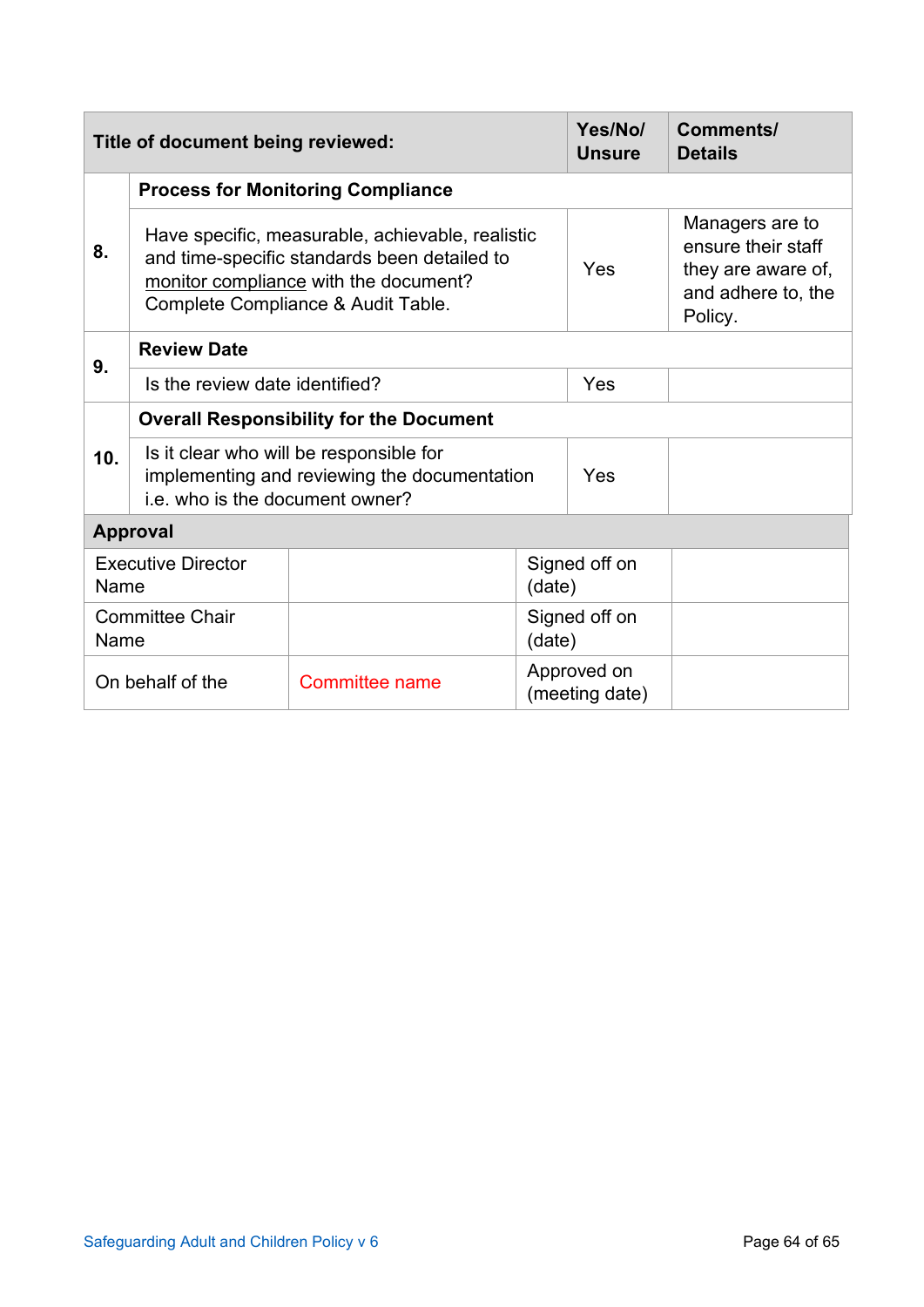| Title of document being reviewed: | | Yes/No/ Unsure | Comments/ Details |
|---|---|---|---|
| 8. | **Process for Monitoring Compliance** | | |
| | Have specific, measurable, achievable, realistic and time-specific standards been detailed to monitor compliance with the document? Complete Compliance & Audit Table. | Yes | Managers are to ensure their staff they are aware of, and adhere to, the Policy. |
| 9. | **Review Date** | | |
| | Is the review date identified? | Yes | |
| 10. | **Overall Responsibility for the Document** | | |
| | Is it clear who will be responsible for implementing and reviewing the documentation i.e. who is the document owner? | Yes | |

| **Approval** | | | |
|---|---|---|---|
| Executive Director Name | | Signed off on (date) | |
| Committee Chair Name | | Signed off on (date) | |
| On behalf of the | Committee name | Approved on (meeting date) | |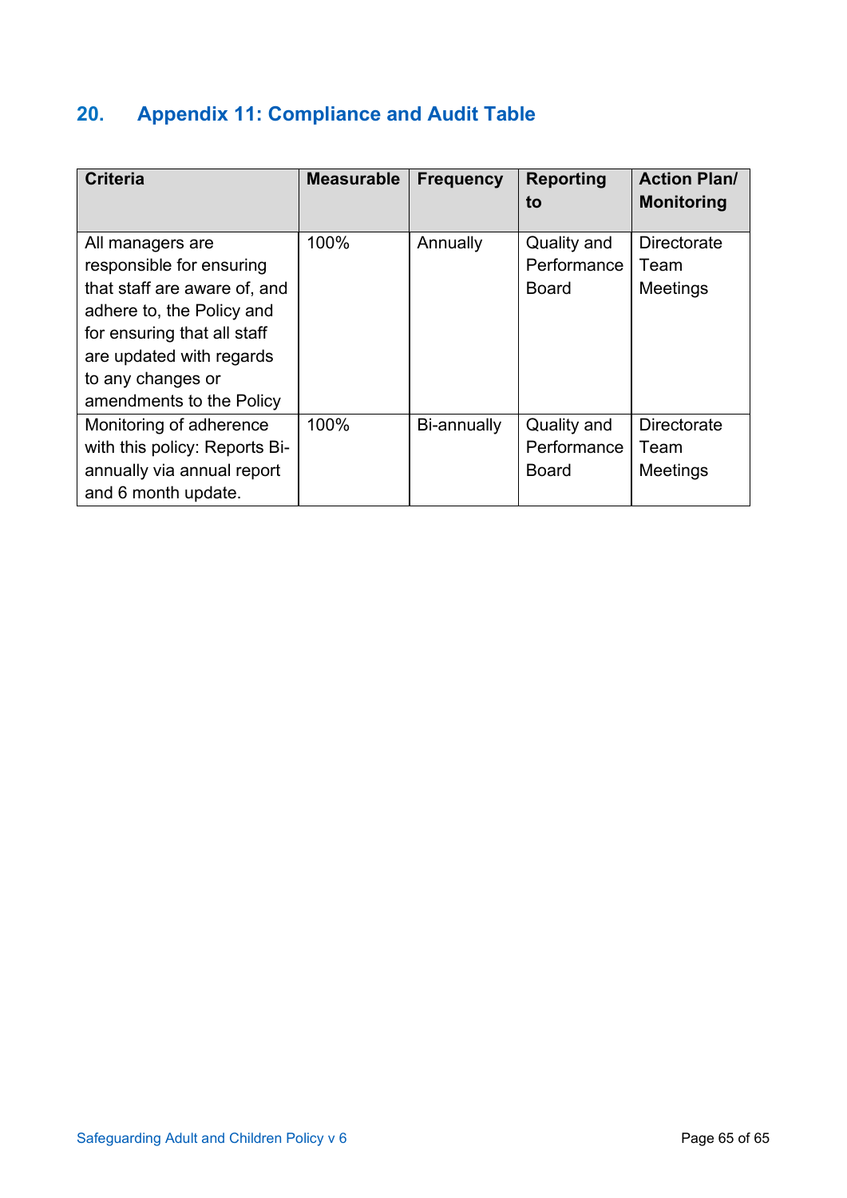## 20. Appendix 11: Compliance and Audit Table

| Criteria | Measurable | Frequency | Reporting to | Action Plan/ Monitoring |
|---|---|---|---|---|
| All managers are responsible for ensuring that staff are aware of, and adhere to, the Policy and for ensuring that all staff are updated with regards to any changes or amendments to the Policy | 100% | Annually | Quality and Performance Board | Directorate Team Meetings |
| Monitoring of adherence with this policy: Reports Bi-annually via annual report and 6 month update. | 100% | Bi-annually | Quality and Performance Board | Directorate Team Meetings |